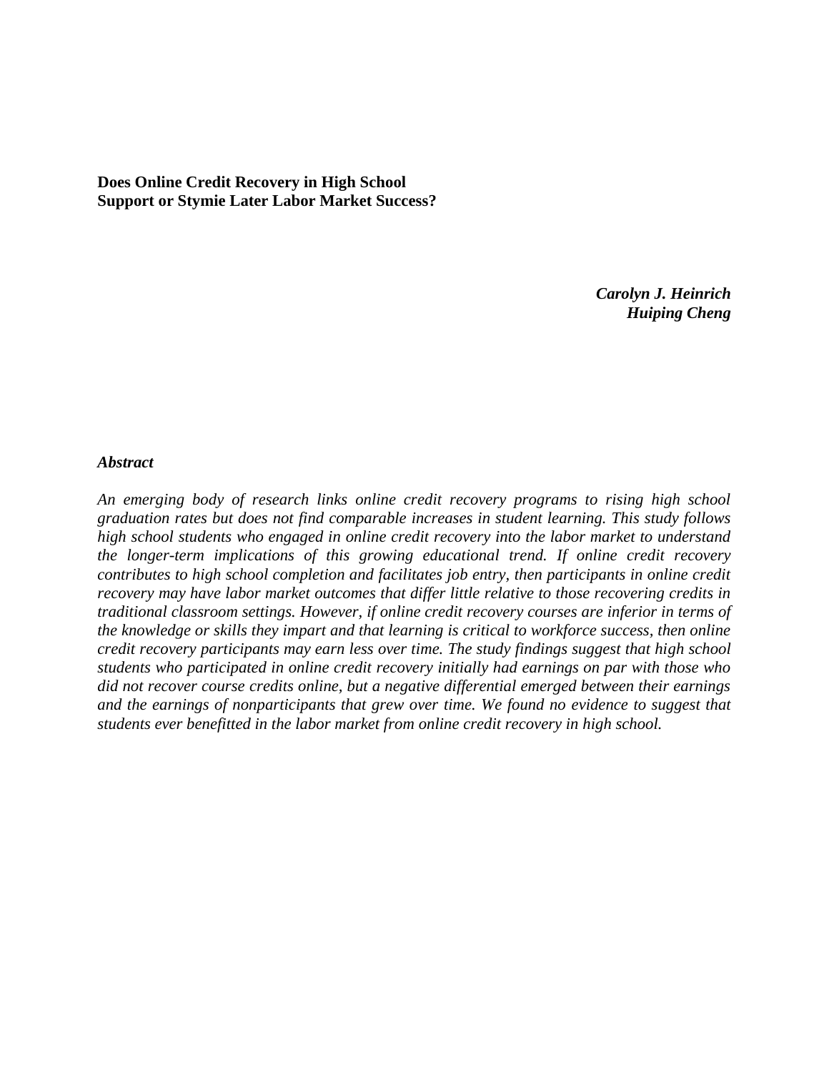**Does Online Credit Recovery in High School Support or Stymie Later Labor Market Success?**

***Carolyn J. Heinrich***
***Huiping Cheng***

***Abstract***

*An emerging body of research links online credit recovery programs to rising high school graduation rates but does not find comparable increases in student learning. This study follows high school students who engaged in online credit recovery into the labor market to understand the longer-term implications of this growing educational trend. If online credit recovery contributes to high school completion and facilitates job entry, then participants in online credit recovery may have labor market outcomes that differ little relative to those recovering credits in traditional classroom settings. However, if online credit recovery courses are inferior in terms of the knowledge or skills they impart and that learning is critical to workforce success, then online credit recovery participants may earn less over time. The study findings suggest that high school students who participated in online credit recovery initially had earnings on par with those who did not recover course credits online, but a negative differential emerged between their earnings and the earnings of nonparticipants that grew over time. We found no evidence to suggest that students ever benefitted in the labor market from online credit recovery in high school.*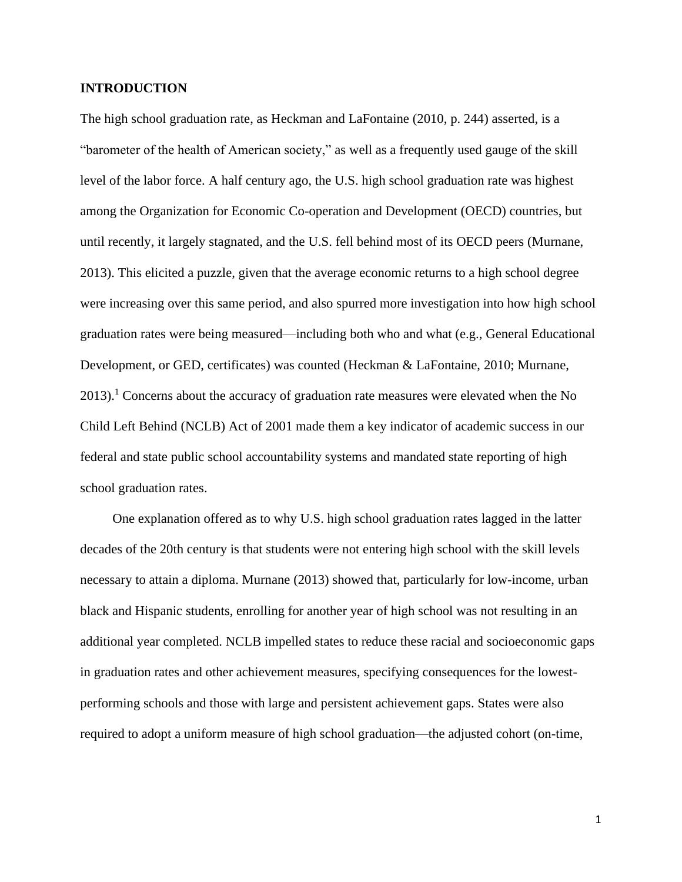**INTRODUCTION**

The high school graduation rate, as Heckman and LaFontaine (2010, p. 244) asserted, is a "barometer of the health of American society," as well as a frequently used gauge of the skill level of the labor force. A half century ago, the U.S. high school graduation rate was highest among the Organization for Economic Co-operation and Development (OECD) countries, but until recently, it largely stagnated, and the U.S. fell behind most of its OECD peers (Murnane, 2013). This elicited a puzzle, given that the average economic returns to a high school degree were increasing over this same period, and also spurred more investigation into how high school graduation rates were being measured—including both who and what (e.g., General Educational Development, or GED, certificates) was counted (Heckman & LaFontaine, 2010; Murnane, 2013).[1] Concerns about the accuracy of graduation rate measures were elevated when the No Child Left Behind (NCLB) Act of 2001 made them a key indicator of academic success in our federal and state public school accountability systems and mandated state reporting of high school graduation rates.

One explanation offered as to why U.S. high school graduation rates lagged in the latter decades of the 20th century is that students were not entering high school with the skill levels necessary to attain a diploma. Murnane (2013) showed that, particularly for low-income, urban black and Hispanic students, enrolling for another year of high school was not resulting in an additional year completed. NCLB impelled states to reduce these racial and socioeconomic gaps in graduation rates and other achievement measures, specifying consequences for the lowest-performing schools and those with large and persistent achievement gaps. States were also required to adopt a uniform measure of high school graduation—the adjusted cohort (on-time,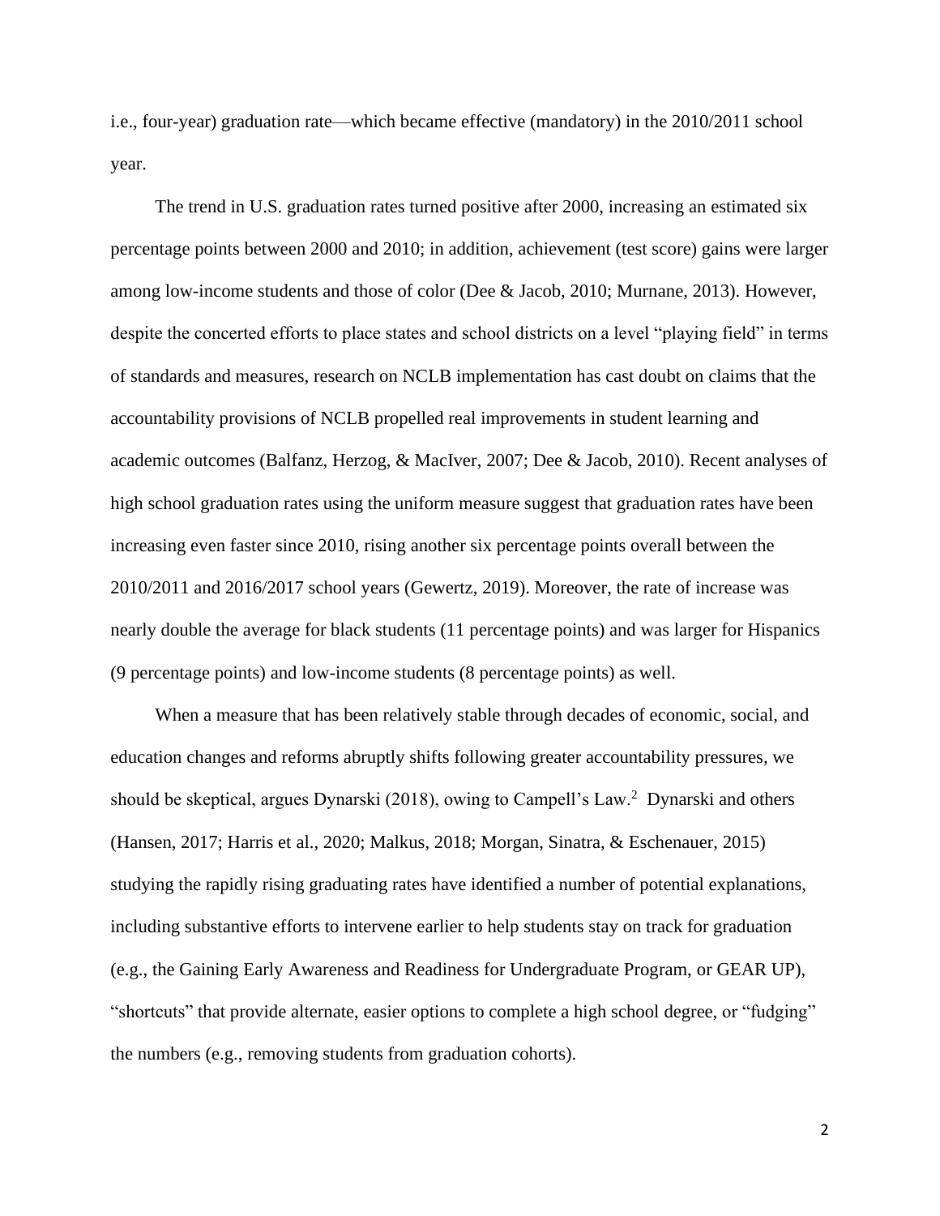i.e., four-year) graduation rate—which became effective (mandatory) in the 2010/2011 school year.

The trend in U.S. graduation rates turned positive after 2000, increasing an estimated six percentage points between 2000 and 2010; in addition, achievement (test score) gains were larger among low-income students and those of color (Dee & Jacob, 2010; Murnane, 2013). However, despite the concerted efforts to place states and school districts on a level "playing field" in terms of standards and measures, research on NCLB implementation has cast doubt on claims that the accountability provisions of NCLB propelled real improvements in student learning and academic outcomes (Balfanz, Herzog, & MacIver, 2007; Dee & Jacob, 2010). Recent analyses of high school graduation rates using the uniform measure suggest that graduation rates have been increasing even faster since 2010, rising another six percentage points overall between the 2010/2011 and 2016/2017 school years (Gewertz, 2019). Moreover, the rate of increase was nearly double the average for black students (11 percentage points) and was larger for Hispanics (9 percentage points) and low-income students (8 percentage points) as well.

When a measure that has been relatively stable through decades of economic, social, and education changes and reforms abruptly shifts following greater accountability pressures, we should be skeptical, argues Dynarski (2018), owing to Campell's Law.[2] Dynarski and others (Hansen, 2017; Harris et al., 2020; Malkus, 2018; Morgan, Sinatra, & Eschenauer, 2015) studying the rapidly rising graduating rates have identified a number of potential explanations, including substantive efforts to intervene earlier to help students stay on track for graduation (e.g., the Gaining Early Awareness and Readiness for Undergraduate Program, or GEAR UP), "shortcuts" that provide alternate, easier options to complete a high school degree, or "fudging" the numbers (e.g., removing students from graduation cohorts).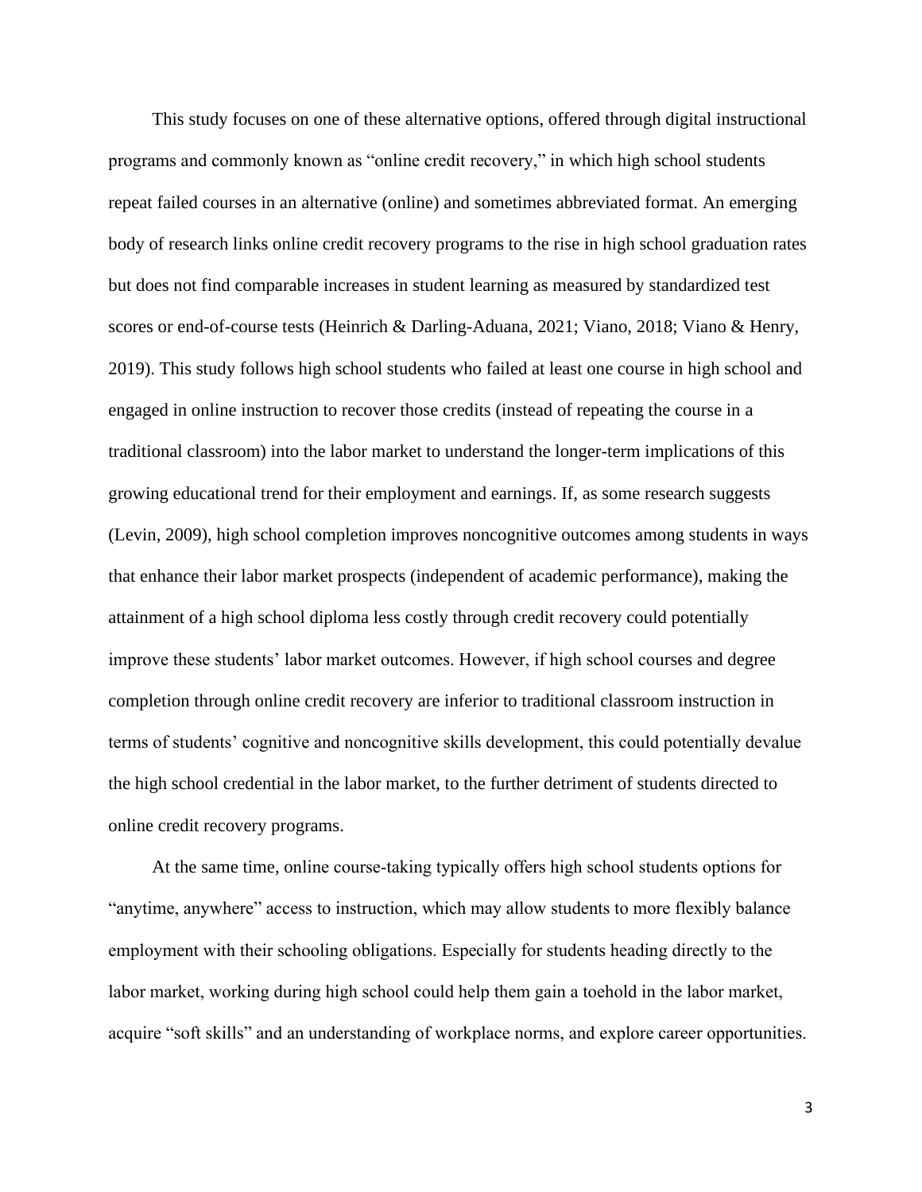This study focuses on one of these alternative options, offered through digital instructional programs and commonly known as "online credit recovery," in which high school students repeat failed courses in an alternative (online) and sometimes abbreviated format. An emerging body of research links online credit recovery programs to the rise in high school graduation rates but does not find comparable increases in student learning as measured by standardized test scores or end-of-course tests (Heinrich & Darling-Aduana, 2021; Viano, 2018; Viano & Henry, 2019). This study follows high school students who failed at least one course in high school and engaged in online instruction to recover those credits (instead of repeating the course in a traditional classroom) into the labor market to understand the longer-term implications of this growing educational trend for their employment and earnings. If, as some research suggests (Levin, 2009), high school completion improves noncognitive outcomes among students in ways that enhance their labor market prospects (independent of academic performance), making the attainment of a high school diploma less costly through credit recovery could potentially improve these students' labor market outcomes. However, if high school courses and degree completion through online credit recovery are inferior to traditional classroom instruction in terms of students' cognitive and noncognitive skills development, this could potentially devalue the high school credential in the labor market, to the further detriment of students directed to online credit recovery programs.

At the same time, online course-taking typically offers high school students options for "anytime, anywhere" access to instruction, which may allow students to more flexibly balance employment with their schooling obligations. Especially for students heading directly to the labor market, working during high school could help them gain a toehold in the labor market, acquire "soft skills" and an understanding of workplace norms, and explore career opportunities.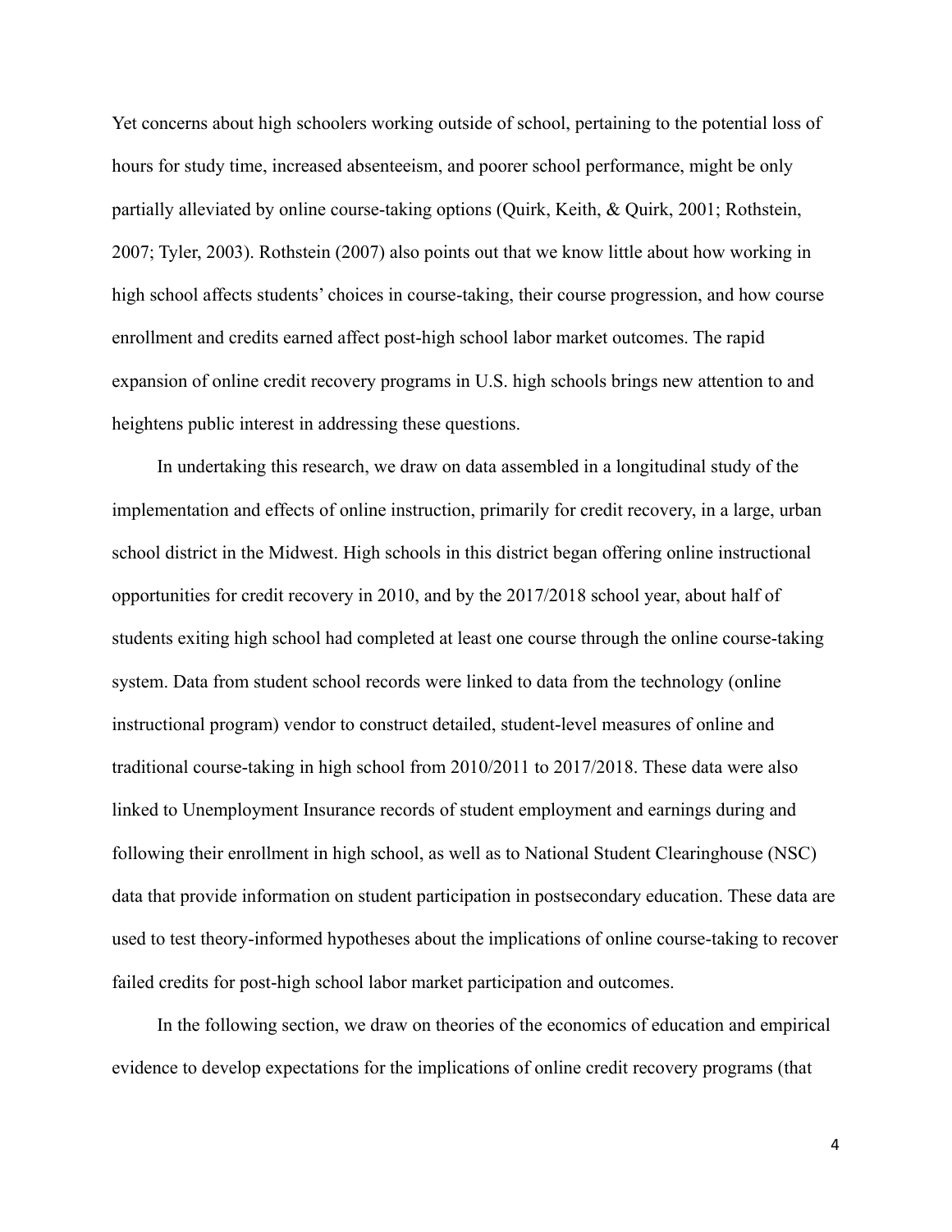Yet concerns about high schoolers working outside of school, pertaining to the potential loss of hours for study time, increased absenteeism, and poorer school performance, might be only partially alleviated by online course-taking options (Quirk, Keith, & Quirk, 2001; Rothstein, 2007; Tyler, 2003). Rothstein (2007) also points out that we know little about how working in high school affects students' choices in course-taking, their course progression, and how course enrollment and credits earned affect post-high school labor market outcomes. The rapid expansion of online credit recovery programs in U.S. high schools brings new attention to and heightens public interest in addressing these questions.

In undertaking this research, we draw on data assembled in a longitudinal study of the implementation and effects of online instruction, primarily for credit recovery, in a large, urban school district in the Midwest. High schools in this district began offering online instructional opportunities for credit recovery in 2010, and by the 2017/2018 school year, about half of students exiting high school had completed at least one course through the online course-taking system. Data from student school records were linked to data from the technology (online instructional program) vendor to construct detailed, student-level measures of online and traditional course-taking in high school from 2010/2011 to 2017/2018. These data were also linked to Unemployment Insurance records of student employment and earnings during and following their enrollment in high school, as well as to National Student Clearinghouse (NSC) data that provide information on student participation in postsecondary education. These data are used to test theory-informed hypotheses about the implications of online course-taking to recover failed credits for post-high school labor market participation and outcomes.

In the following section, we draw on theories of the economics of education and empirical evidence to develop expectations for the implications of online credit recovery programs (that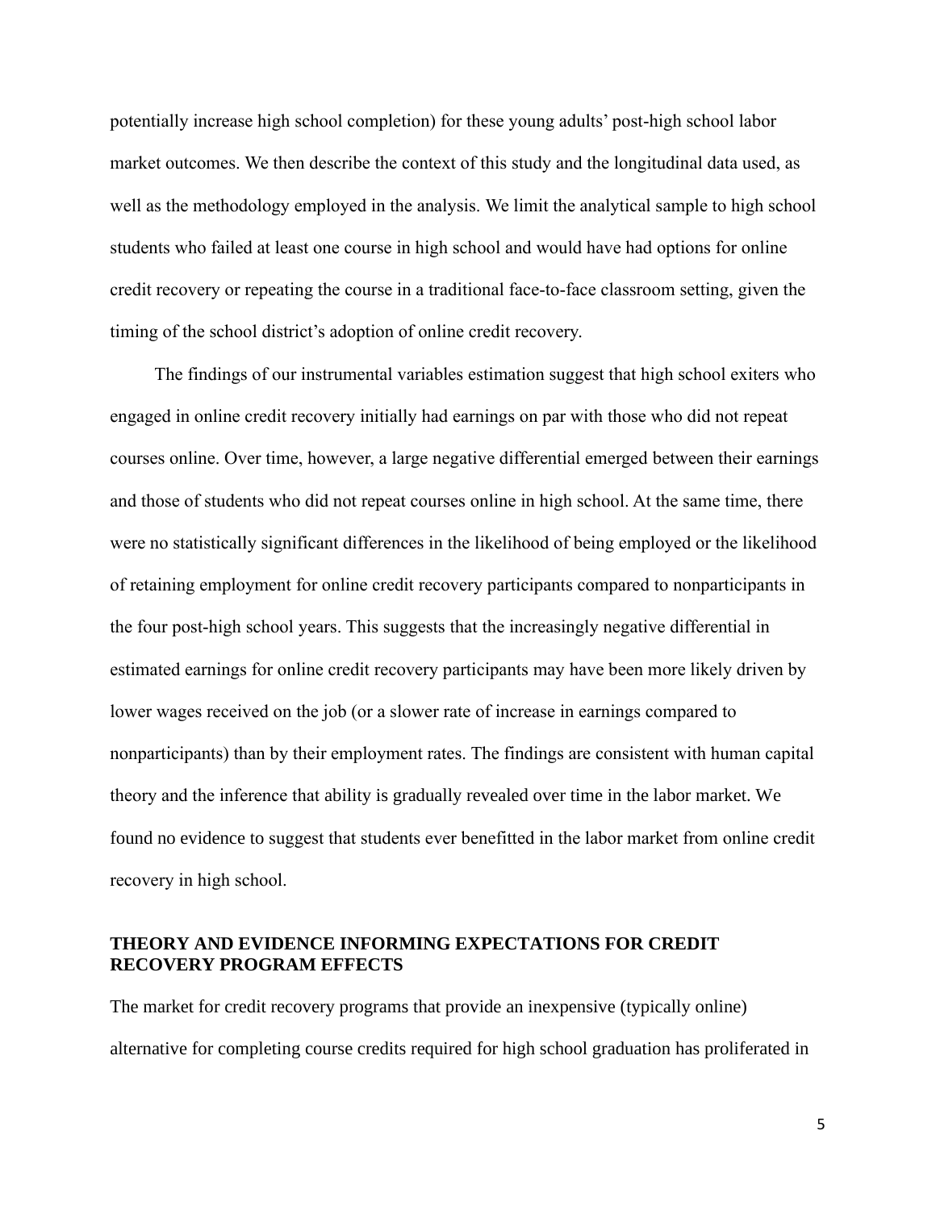potentially increase high school completion) for these young adults' post-high school labor market outcomes. We then describe the context of this study and the longitudinal data used, as well as the methodology employed in the analysis. We limit the analytical sample to high school students who failed at least one course in high school and would have had options for online credit recovery or repeating the course in a traditional face-to-face classroom setting, given the timing of the school district's adoption of online credit recovery.

The findings of our instrumental variables estimation suggest that high school exiters who engaged in online credit recovery initially had earnings on par with those who did not repeat courses online. Over time, however, a large negative differential emerged between their earnings and those of students who did not repeat courses online in high school. At the same time, there were no statistically significant differences in the likelihood of being employed or the likelihood of retaining employment for online credit recovery participants compared to nonparticipants in the four post-high school years. This suggests that the increasingly negative differential in estimated earnings for online credit recovery participants may have been more likely driven by lower wages received on the job (or a slower rate of increase in earnings compared to nonparticipants) than by their employment rates. The findings are consistent with human capital theory and the inference that ability is gradually revealed over time in the labor market. We found no evidence to suggest that students ever benefitted in the labor market from online credit recovery in high school.

## THEORY AND EVIDENCE INFORMING EXPECTATIONS FOR CREDIT RECOVERY PROGRAM EFFECTS

The market for credit recovery programs that provide an inexpensive (typically online) alternative for completing course credits required for high school graduation has proliferated in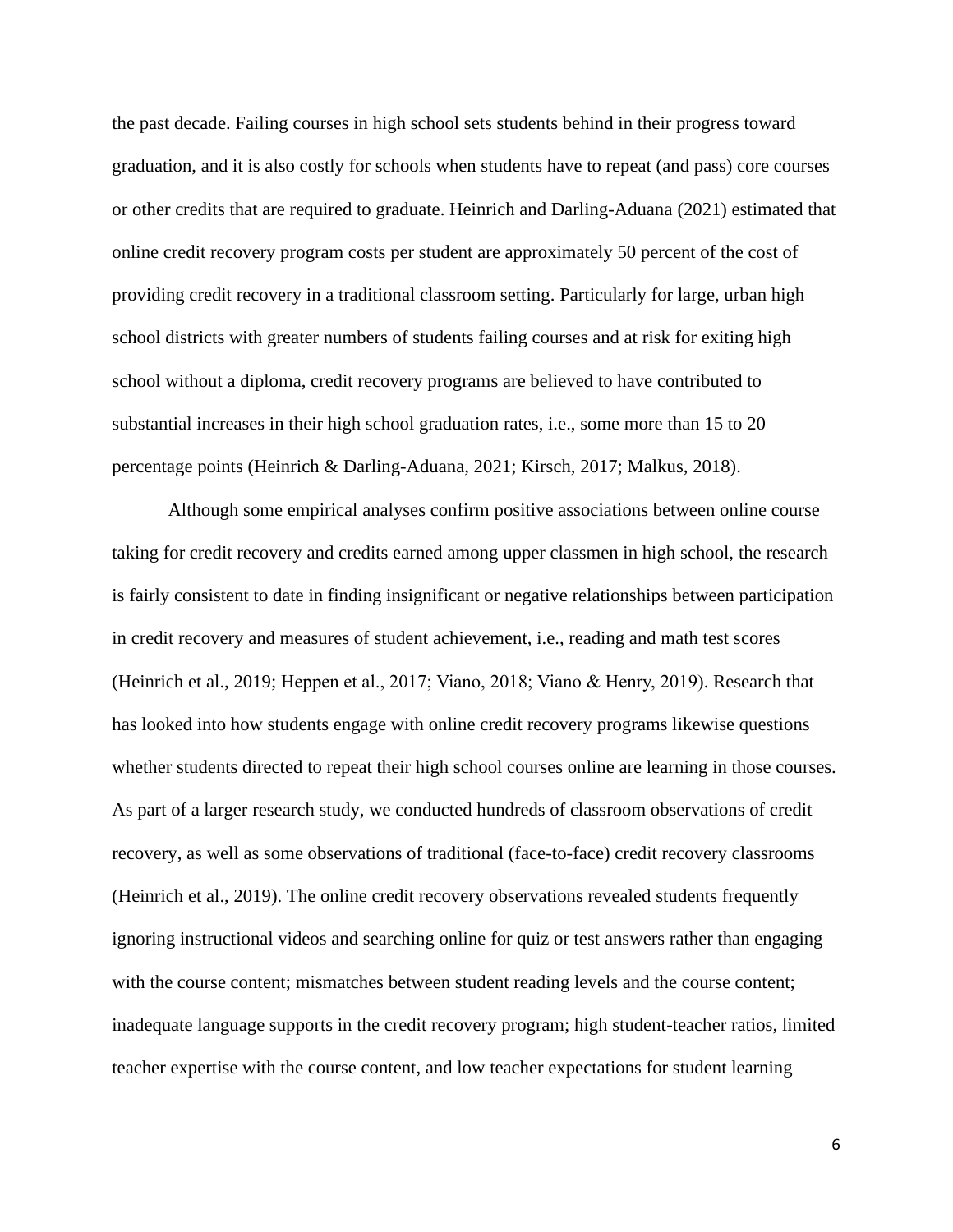the past decade. Failing courses in high school sets students behind in their progress toward graduation, and it is also costly for schools when students have to repeat (and pass) core courses or other credits that are required to graduate. Heinrich and Darling-Aduana (2021) estimated that online credit recovery program costs per student are approximately 50 percent of the cost of providing credit recovery in a traditional classroom setting. Particularly for large, urban high school districts with greater numbers of students failing courses and at risk for exiting high school without a diploma, credit recovery programs are believed to have contributed to substantial increases in their high school graduation rates, i.e., some more than 15 to 20 percentage points (Heinrich & Darling-Aduana, 2021; Kirsch, 2017; Malkus, 2018).

Although some empirical analyses confirm positive associations between online course taking for credit recovery and credits earned among upper classmen in high school, the research is fairly consistent to date in finding insignificant or negative relationships between participation in credit recovery and measures of student achievement, i.e., reading and math test scores (Heinrich et al., 2019; Heppen et al., 2017; Viano, 2018; Viano & Henry, 2019). Research that has looked into how students engage with online credit recovery programs likewise questions whether students directed to repeat their high school courses online are learning in those courses. As part of a larger research study, we conducted hundreds of classroom observations of credit recovery, as well as some observations of traditional (face-to-face) credit recovery classrooms (Heinrich et al., 2019). The online credit recovery observations revealed students frequently ignoring instructional videos and searching online for quiz or test answers rather than engaging with the course content; mismatches between student reading levels and the course content; inadequate language supports in the credit recovery program; high student-teacher ratios, limited teacher expertise with the course content, and low teacher expectations for student learning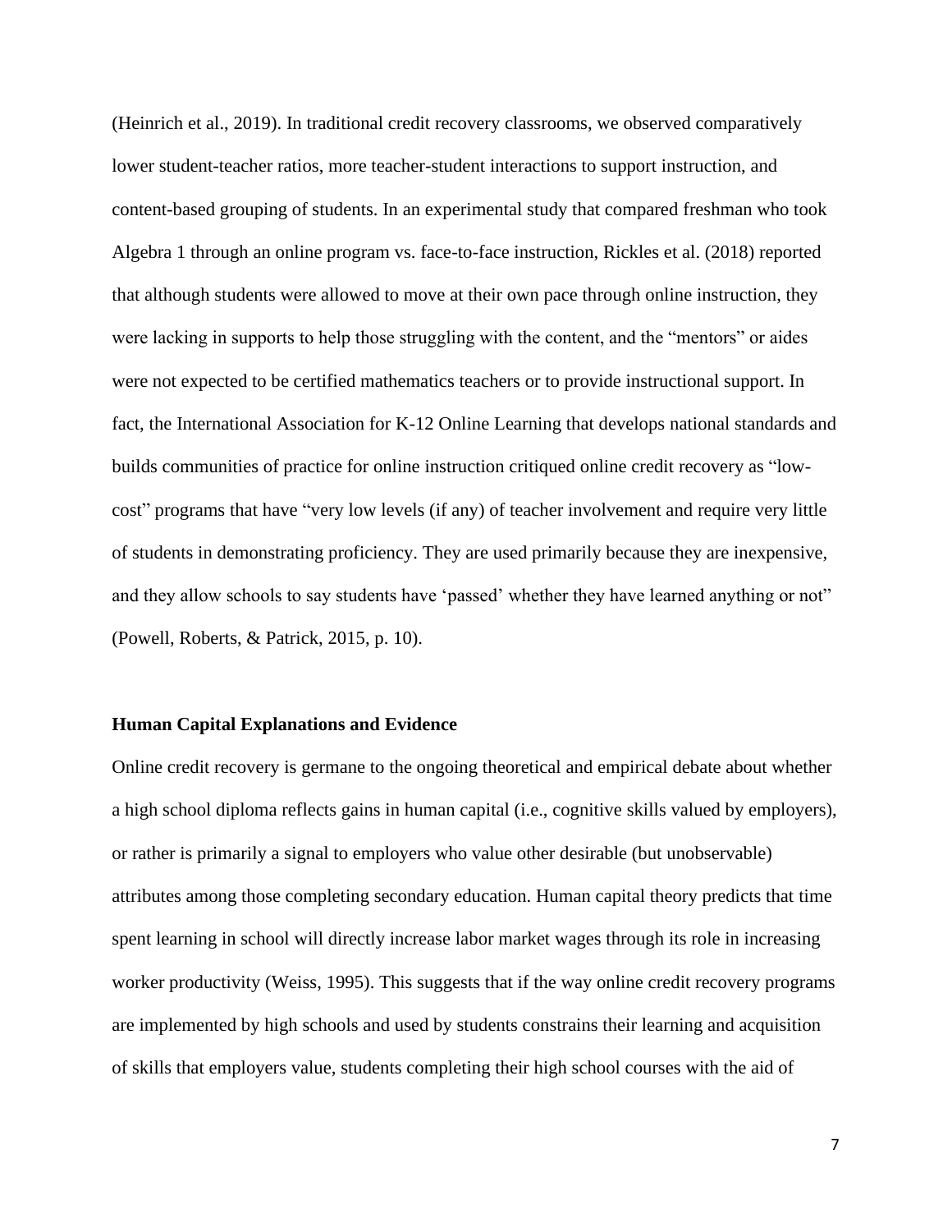(Heinrich et al., 2019). In traditional credit recovery classrooms, we observed comparatively lower student-teacher ratios, more teacher-student interactions to support instruction, and content-based grouping of students. In an experimental study that compared freshman who took Algebra 1 through an online program vs. face-to-face instruction, Rickles et al. (2018) reported that although students were allowed to move at their own pace through online instruction, they were lacking in supports to help those struggling with the content, and the "mentors" or aides were not expected to be certified mathematics teachers or to provide instructional support. In fact, the International Association for K-12 Online Learning that develops national standards and builds communities of practice for online instruction critiqued online credit recovery as "low-cost" programs that have "very low levels (if any) of teacher involvement and require very little of students in demonstrating proficiency. They are used primarily because they are inexpensive, and they allow schools to say students have 'passed' whether they have learned anything or not" (Powell, Roberts, & Patrick, 2015, p. 10).

### Human Capital Explanations and Evidence

Online credit recovery is germane to the ongoing theoretical and empirical debate about whether a high school diploma reflects gains in human capital (i.e., cognitive skills valued by employers), or rather is primarily a signal to employers who value other desirable (but unobservable) attributes among those completing secondary education. Human capital theory predicts that time spent learning in school will directly increase labor market wages through its role in increasing worker productivity (Weiss, 1995). This suggests that if the way online credit recovery programs are implemented by high schools and used by students constrains their learning and acquisition of skills that employers value, students completing their high school courses with the aid of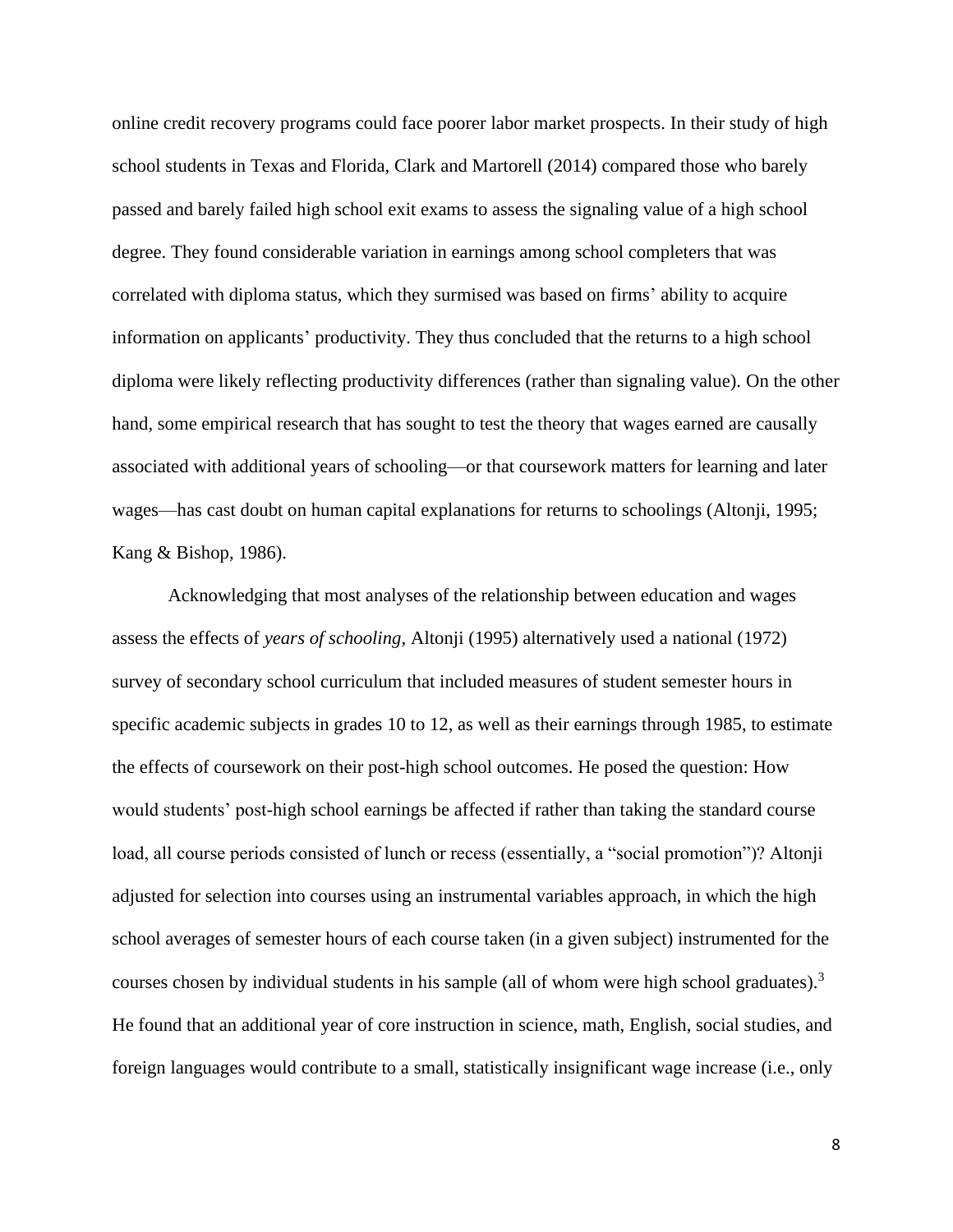online credit recovery programs could face poorer labor market prospects. In their study of high school students in Texas and Florida, Clark and Martorell (2014) compared those who barely passed and barely failed high school exit exams to assess the signaling value of a high school degree. They found considerable variation in earnings among school completers that was correlated with diploma status, which they surmised was based on firms' ability to acquire information on applicants' productivity. They thus concluded that the returns to a high school diploma were likely reflecting productivity differences (rather than signaling value). On the other hand, some empirical research that has sought to test the theory that wages earned are causally associated with additional years of schooling—or that coursework matters for learning and later wages—has cast doubt on human capital explanations for returns to schoolings (Altonji, 1995; Kang & Bishop, 1986).

Acknowledging that most analyses of the relationship between education and wages assess the effects of *years of schooling*, Altonji (1995) alternatively used a national (1972) survey of secondary school curriculum that included measures of student semester hours in specific academic subjects in grades 10 to 12, as well as their earnings through 1985, to estimate the effects of coursework on their post-high school outcomes. He posed the question: How would students' post-high school earnings be affected if rather than taking the standard course load, all course periods consisted of lunch or recess (essentially, a "social promotion")? Altonji adjusted for selection into courses using an instrumental variables approach, in which the high school averages of semester hours of each course taken (in a given subject) instrumented for the courses chosen by individual students in his sample (all of whom were high school graduates).[3] He found that an additional year of core instruction in science, math, English, social studies, and foreign languages would contribute to a small, statistically insignificant wage increase (i.e., only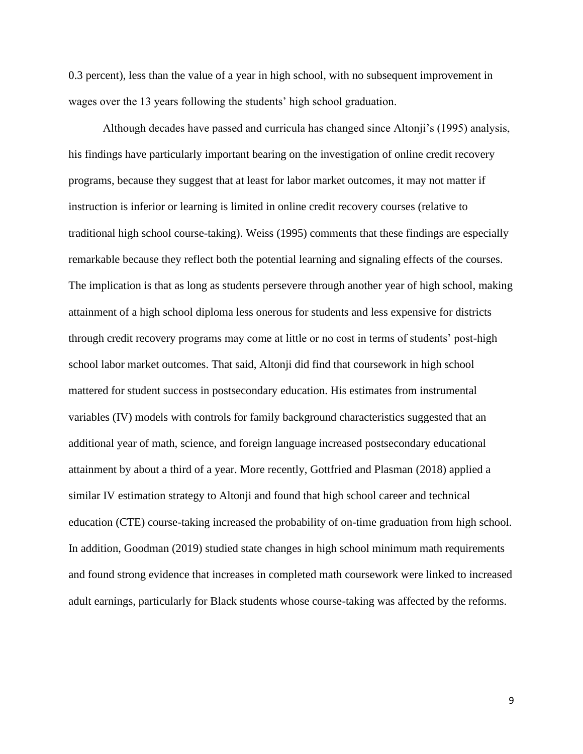0.3 percent), less than the value of a year in high school, with no subsequent improvement in wages over the 13 years following the students' high school graduation.

Although decades have passed and curricula has changed since Altonji's (1995) analysis, his findings have particularly important bearing on the investigation of online credit recovery programs, because they suggest that at least for labor market outcomes, it may not matter if instruction is inferior or learning is limited in online credit recovery courses (relative to traditional high school course-taking). Weiss (1995) comments that these findings are especially remarkable because they reflect both the potential learning and signaling effects of the courses. The implication is that as long as students persevere through another year of high school, making attainment of a high school diploma less onerous for students and less expensive for districts through credit recovery programs may come at little or no cost in terms of students' post-high school labor market outcomes. That said, Altonji did find that coursework in high school mattered for student success in postsecondary education. His estimates from instrumental variables (IV) models with controls for family background characteristics suggested that an additional year of math, science, and foreign language increased postsecondary educational attainment by about a third of a year. More recently, Gottfried and Plasman (2018) applied a similar IV estimation strategy to Altonji and found that high school career and technical education (CTE) course-taking increased the probability of on-time graduation from high school. In addition, Goodman (2019) studied state changes in high school minimum math requirements and found strong evidence that increases in completed math coursework were linked to increased adult earnings, particularly for Black students whose course-taking was affected by the reforms.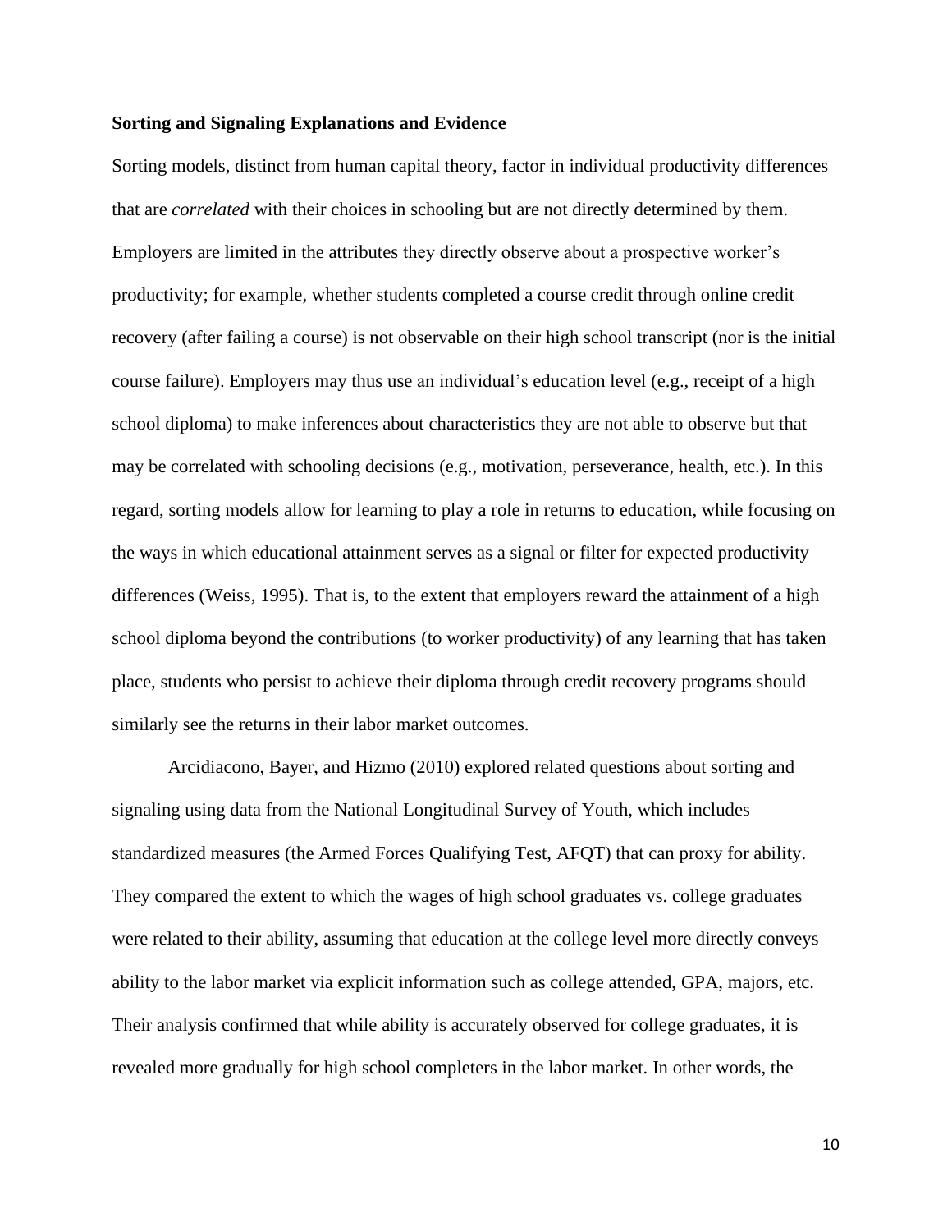**Sorting and Signaling Explanations and Evidence**

Sorting models, distinct from human capital theory, factor in individual productivity differences that are *correlated* with their choices in schooling but are not directly determined by them. Employers are limited in the attributes they directly observe about a prospective worker's productivity; for example, whether students completed a course credit through online credit recovery (after failing a course) is not observable on their high school transcript (nor is the initial course failure). Employers may thus use an individual's education level (e.g., receipt of a high school diploma) to make inferences about characteristics they are not able to observe but that may be correlated with schooling decisions (e.g., motivation, perseverance, health, etc.). In this regard, sorting models allow for learning to play a role in returns to education, while focusing on the ways in which educational attainment serves as a signal or filter for expected productivity differences (Weiss, 1995). That is, to the extent that employers reward the attainment of a high school diploma beyond the contributions (to worker productivity) of any learning that has taken place, students who persist to achieve their diploma through credit recovery programs should similarly see the returns in their labor market outcomes.

Arcidiacono, Bayer, and Hizmo (2010) explored related questions about sorting and signaling using data from the National Longitudinal Survey of Youth, which includes standardized measures (the Armed Forces Qualifying Test, AFQT) that can proxy for ability. They compared the extent to which the wages of high school graduates vs. college graduates were related to their ability, assuming that education at the college level more directly conveys ability to the labor market via explicit information such as college attended, GPA, majors, etc. Their analysis confirmed that while ability is accurately observed for college graduates, it is revealed more gradually for high school completers in the labor market. In other words, the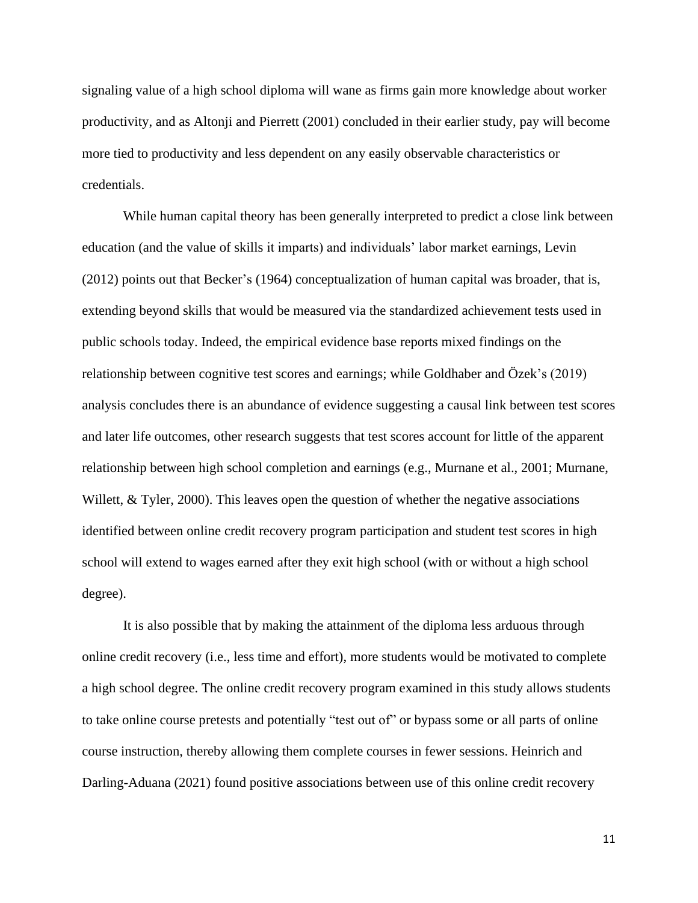signaling value of a high school diploma will wane as firms gain more knowledge about worker productivity, and as Altonji and Pierrett (2001) concluded in their earlier study, pay will become more tied to productivity and less dependent on any easily observable characteristics or credentials.

While human capital theory has been generally interpreted to predict a close link between education (and the value of skills it imparts) and individuals' labor market earnings, Levin (2012) points out that Becker's (1964) conceptualization of human capital was broader, that is, extending beyond skills that would be measured via the standardized achievement tests used in public schools today. Indeed, the empirical evidence base reports mixed findings on the relationship between cognitive test scores and earnings; while Goldhaber and Özek's (2019) analysis concludes there is an abundance of evidence suggesting a causal link between test scores and later life outcomes, other research suggests that test scores account for little of the apparent relationship between high school completion and earnings (e.g., Murnane et al., 2001; Murnane, Willett, & Tyler, 2000). This leaves open the question of whether the negative associations identified between online credit recovery program participation and student test scores in high school will extend to wages earned after they exit high school (with or without a high school degree).

It is also possible that by making the attainment of the diploma less arduous through online credit recovery (i.e., less time and effort), more students would be motivated to complete a high school degree. The online credit recovery program examined in this study allows students to take online course pretests and potentially "test out of" or bypass some or all parts of online course instruction, thereby allowing them complete courses in fewer sessions. Heinrich and Darling-Aduana (2021) found positive associations between use of this online credit recovery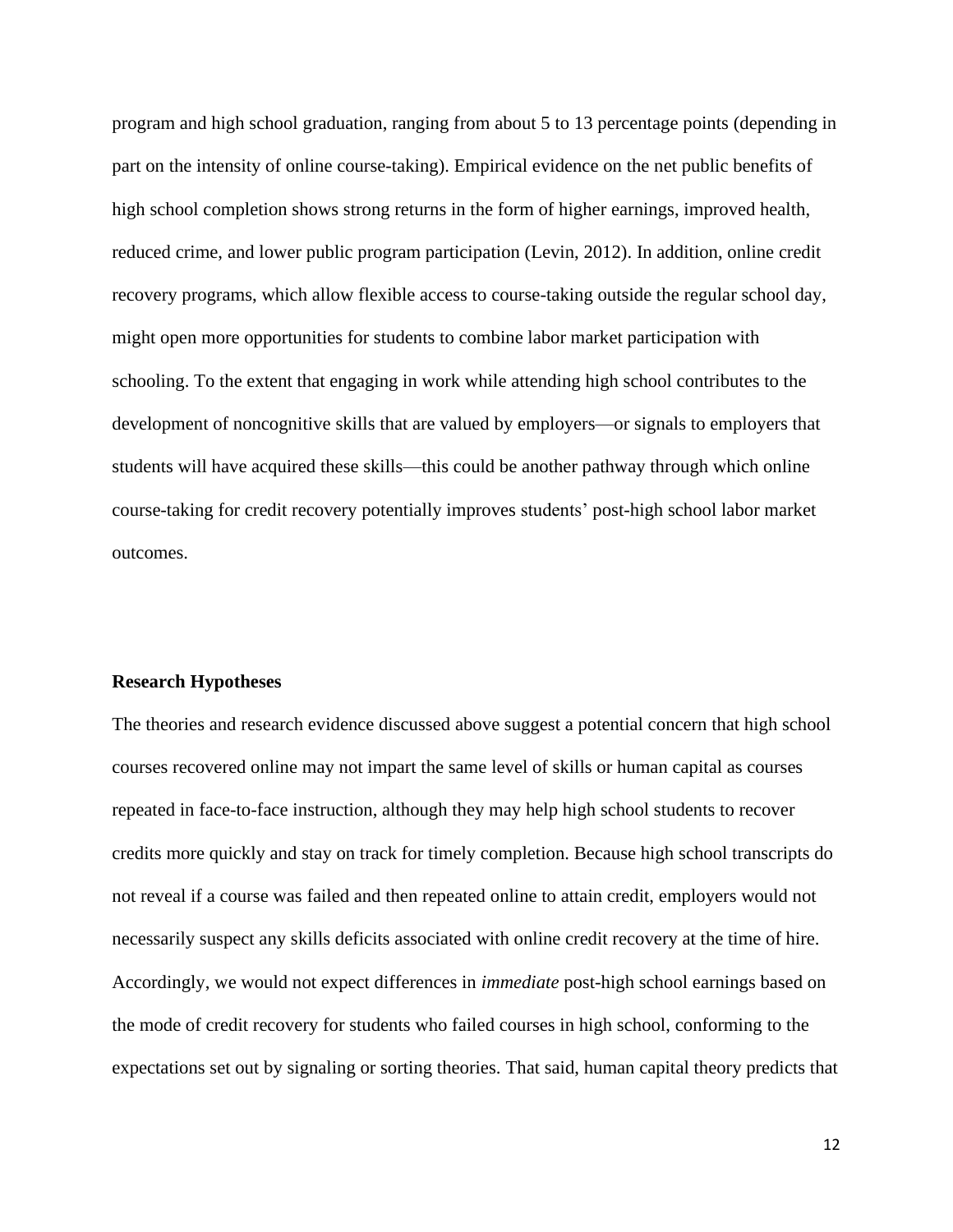program and high school graduation, ranging from about 5 to 13 percentage points (depending in part on the intensity of online course-taking). Empirical evidence on the net public benefits of high school completion shows strong returns in the form of higher earnings, improved health, reduced crime, and lower public program participation (Levin, 2012). In addition, online credit recovery programs, which allow flexible access to course-taking outside the regular school day, might open more opportunities for students to combine labor market participation with schooling. To the extent that engaging in work while attending high school contributes to the development of noncognitive skills that are valued by employers—or signals to employers that students will have acquired these skills—this could be another pathway through which online course-taking for credit recovery potentially improves students' post-high school labor market outcomes.

## Research Hypotheses

The theories and research evidence discussed above suggest a potential concern that high school courses recovered online may not impart the same level of skills or human capital as courses repeated in face-to-face instruction, although they may help high school students to recover credits more quickly and stay on track for timely completion. Because high school transcripts do not reveal if a course was failed and then repeated online to attain credit, employers would not necessarily suspect any skills deficits associated with online credit recovery at the time of hire. Accordingly, we would not expect differences in *immediate* post-high school earnings based on the mode of credit recovery for students who failed courses in high school, conforming to the expectations set out by signaling or sorting theories. That said, human capital theory predicts that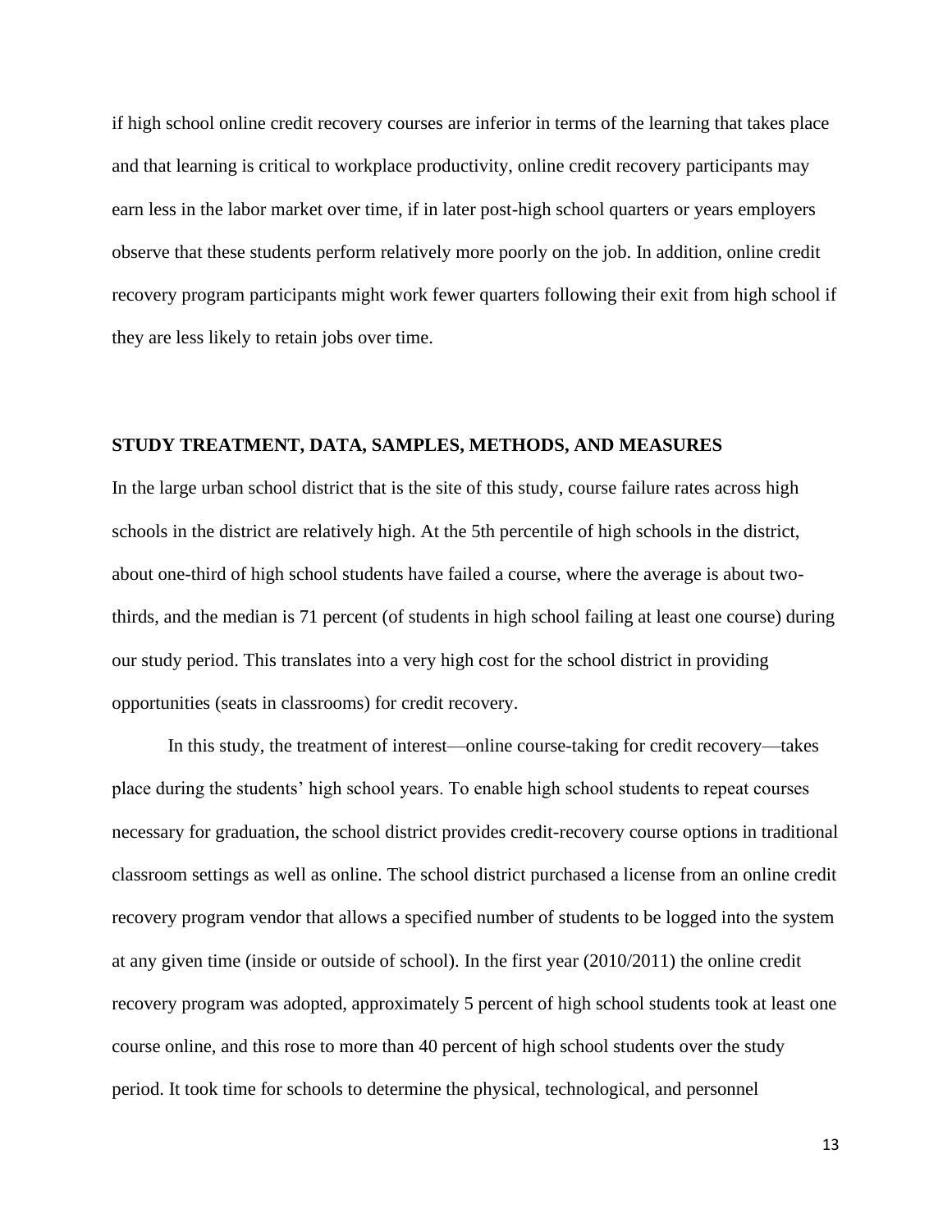if high school online credit recovery courses are inferior in terms of the learning that takes place and that learning is critical to workplace productivity, online credit recovery participants may earn less in the labor market over time, if in later post-high school quarters or years employers observe that these students perform relatively more poorly on the job. In addition, online credit recovery program participants might work fewer quarters following their exit from high school if they are less likely to retain jobs over time.

## STUDY TREATMENT, DATA, SAMPLES, METHODS, AND MEASURES

In the large urban school district that is the site of this study, course failure rates across high schools in the district are relatively high. At the 5th percentile of high schools in the district, about one-third of high school students have failed a course, where the average is about two-thirds, and the median is 71 percent (of students in high school failing at least one course) during our study period. This translates into a very high cost for the school district in providing opportunities (seats in classrooms) for credit recovery.

In this study, the treatment of interest—online course-taking for credit recovery—takes place during the students' high school years. To enable high school students to repeat courses necessary for graduation, the school district provides credit-recovery course options in traditional classroom settings as well as online. The school district purchased a license from an online credit recovery program vendor that allows a specified number of students to be logged into the system at any given time (inside or outside of school). In the first year (2010/2011) the online credit recovery program was adopted, approximately 5 percent of high school students took at least one course online, and this rose to more than 40 percent of high school students over the study period. It took time for schools to determine the physical, technological, and personnel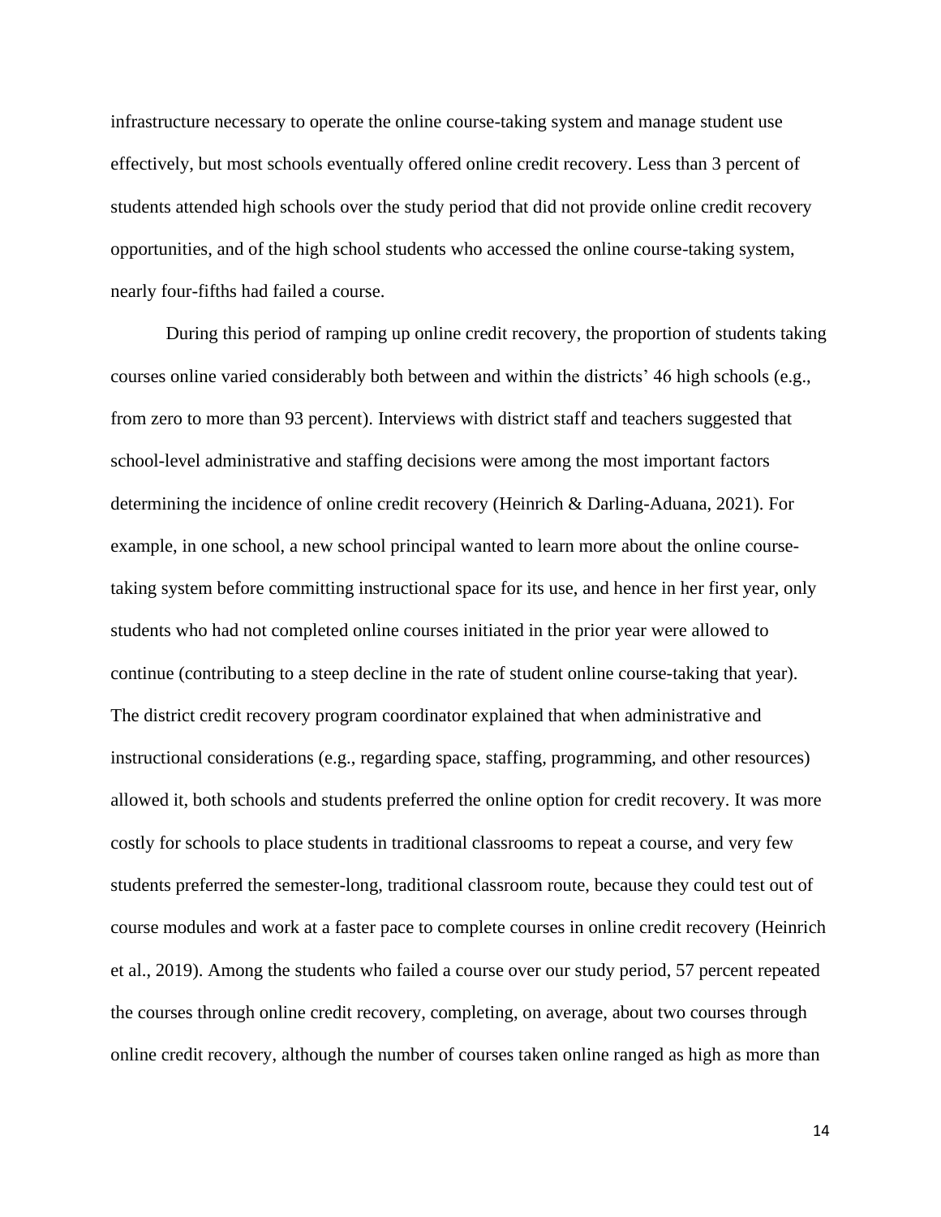infrastructure necessary to operate the online course-taking system and manage student use effectively, but most schools eventually offered online credit recovery. Less than 3 percent of students attended high schools over the study period that did not provide online credit recovery opportunities, and of the high school students who accessed the online course-taking system, nearly four-fifths had failed a course.

During this period of ramping up online credit recovery, the proportion of students taking courses online varied considerably both between and within the districts' 46 high schools (e.g., from zero to more than 93 percent). Interviews with district staff and teachers suggested that school-level administrative and staffing decisions were among the most important factors determining the incidence of online credit recovery (Heinrich & Darling-Aduana, 2021). For example, in one school, a new school principal wanted to learn more about the online course-taking system before committing instructional space for its use, and hence in her first year, only students who had not completed online courses initiated in the prior year were allowed to continue (contributing to a steep decline in the rate of student online course-taking that year). The district credit recovery program coordinator explained that when administrative and instructional considerations (e.g., regarding space, staffing, programming, and other resources) allowed it, both schools and students preferred the online option for credit recovery. It was more costly for schools to place students in traditional classrooms to repeat a course, and very few students preferred the semester-long, traditional classroom route, because they could test out of course modules and work at a faster pace to complete courses in online credit recovery (Heinrich et al., 2019). Among the students who failed a course over our study period, 57 percent repeated the courses through online credit recovery, completing, on average, about two courses through online credit recovery, although the number of courses taken online ranged as high as more than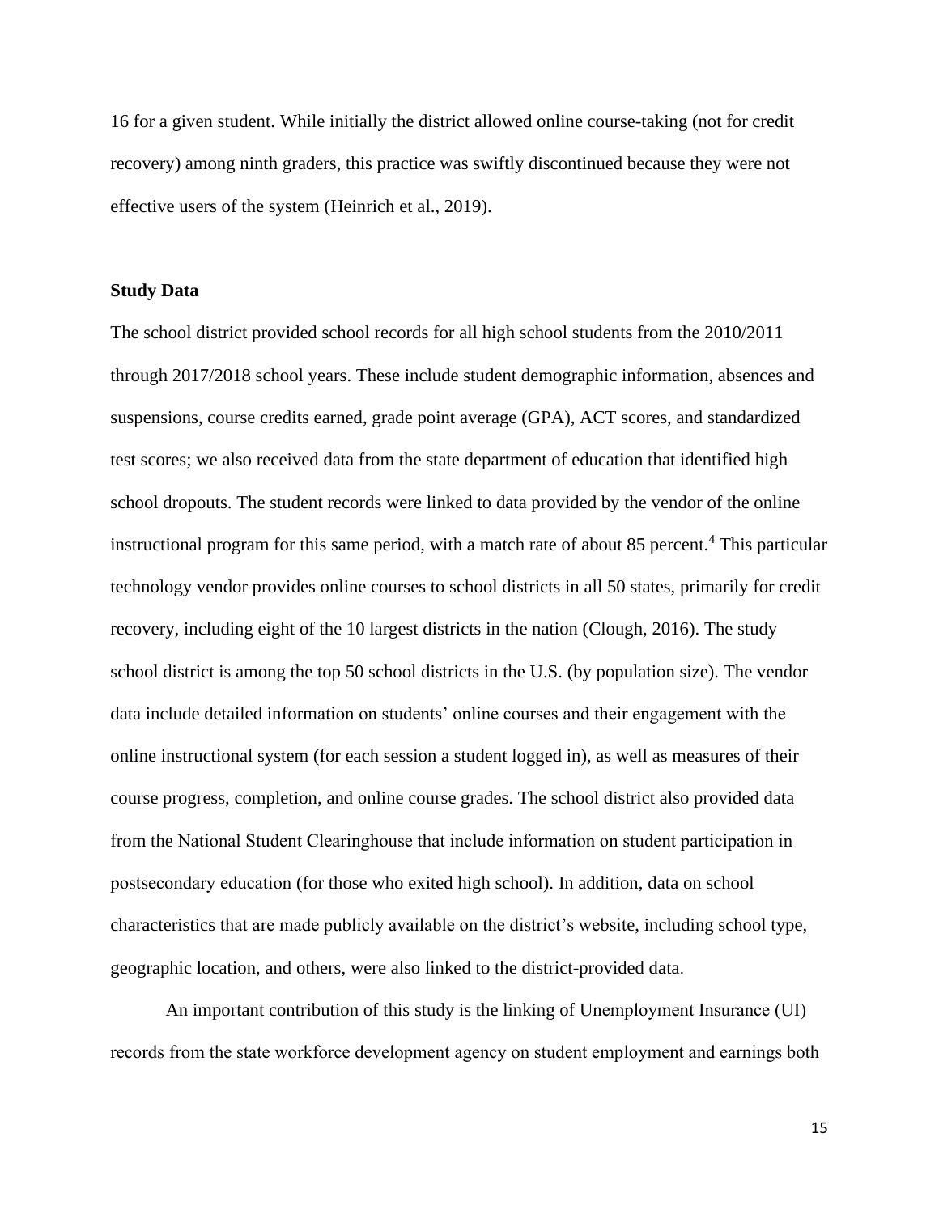16 for a given student. While initially the district allowed online course-taking (not for credit recovery) among ninth graders, this practice was swiftly discontinued because they were not effective users of the system (Heinrich et al., 2019).

### Study Data

The school district provided school records for all high school students from the 2010/2011 through 2017/2018 school years. These include student demographic information, absences and suspensions, course credits earned, grade point average (GPA), ACT scores, and standardized test scores; we also received data from the state department of education that identified high school dropouts. The student records were linked to data provided by the vendor of the online instructional program for this same period, with a match rate of about 85 percent.[4] This particular technology vendor provides online courses to school districts in all 50 states, primarily for credit recovery, including eight of the 10 largest districts in the nation (Clough, 2016). The study school district is among the top 50 school districts in the U.S. (by population size). The vendor data include detailed information on students' online courses and their engagement with the online instructional system (for each session a student logged in), as well as measures of their course progress, completion, and online course grades. The school district also provided data from the National Student Clearinghouse that include information on student participation in postsecondary education (for those who exited high school). In addition, data on school characteristics that are made publicly available on the district's website, including school type, geographic location, and others, were also linked to the district-provided data.

An important contribution of this study is the linking of Unemployment Insurance (UI) records from the state workforce development agency on student employment and earnings both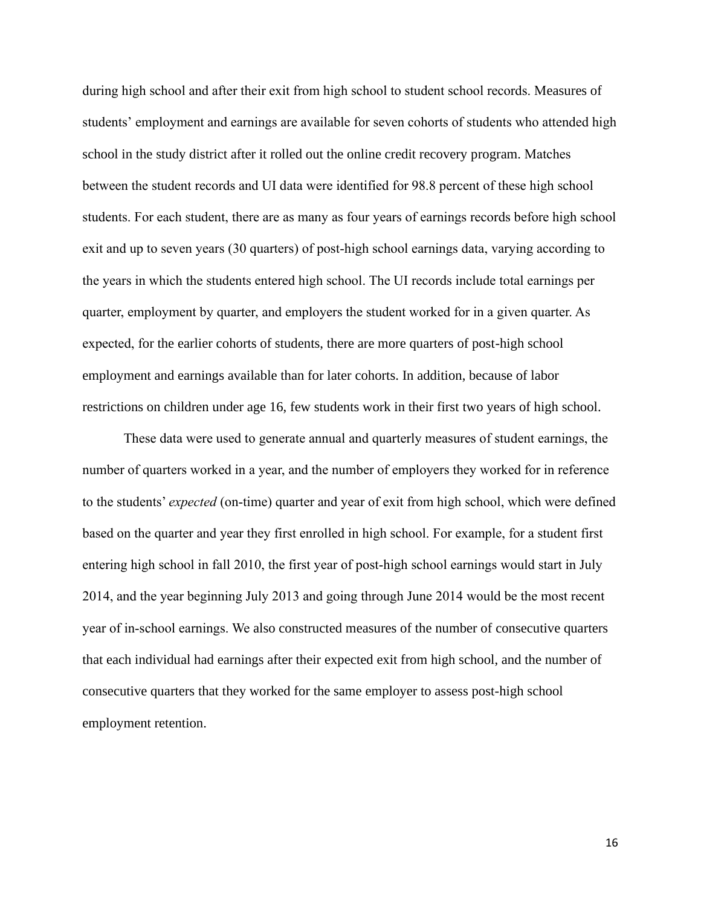during high school and after their exit from high school to student school records. Measures of students' employment and earnings are available for seven cohorts of students who attended high school in the study district after it rolled out the online credit recovery program. Matches between the student records and UI data were identified for 98.8 percent of these high school students. For each student, there are as many as four years of earnings records before high school exit and up to seven years (30 quarters) of post-high school earnings data, varying according to the years in which the students entered high school. The UI records include total earnings per quarter, employment by quarter, and employers the student worked for in a given quarter. As expected, for the earlier cohorts of students, there are more quarters of post-high school employment and earnings available than for later cohorts. In addition, because of labor restrictions on children under age 16, few students work in their first two years of high school.

These data were used to generate annual and quarterly measures of student earnings, the number of quarters worked in a year, and the number of employers they worked for in reference to the students' *expected* (on-time) quarter and year of exit from high school, which were defined based on the quarter and year they first enrolled in high school. For example, for a student first entering high school in fall 2010, the first year of post-high school earnings would start in July 2014, and the year beginning July 2013 and going through June 2014 would be the most recent year of in-school earnings. We also constructed measures of the number of consecutive quarters that each individual had earnings after their expected exit from high school, and the number of consecutive quarters that they worked for the same employer to assess post-high school employment retention.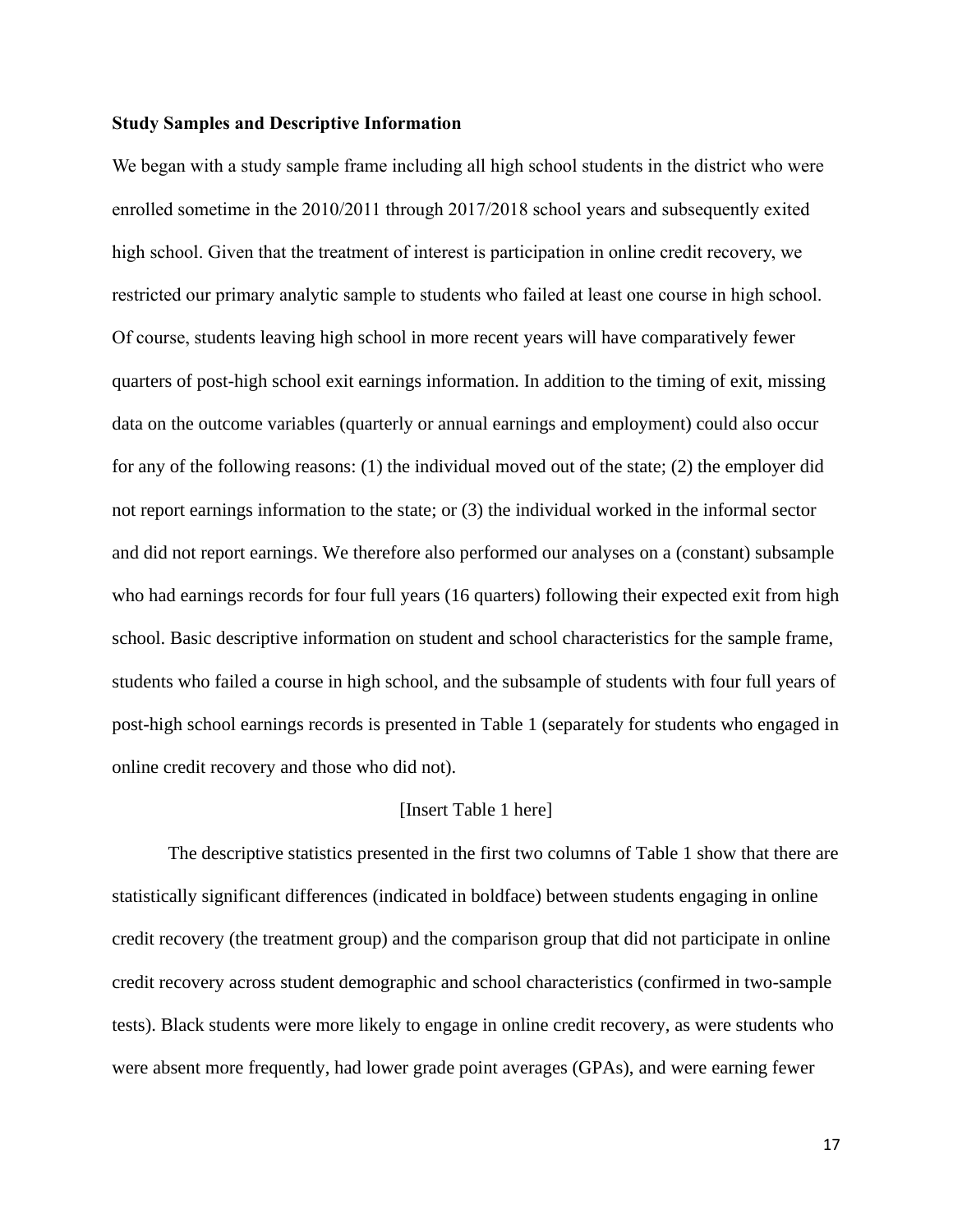**Study Samples and Descriptive Information**

We began with a study sample frame including all high school students in the district who were enrolled sometime in the 2010/2011 through 2017/2018 school years and subsequently exited high school. Given that the treatment of interest is participation in online credit recovery, we restricted our primary analytic sample to students who failed at least one course in high school. Of course, students leaving high school in more recent years will have comparatively fewer quarters of post-high school exit earnings information. In addition to the timing of exit, missing data on the outcome variables (quarterly or annual earnings and employment) could also occur for any of the following reasons: (1) the individual moved out of the state; (2) the employer did not report earnings information to the state; or (3) the individual worked in the informal sector and did not report earnings. We therefore also performed our analyses on a (constant) subsample who had earnings records for four full years (16 quarters) following their expected exit from high school. Basic descriptive information on student and school characteristics for the sample frame, students who failed a course in high school, and the subsample of students with four full years of post-high school earnings records is presented in Table 1 (separately for students who engaged in online credit recovery and those who did not).

[Insert Table 1 here]

The descriptive statistics presented in the first two columns of Table 1 show that there are statistically significant differences (indicated in boldface) between students engaging in online credit recovery (the treatment group) and the comparison group that did not participate in online credit recovery across student demographic and school characteristics (confirmed in two-sample tests). Black students were more likely to engage in online credit recovery, as were students who were absent more frequently, had lower grade point averages (GPAs), and were earning fewer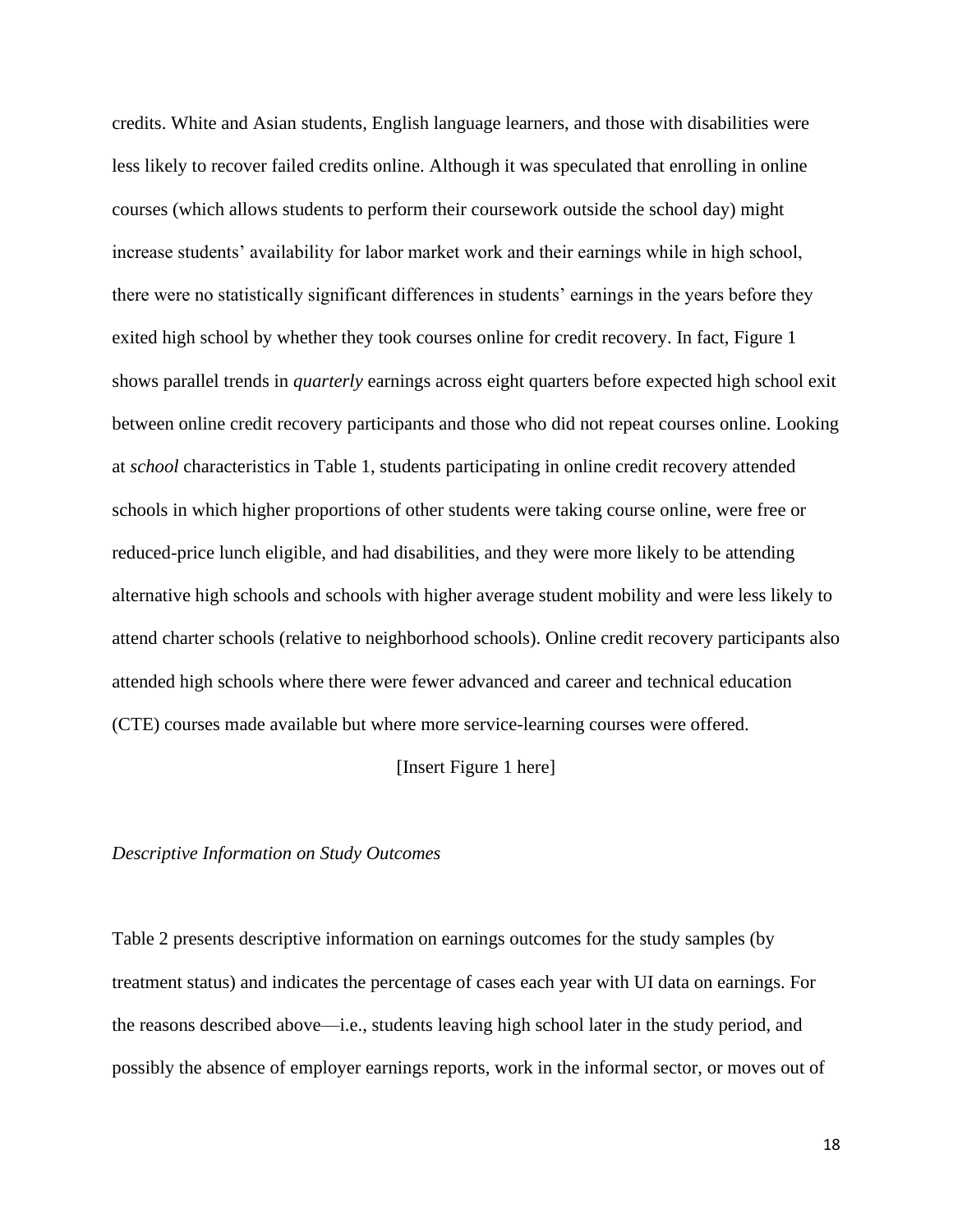credits. White and Asian students, English language learners, and those with disabilities were less likely to recover failed credits online. Although it was speculated that enrolling in online courses (which allows students to perform their coursework outside the school day) might increase students' availability for labor market work and their earnings while in high school, there were no statistically significant differences in students' earnings in the years before they exited high school by whether they took courses online for credit recovery. In fact, Figure 1 shows parallel trends in *quarterly* earnings across eight quarters before expected high school exit between online credit recovery participants and those who did not repeat courses online. Looking at *school* characteristics in Table 1, students participating in online credit recovery attended schools in which higher proportions of other students were taking course online, were free or reduced-price lunch eligible, and had disabilities, and they were more likely to be attending alternative high schools and schools with higher average student mobility and were less likely to attend charter schools (relative to neighborhood schools). Online credit recovery participants also attended high schools where there were fewer advanced and career and technical education (CTE) courses made available but where more service-learning courses were offered.

[Insert Figure 1 here]

*Descriptive Information on Study Outcomes*

Table 2 presents descriptive information on earnings outcomes for the study samples (by treatment status) and indicates the percentage of cases each year with UI data on earnings. For the reasons described above—i.e., students leaving high school later in the study period, and possibly the absence of employer earnings reports, work in the informal sector, or moves out of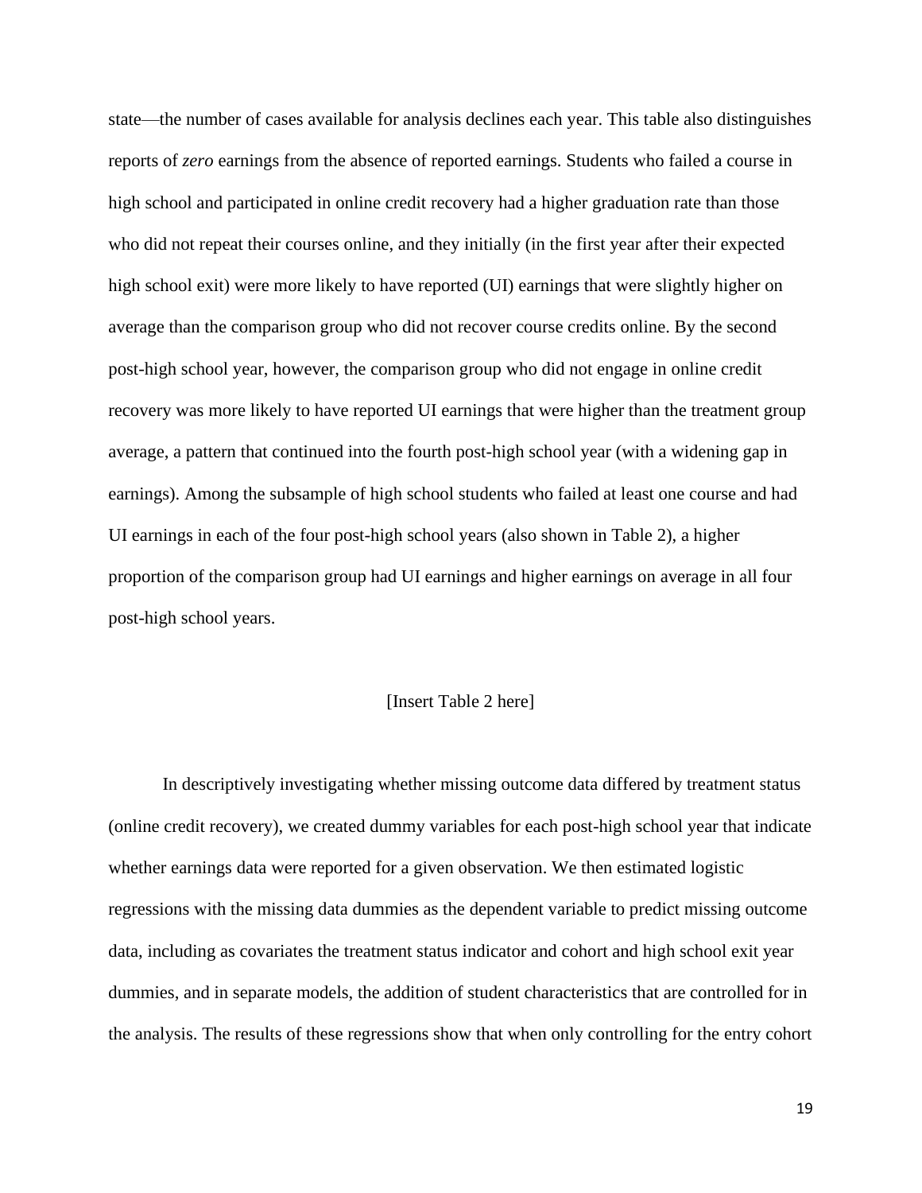state—the number of cases available for analysis declines each year. This table also distinguishes reports of *zero* earnings from the absence of reported earnings. Students who failed a course in high school and participated in online credit recovery had a higher graduation rate than those who did not repeat their courses online, and they initially (in the first year after their expected high school exit) were more likely to have reported (UI) earnings that were slightly higher on average than the comparison group who did not recover course credits online. By the second post-high school year, however, the comparison group who did not engage in online credit recovery was more likely to have reported UI earnings that were higher than the treatment group average, a pattern that continued into the fourth post-high school year (with a widening gap in earnings). Among the subsample of high school students who failed at least one course and had UI earnings in each of the four post-high school years (also shown in Table 2), a higher proportion of the comparison group had UI earnings and higher earnings on average in all four post-high school years.

[Insert Table 2 here]

In descriptively investigating whether missing outcome data differed by treatment status (online credit recovery), we created dummy variables for each post-high school year that indicate whether earnings data were reported for a given observation. We then estimated logistic regressions with the missing data dummies as the dependent variable to predict missing outcome data, including as covariates the treatment status indicator and cohort and high school exit year dummies, and in separate models, the addition of student characteristics that are controlled for in the analysis. The results of these regressions show that when only controlling for the entry cohort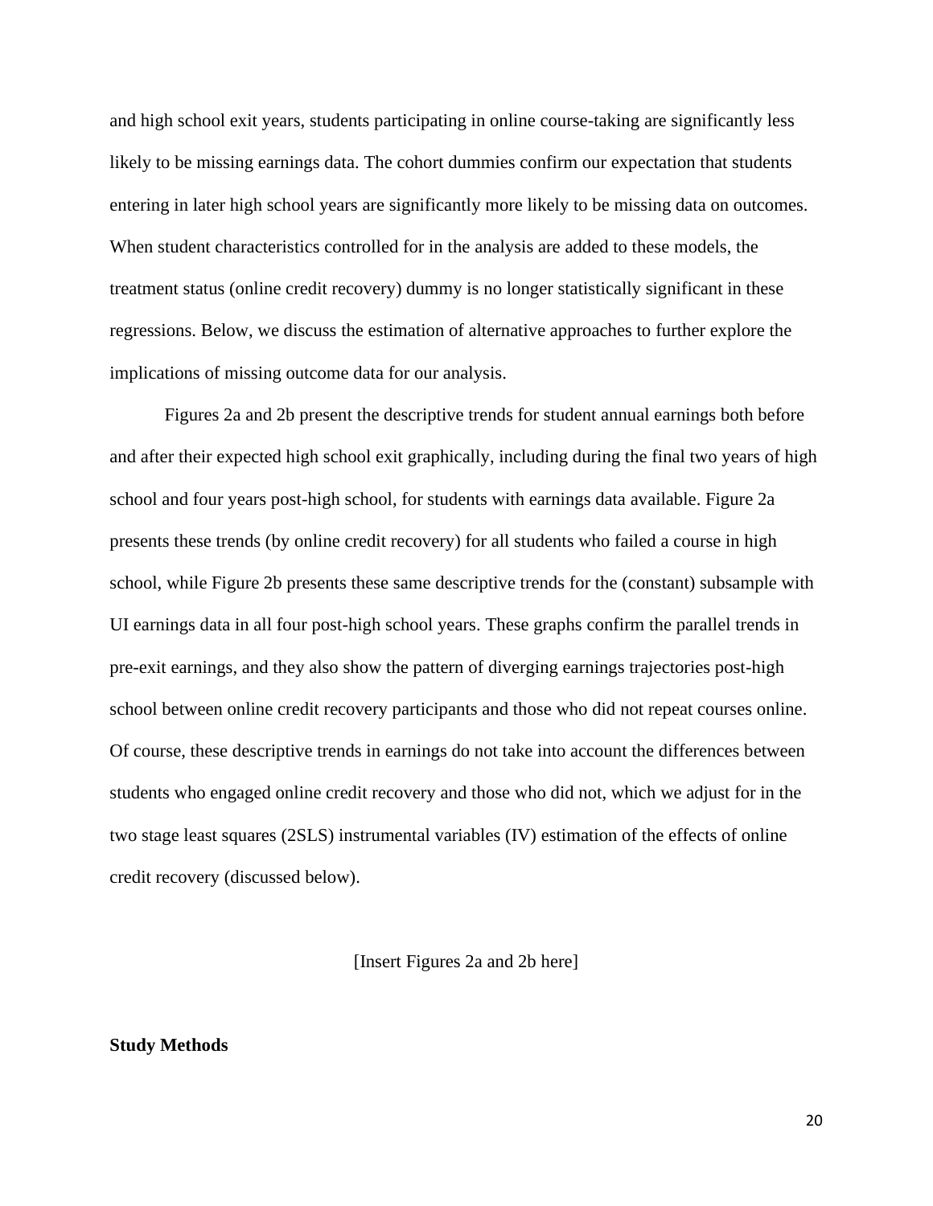and high school exit years, students participating in online course-taking are significantly less likely to be missing earnings data. The cohort dummies confirm our expectation that students entering in later high school years are significantly more likely to be missing data on outcomes. When student characteristics controlled for in the analysis are added to these models, the treatment status (online credit recovery) dummy is no longer statistically significant in these regressions. Below, we discuss the estimation of alternative approaches to further explore the implications of missing outcome data for our analysis.

Figures 2a and 2b present the descriptive trends for student annual earnings both before and after their expected high school exit graphically, including during the final two years of high school and four years post-high school, for students with earnings data available. Figure 2a presents these trends (by online credit recovery) for all students who failed a course in high school, while Figure 2b presents these same descriptive trends for the (constant) subsample with UI earnings data in all four post-high school years. These graphs confirm the parallel trends in pre-exit earnings, and they also show the pattern of diverging earnings trajectories post-high school between online credit recovery participants and those who did not repeat courses online. Of course, these descriptive trends in earnings do not take into account the differences between students who engaged online credit recovery and those who did not, which we adjust for in the two stage least squares (2SLS) instrumental variables (IV) estimation of the effects of online credit recovery (discussed below).

[Insert Figures 2a and 2b here]

**Study Methods**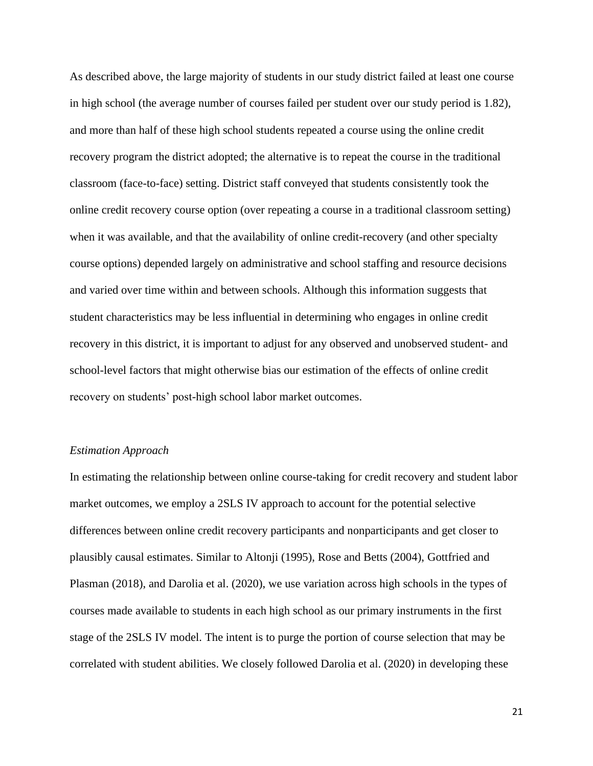As described above, the large majority of students in our study district failed at least one course in high school (the average number of courses failed per student over our study period is 1.82), and more than half of these high school students repeated a course using the online credit recovery program the district adopted; the alternative is to repeat the course in the traditional classroom (face-to-face) setting. District staff conveyed that students consistently took the online credit recovery course option (over repeating a course in a traditional classroom setting) when it was available, and that the availability of online credit-recovery (and other specialty course options) depended largely on administrative and school staffing and resource decisions and varied over time within and between schools. Although this information suggests that student characteristics may be less influential in determining who engages in online credit recovery in this district, it is important to adjust for any observed and unobserved student- and school-level factors that might otherwise bias our estimation of the effects of online credit recovery on students' post-high school labor market outcomes.

*Estimation Approach*

In estimating the relationship between online course-taking for credit recovery and student labor market outcomes, we employ a 2SLS IV approach to account for the potential selective differences between online credit recovery participants and nonparticipants and get closer to plausibly causal estimates. Similar to Altonji (1995), Rose and Betts (2004), Gottfried and Plasman (2018), and Darolia et al. (2020), we use variation across high schools in the types of courses made available to students in each high school as our primary instruments in the first stage of the 2SLS IV model. The intent is to purge the portion of course selection that may be correlated with student abilities. We closely followed Darolia et al. (2020) in developing these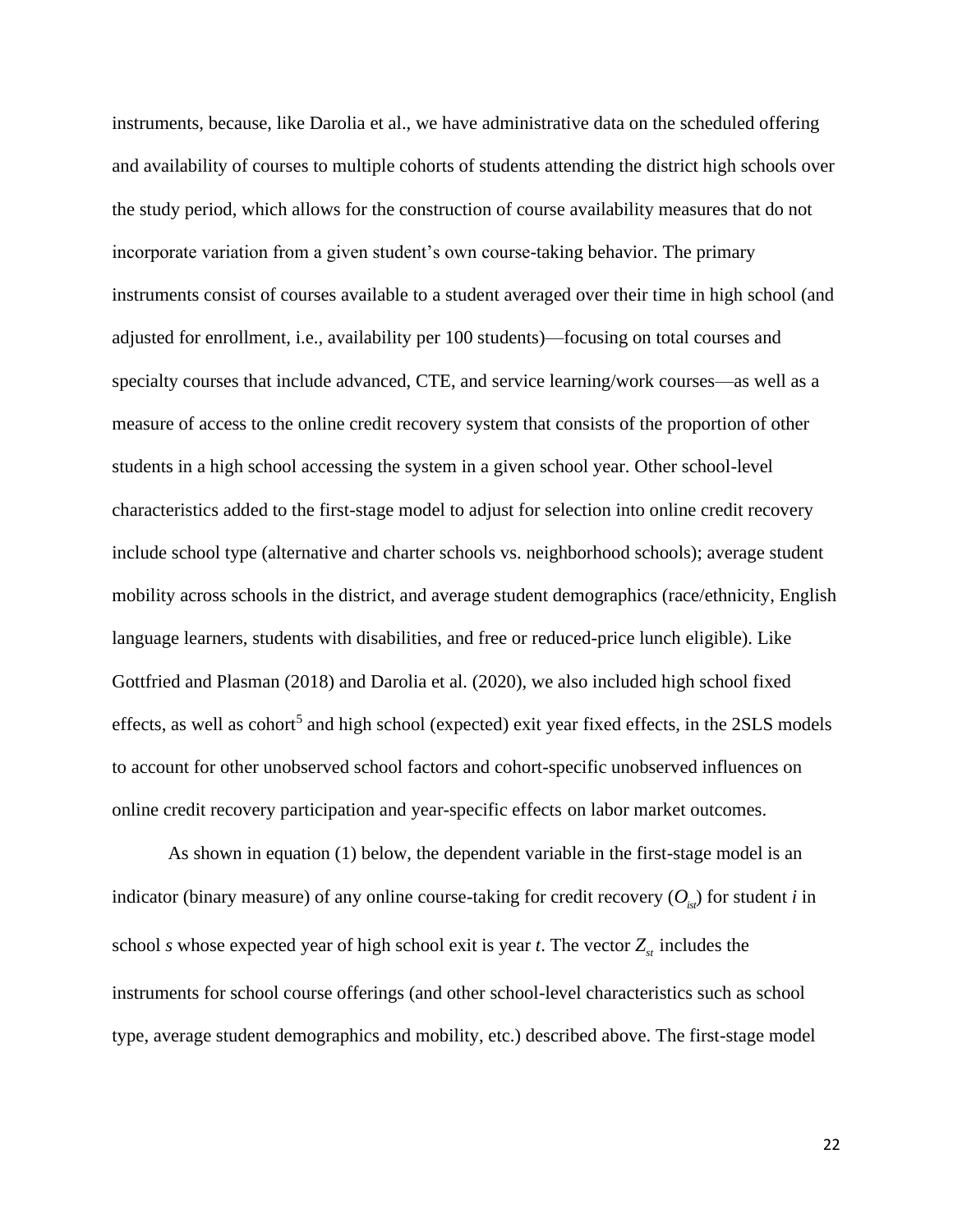instruments, because, like Darolia et al., we have administrative data on the scheduled offering and availability of courses to multiple cohorts of students attending the district high schools over the study period, which allows for the construction of course availability measures that do not incorporate variation from a given student's own course-taking behavior. The primary instruments consist of courses available to a student averaged over their time in high school (and adjusted for enrollment, i.e., availability per 100 students)—focusing on total courses and specialty courses that include advanced, CTE, and service learning/work courses—as well as a measure of access to the online credit recovery system that consists of the proportion of other students in a high school accessing the system in a given school year. Other school-level characteristics added to the first-stage model to adjust for selection into online credit recovery include school type (alternative and charter schools vs. neighborhood schools); average student mobility across schools in the district, and average student demographics (race/ethnicity, English language learners, students with disabilities, and free or reduced-price lunch eligible). Like Gottfried and Plasman (2018) and Darolia et al. (2020), we also included high school fixed effects, as well as cohort[5] and high school (expected) exit year fixed effects, in the 2SLS models to account for other unobserved school factors and cohort-specific unobserved influences on online credit recovery participation and year-specific effects on labor market outcomes.

As shown in equation (1) below, the dependent variable in the first-stage model is an indicator (binary measure) of any online course-taking for credit recovery ($O_{ist}$) for student *i* in school *s* whose expected year of high school exit is year *t*. The vector $Z_{st}$ includes the instruments for school course offerings (and other school-level characteristics such as school type, average student demographics and mobility, etc.) described above. The first-stage model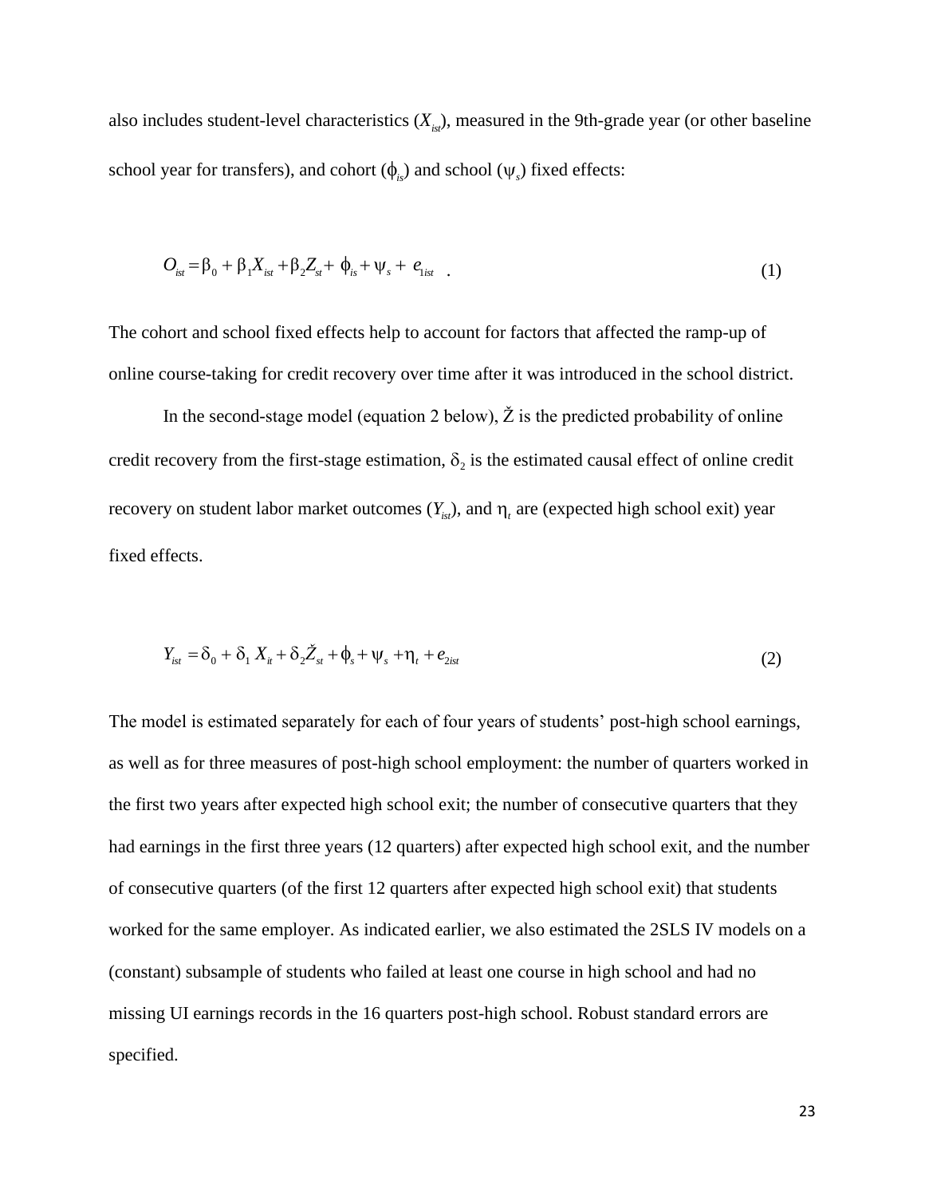also includes student-level characteristics ($X_{ist}$), measured in the 9th-grade year (or other baseline school year for transfers), and cohort ($\phi_{is}$) and school ($\psi_s$) fixed effects:

$$O_{ist} = \beta_0 + \beta_1 X_{ist} + \beta_2 Z_{st} + \phi_{is} + \psi_s + e_{1ist} \quad . \tag{1}$$

The cohort and school fixed effects help to account for factors that affected the ramp-up of online course-taking for credit recovery over time after it was introduced in the school district.

In the second-stage model (equation 2 below), $\check{Z}$ is the predicted probability of online credit recovery from the first-stage estimation, $\delta_2$ is the estimated causal effect of online credit recovery on student labor market outcomes ($Y_{ist}$), and $\eta_t$ are (expected high school exit) year fixed effects.

$$Y_{ist} = \delta_0 + \delta_1 X_{it} + \delta_2 \check{Z}_{st} + \phi_s + \psi_s + \eta_t + e_{2ist} \tag{2}$$

The model is estimated separately for each of four years of students' post-high school earnings, as well as for three measures of post-high school employment: the number of quarters worked in the first two years after expected high school exit; the number of consecutive quarters that they had earnings in the first three years (12 quarters) after expected high school exit, and the number of consecutive quarters (of the first 12 quarters after expected high school exit) that students worked for the same employer. As indicated earlier, we also estimated the 2SLS IV models on a (constant) subsample of students who failed at least one course in high school and had no missing UI earnings records in the 16 quarters post-high school. Robust standard errors are specified.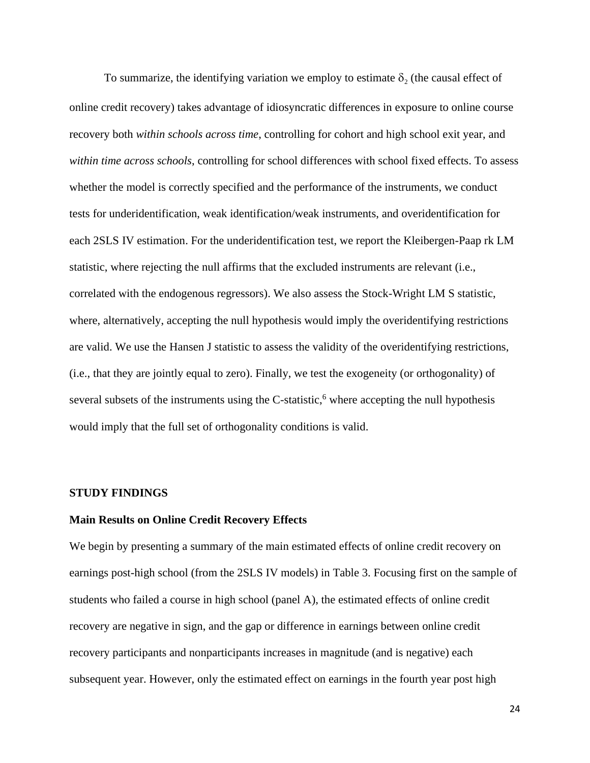To summarize, the identifying variation we employ to estimate $\delta_2$ (the causal effect of online credit recovery) takes advantage of idiosyncratic differences in exposure to online course recovery both *within schools across time*, controlling for cohort and high school exit year, and *within time across schools*, controlling for school differences with school fixed effects. To assess whether the model is correctly specified and the performance of the instruments, we conduct tests for underidentification, weak identification/weak instruments, and overidentification for each 2SLS IV estimation. For the underidentification test, we report the Kleibergen-Paap rk LM statistic, where rejecting the null affirms that the excluded instruments are relevant (i.e., correlated with the endogenous regressors). We also assess the Stock-Wright LM S statistic, where, alternatively, accepting the null hypothesis would imply the overidentifying restrictions are valid. We use the Hansen J statistic to assess the validity of the overidentifying restrictions, (i.e., that they are jointly equal to zero). Finally, we test the exogeneity (or orthogonality) of several subsets of the instruments using the C-statistic,[6] where accepting the null hypothesis would imply that the full set of orthogonality conditions is valid.

## STUDY FINDINGS

### Main Results on Online Credit Recovery Effects

We begin by presenting a summary of the main estimated effects of online credit recovery on earnings post-high school (from the 2SLS IV models) in Table 3. Focusing first on the sample of students who failed a course in high school (panel A), the estimated effects of online credit recovery are negative in sign, and the gap or difference in earnings between online credit recovery participants and nonparticipants increases in magnitude (and is negative) each subsequent year. However, only the estimated effect on earnings in the fourth year post high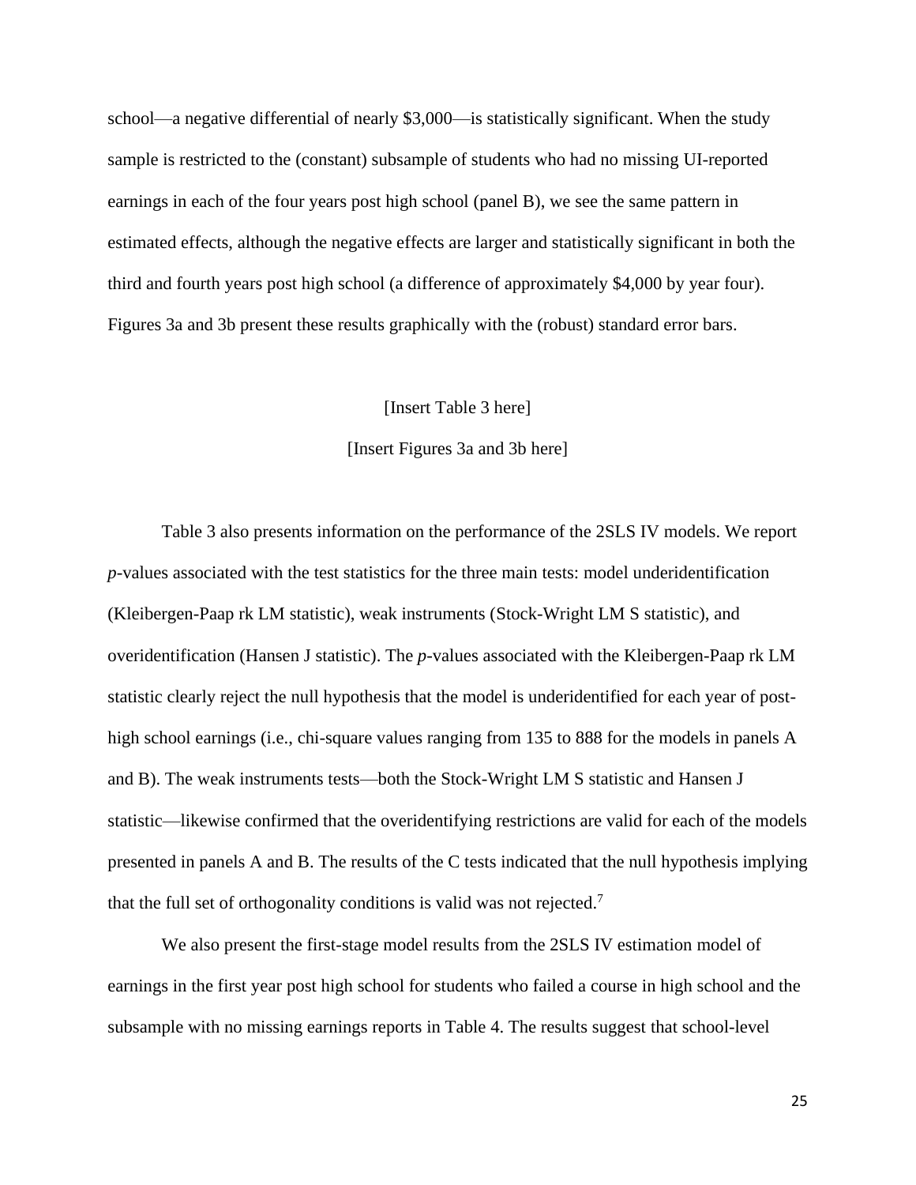school—a negative differential of nearly $3,000—is statistically significant. When the study sample is restricted to the (constant) subsample of students who had no missing UI-reported earnings in each of the four years post high school (panel B), we see the same pattern in estimated effects, although the negative effects are larger and statistically significant in both the third and fourth years post high school (a difference of approximately $4,000 by year four). Figures 3a and 3b present these results graphically with the (robust) standard error bars.

[Insert Table 3 here]

[Insert Figures 3a and 3b here]

Table 3 also presents information on the performance of the 2SLS IV models. We report *p*-values associated with the test statistics for the three main tests: model underidentification (Kleibergen-Paap rk LM statistic), weak instruments (Stock-Wright LM S statistic), and overidentification (Hansen J statistic). The *p*-values associated with the Kleibergen-Paap rk LM statistic clearly reject the null hypothesis that the model is underidentified for each year of post-high school earnings (i.e., chi-square values ranging from 135 to 888 for the models in panels A and B). The weak instruments tests—both the Stock-Wright LM S statistic and Hansen J statistic—likewise confirmed that the overidentifying restrictions are valid for each of the models presented in panels A and B. The results of the C tests indicated that the null hypothesis implying that the full set of orthogonality conditions is valid was not rejected.[7]

We also present the first-stage model results from the 2SLS IV estimation model of earnings in the first year post high school for students who failed a course in high school and the subsample with no missing earnings reports in Table 4. The results suggest that school-level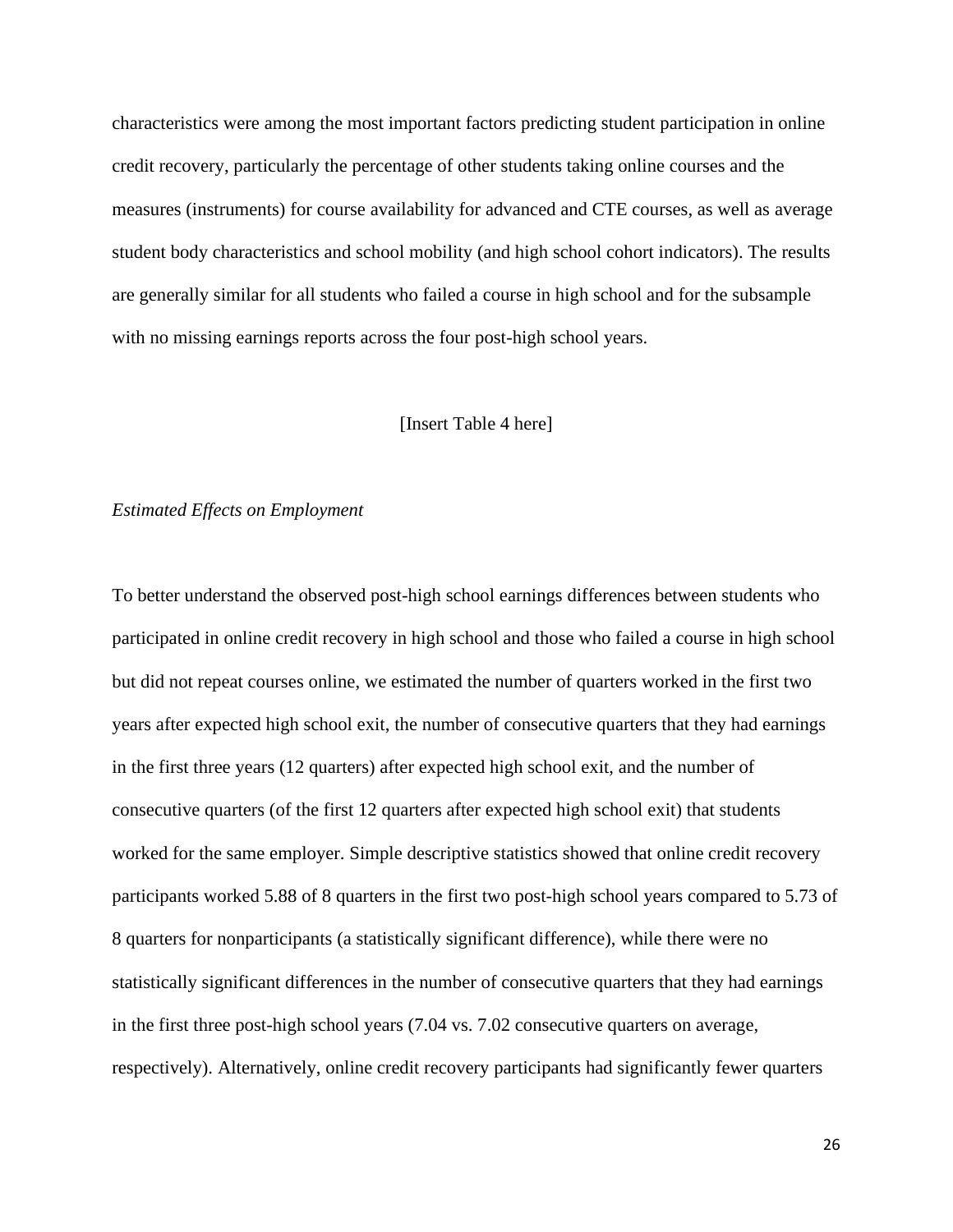characteristics were among the most important factors predicting student participation in online credit recovery, particularly the percentage of other students taking online courses and the measures (instruments) for course availability for advanced and CTE courses, as well as average student body characteristics and school mobility (and high school cohort indicators). The results are generally similar for all students who failed a course in high school and for the subsample with no missing earnings reports across the four post-high school years.

[Insert Table 4 here]

*Estimated Effects on Employment*

To better understand the observed post-high school earnings differences between students who participated in online credit recovery in high school and those who failed a course in high school but did not repeat courses online, we estimated the number of quarters worked in the first two years after expected high school exit, the number of consecutive quarters that they had earnings in the first three years (12 quarters) after expected high school exit, and the number of consecutive quarters (of the first 12 quarters after expected high school exit) that students worked for the same employer. Simple descriptive statistics showed that online credit recovery participants worked 5.88 of 8 quarters in the first two post-high school years compared to 5.73 of 8 quarters for nonparticipants (a statistically significant difference), while there were no statistically significant differences in the number of consecutive quarters that they had earnings in the first three post-high school years (7.04 vs. 7.02 consecutive quarters on average, respectively). Alternatively, online credit recovery participants had significantly fewer quarters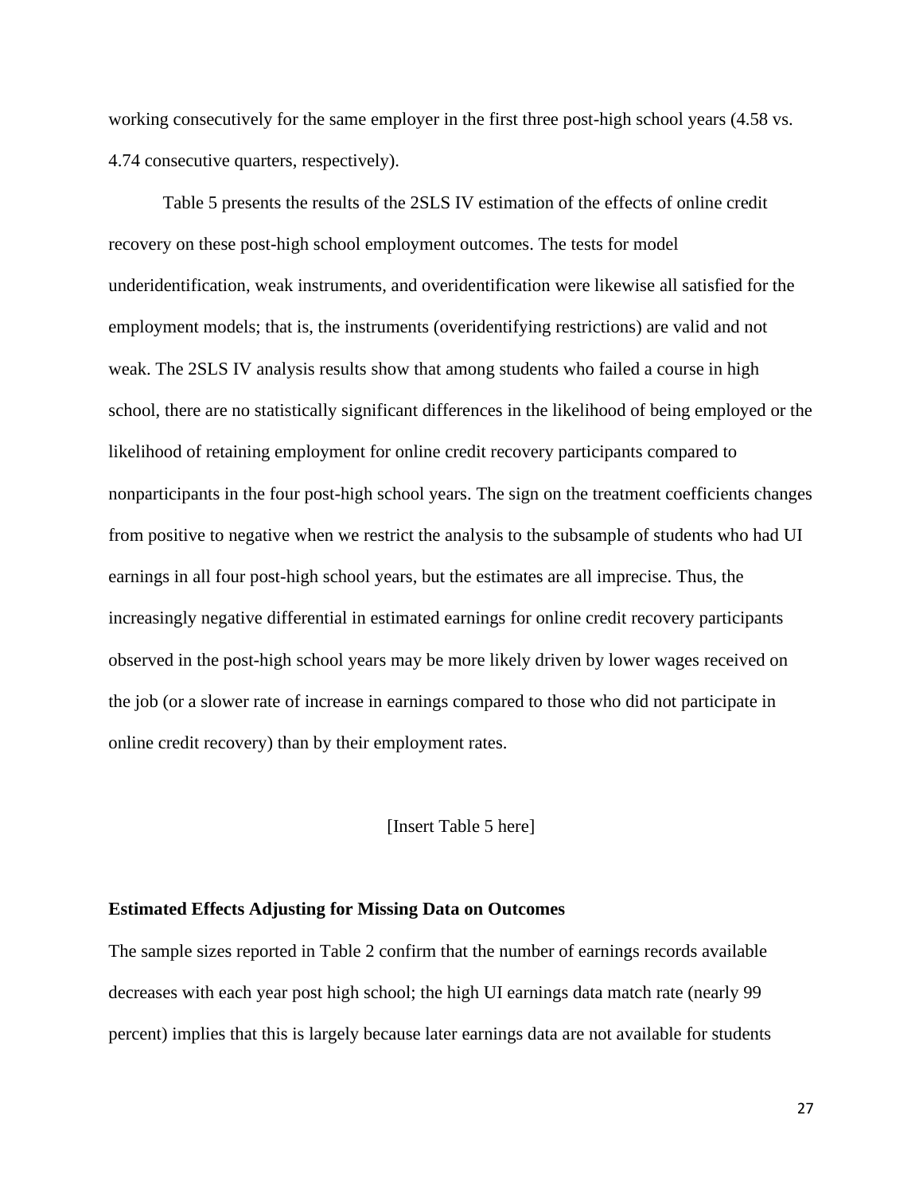working consecutively for the same employer in the first three post-high school years (4.58 vs. 4.74 consecutive quarters, respectively).

Table 5 presents the results of the 2SLS IV estimation of the effects of online credit recovery on these post-high school employment outcomes. The tests for model underidentification, weak instruments, and overidentification were likewise all satisfied for the employment models; that is, the instruments (overidentifying restrictions) are valid and not weak. The 2SLS IV analysis results show that among students who failed a course in high school, there are no statistically significant differences in the likelihood of being employed or the likelihood of retaining employment for online credit recovery participants compared to nonparticipants in the four post-high school years. The sign on the treatment coefficients changes from positive to negative when we restrict the analysis to the subsample of students who had UI earnings in all four post-high school years, but the estimates are all imprecise. Thus, the increasingly negative differential in estimated earnings for online credit recovery participants observed in the post-high school years may be more likely driven by lower wages received on the job (or a slower rate of increase in earnings compared to those who did not participate in online credit recovery) than by their employment rates.

[Insert Table 5 here]

**Estimated Effects Adjusting for Missing Data on Outcomes**

The sample sizes reported in Table 2 confirm that the number of earnings records available decreases with each year post high school; the high UI earnings data match rate (nearly 99 percent) implies that this is largely because later earnings data are not available for students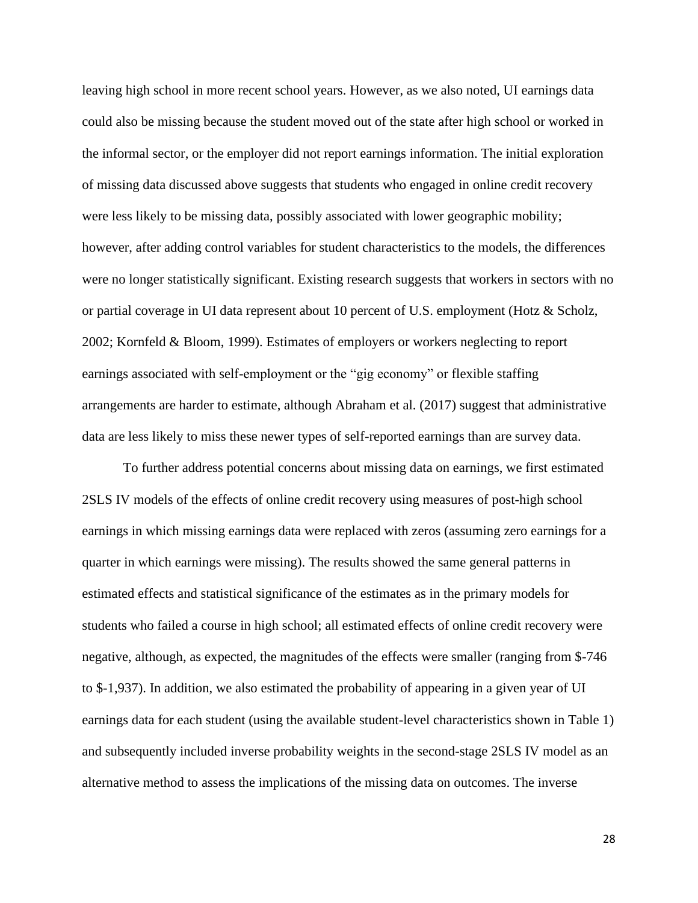leaving high school in more recent school years. However, as we also noted, UI earnings data could also be missing because the student moved out of the state after high school or worked in the informal sector, or the employer did not report earnings information. The initial exploration of missing data discussed above suggests that students who engaged in online credit recovery were less likely to be missing data, possibly associated with lower geographic mobility; however, after adding control variables for student characteristics to the models, the differences were no longer statistically significant. Existing research suggests that workers in sectors with no or partial coverage in UI data represent about 10 percent of U.S. employment (Hotz & Scholz, 2002; Kornfeld & Bloom, 1999). Estimates of employers or workers neglecting to report earnings associated with self-employment or the "gig economy" or flexible staffing arrangements are harder to estimate, although Abraham et al. (2017) suggest that administrative data are less likely to miss these newer types of self-reported earnings than are survey data.

To further address potential concerns about missing data on earnings, we first estimated 2SLS IV models of the effects of online credit recovery using measures of post-high school earnings in which missing earnings data were replaced with zeros (assuming zero earnings for a quarter in which earnings were missing). The results showed the same general patterns in estimated effects and statistical significance of the estimates as in the primary models for students who failed a course in high school; all estimated effects of online credit recovery were negative, although, as expected, the magnitudes of the effects were smaller (ranging from $-746 to $-1,937). In addition, we also estimated the probability of appearing in a given year of UI earnings data for each student (using the available student-level characteristics shown in Table 1) and subsequently included inverse probability weights in the second-stage 2SLS IV model as an alternative method to assess the implications of the missing data on outcomes. The inverse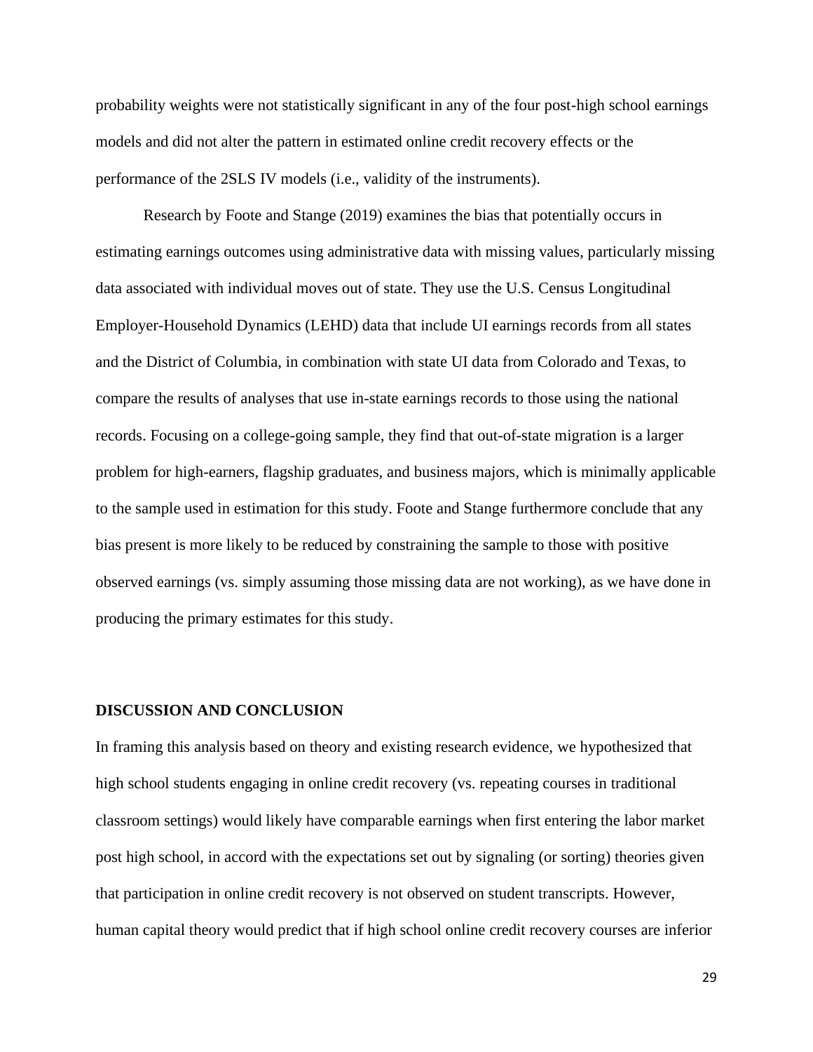probability weights were not statistically significant in any of the four post-high school earnings models and did not alter the pattern in estimated online credit recovery effects or the performance of the 2SLS IV models (i.e., validity of the instruments).

Research by Foote and Stange (2019) examines the bias that potentially occurs in estimating earnings outcomes using administrative data with missing values, particularly missing data associated with individual moves out of state. They use the U.S. Census Longitudinal Employer-Household Dynamics (LEHD) data that include UI earnings records from all states and the District of Columbia, in combination with state UI data from Colorado and Texas, to compare the results of analyses that use in-state earnings records to those using the national records. Focusing on a college-going sample, they find that out-of-state migration is a larger problem for high-earners, flagship graduates, and business majors, which is minimally applicable to the sample used in estimation for this study. Foote and Stange furthermore conclude that any bias present is more likely to be reduced by constraining the sample to those with positive observed earnings (vs. simply assuming those missing data are not working), as we have done in producing the primary estimates for this study.

## DISCUSSION AND CONCLUSION

In framing this analysis based on theory and existing research evidence, we hypothesized that high school students engaging in online credit recovery (vs. repeating courses in traditional classroom settings) would likely have comparable earnings when first entering the labor market post high school, in accord with the expectations set out by signaling (or sorting) theories given that participation in online credit recovery is not observed on student transcripts. However, human capital theory would predict that if high school online credit recovery courses are inferior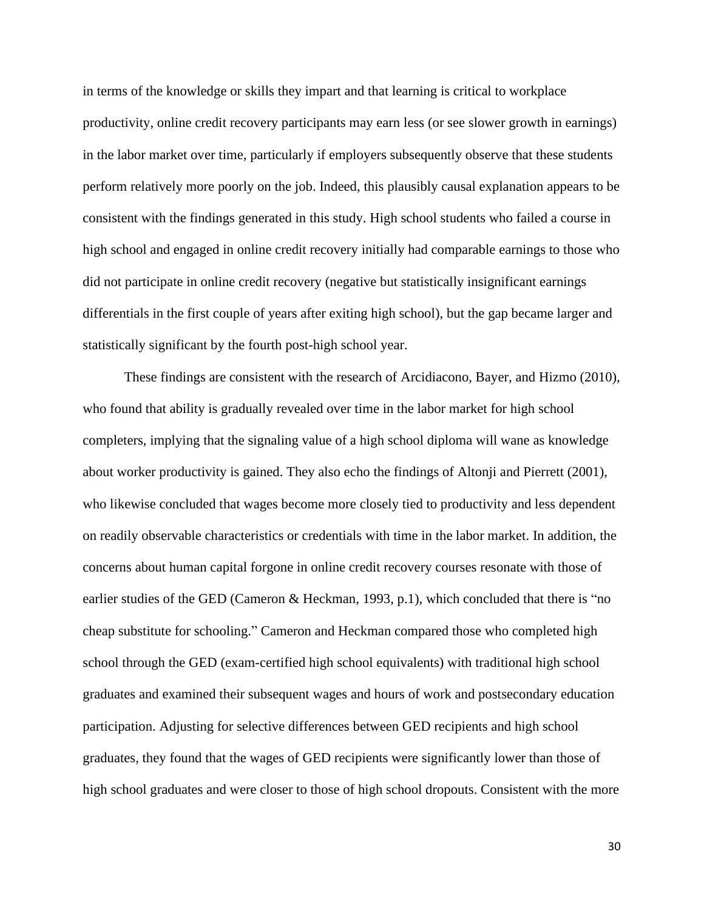in terms of the knowledge or skills they impart and that learning is critical to workplace productivity, online credit recovery participants may earn less (or see slower growth in earnings) in the labor market over time, particularly if employers subsequently observe that these students perform relatively more poorly on the job. Indeed, this plausibly causal explanation appears to be consistent with the findings generated in this study. High school students who failed a course in high school and engaged in online credit recovery initially had comparable earnings to those who did not participate in online credit recovery (negative but statistically insignificant earnings differentials in the first couple of years after exiting high school), but the gap became larger and statistically significant by the fourth post-high school year.

These findings are consistent with the research of Arcidiacono, Bayer, and Hizmo (2010), who found that ability is gradually revealed over time in the labor market for high school completers, implying that the signaling value of a high school diploma will wane as knowledge about worker productivity is gained. They also echo the findings of Altonji and Pierrett (2001), who likewise concluded that wages become more closely tied to productivity and less dependent on readily observable characteristics or credentials with time in the labor market. In addition, the concerns about human capital forgone in online credit recovery courses resonate with those of earlier studies of the GED (Cameron & Heckman, 1993, p.1), which concluded that there is "no cheap substitute for schooling." Cameron and Heckman compared those who completed high school through the GED (exam-certified high school equivalents) with traditional high school graduates and examined their subsequent wages and hours of work and postsecondary education participation. Adjusting for selective differences between GED recipients and high school graduates, they found that the wages of GED recipients were significantly lower than those of high school graduates and were closer to those of high school dropouts. Consistent with the more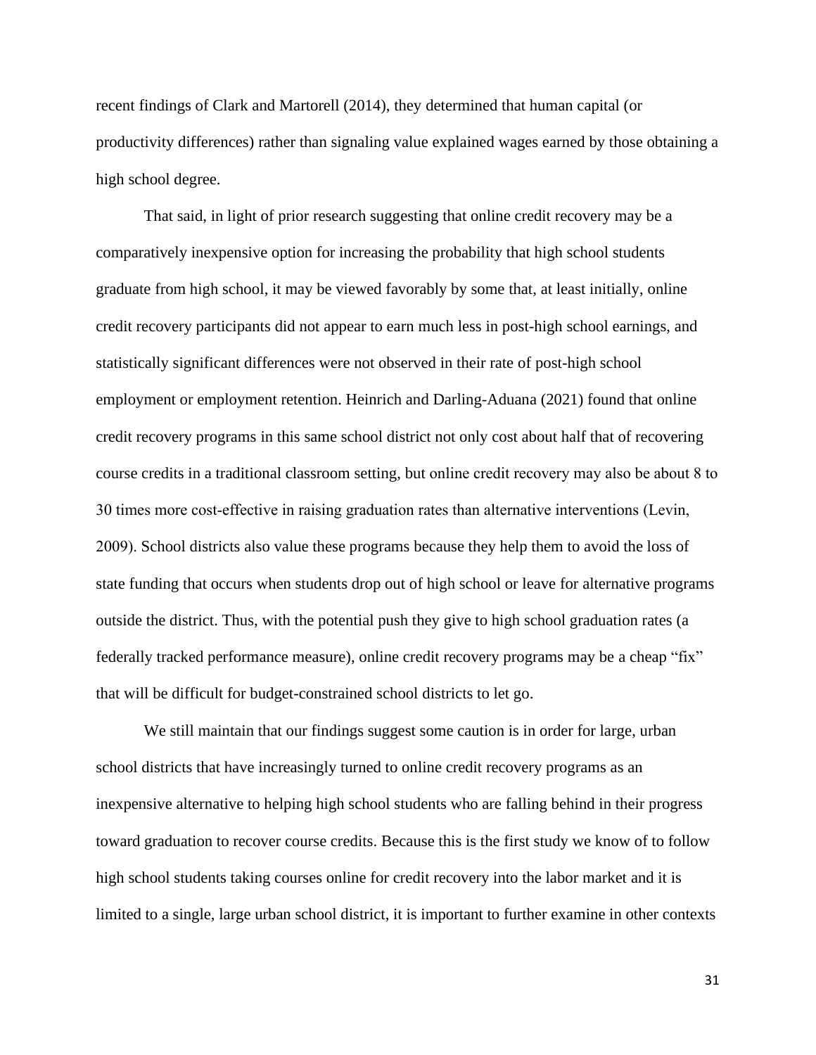recent findings of Clark and Martorell (2014), they determined that human capital (or productivity differences) rather than signaling value explained wages earned by those obtaining a high school degree.

That said, in light of prior research suggesting that online credit recovery may be a comparatively inexpensive option for increasing the probability that high school students graduate from high school, it may be viewed favorably by some that, at least initially, online credit recovery participants did not appear to earn much less in post-high school earnings, and statistically significant differences were not observed in their rate of post-high school employment or employment retention. Heinrich and Darling-Aduana (2021) found that online credit recovery programs in this same school district not only cost about half that of recovering course credits in a traditional classroom setting, but online credit recovery may also be about 8 to 30 times more cost-effective in raising graduation rates than alternative interventions (Levin, 2009). School districts also value these programs because they help them to avoid the loss of state funding that occurs when students drop out of high school or leave for alternative programs outside the district. Thus, with the potential push they give to high school graduation rates (a federally tracked performance measure), online credit recovery programs may be a cheap "fix" that will be difficult for budget-constrained school districts to let go.

We still maintain that our findings suggest some caution is in order for large, urban school districts that have increasingly turned to online credit recovery programs as an inexpensive alternative to helping high school students who are falling behind in their progress toward graduation to recover course credits. Because this is the first study we know of to follow high school students taking courses online for credit recovery into the labor market and it is limited to a single, large urban school district, it is important to further examine in other contexts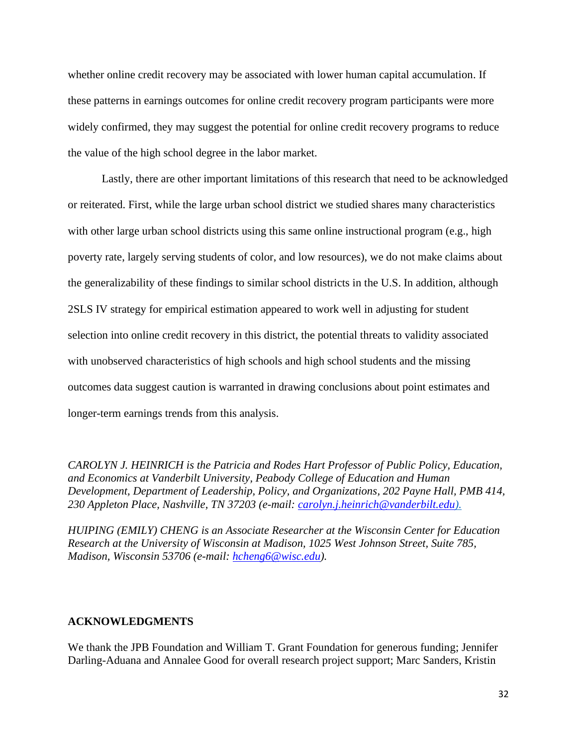whether online credit recovery may be associated with lower human capital accumulation. If these patterns in earnings outcomes for online credit recovery program participants were more widely confirmed, they may suggest the potential for online credit recovery programs to reduce the value of the high school degree in the labor market.

Lastly, there are other important limitations of this research that need to be acknowledged or reiterated. First, while the large urban school district we studied shares many characteristics with other large urban school districts using this same online instructional program (e.g., high poverty rate, largely serving students of color, and low resources), we do not make claims about the generalizability of these findings to similar school districts in the U.S. In addition, although 2SLS IV strategy for empirical estimation appeared to work well in adjusting for student selection into online credit recovery in this district, the potential threats to validity associated with unobserved characteristics of high schools and high school students and the missing outcomes data suggest caution is warranted in drawing conclusions about point estimates and longer-term earnings trends from this analysis.

*CAROLYN J. HEINRICH is the Patricia and Rodes Hart Professor of Public Policy, Education, and Economics at Vanderbilt University, Peabody College of Education and Human Development, Department of Leadership, Policy, and Organizations, 202 Payne Hall, PMB 414, 230 Appleton Place, Nashville, TN 37203 (e-mail: carolyn.j.heinrich@vanderbilt.edu).*

*HUIPING (EMILY) CHENG is an Associate Researcher at the Wisconsin Center for Education Research at the University of Wisconsin at Madison, 1025 West Johnson Street, Suite 785, Madison, Wisconsin 53706 (e-mail: hcheng6@wisc.edu).*

## ACKNOWLEDGMENTS

We thank the JPB Foundation and William T. Grant Foundation for generous funding; Jennifer Darling-Aduana and Annalee Good for overall research project support; Marc Sanders, Kristin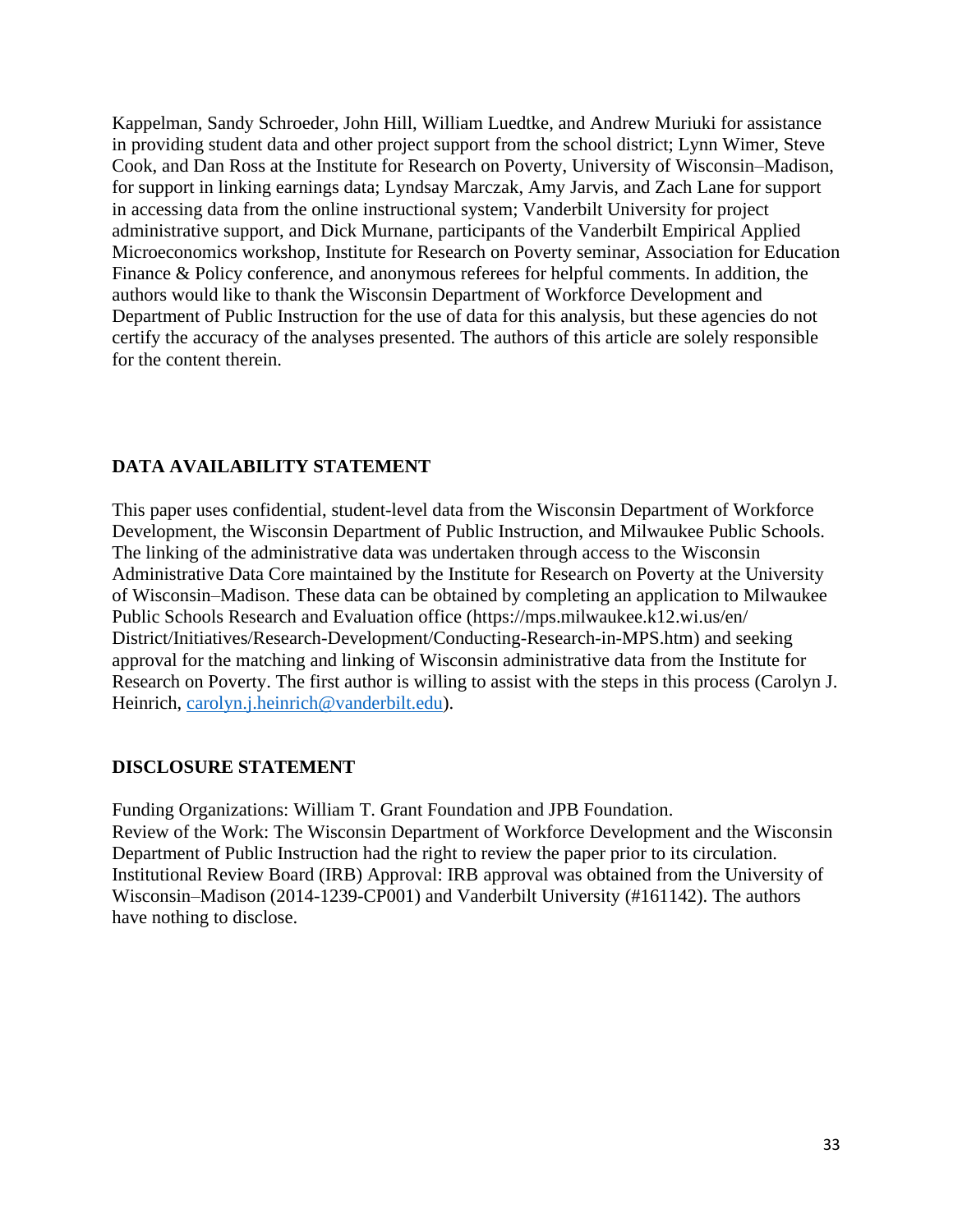Kappelman, Sandy Schroeder, John Hill, William Luedtke, and Andrew Muriuki for assistance in providing student data and other project support from the school district; Lynn Wimer, Steve Cook, and Dan Ross at the Institute for Research on Poverty, University of Wisconsin–Madison, for support in linking earnings data; Lyndsay Marczak, Amy Jarvis, and Zach Lane for support in accessing data from the online instructional system; Vanderbilt University for project administrative support, and Dick Murnane, participants of the Vanderbilt Empirical Applied Microeconomics workshop, Institute for Research on Poverty seminar, Association for Education Finance & Policy conference, and anonymous referees for helpful comments. In addition, the authors would like to thank the Wisconsin Department of Workforce Development and Department of Public Instruction for the use of data for this analysis, but these agencies do not certify the accuracy of the analyses presented. The authors of this article are solely responsible for the content therein.

## DATA AVAILABILITY STATEMENT

This paper uses confidential, student-level data from the Wisconsin Department of Workforce Development, the Wisconsin Department of Public Instruction, and Milwaukee Public Schools. The linking of the administrative data was undertaken through access to the Wisconsin Administrative Data Core maintained by the Institute for Research on Poverty at the University of Wisconsin–Madison. These data can be obtained by completing an application to Milwaukee Public Schools Research and Evaluation office (https://mps.milwaukee.k12.wi.us/en/District/Initiatives/Research-Development/Conducting-Research-in-MPS.htm) and seeking approval for the matching and linking of Wisconsin administrative data from the Institute for Research on Poverty. The first author is willing to assist with the steps in this process (Carolyn J. Heinrich, carolyn.j.heinrich@vanderbilt.edu).

## DISCLOSURE STATEMENT

Funding Organizations: William T. Grant Foundation and JPB Foundation.
Review of the Work: The Wisconsin Department of Workforce Development and the Wisconsin Department of Public Instruction had the right to review the paper prior to its circulation.
Institutional Review Board (IRB) Approval: IRB approval was obtained from the University of Wisconsin–Madison (2014-1239-CP001) and Vanderbilt University (#161142). The authors have nothing to disclose.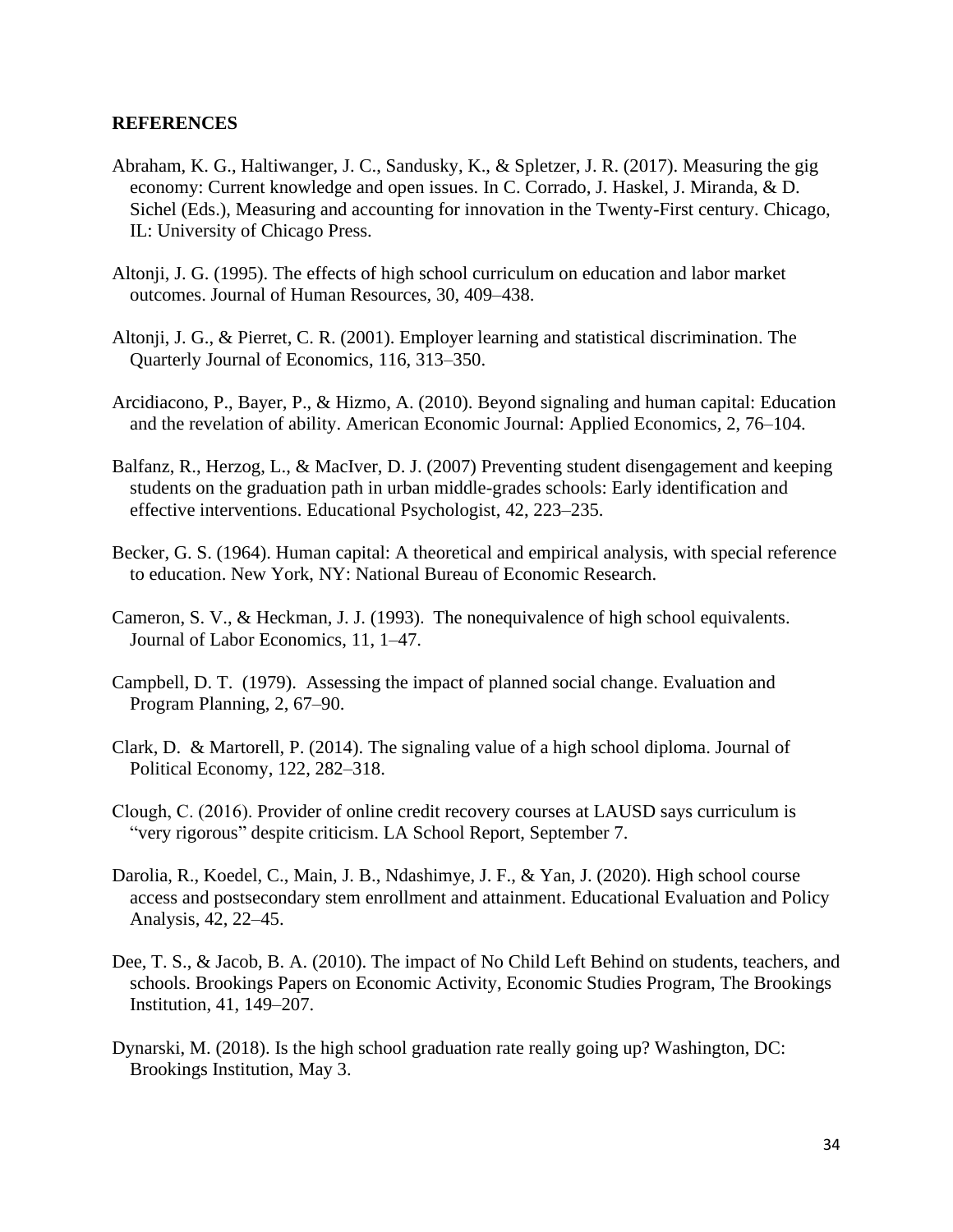**REFERENCES**

Abraham, K. G., Haltiwanger, J. C., Sandusky, K., & Spletzer, J. R. (2017). Measuring the gig economy: Current knowledge and open issues. In C. Corrado, J. Haskel, J. Miranda, & D. Sichel (Eds.), Measuring and accounting for innovation in the Twenty-First century. Chicago, IL: University of Chicago Press.

Altonji, J. G. (1995). The effects of high school curriculum on education and labor market outcomes. Journal of Human Resources, 30, 409–438.

Altonji, J. G., & Pierret, C. R. (2001). Employer learning and statistical discrimination. The Quarterly Journal of Economics, 116, 313–350.

Arcidiacono, P., Bayer, P., & Hizmo, A. (2010). Beyond signaling and human capital: Education and the revelation of ability. American Economic Journal: Applied Economics, 2, 76–104.

Balfanz, R., Herzog, L., & MacIver, D. J. (2007) Preventing student disengagement and keeping students on the graduation path in urban middle-grades schools: Early identification and effective interventions. Educational Psychologist, 42, 223–235.

Becker, G. S. (1964). Human capital: A theoretical and empirical analysis, with special reference to education. New York, NY: National Bureau of Economic Research.

Cameron, S. V., & Heckman, J. J. (1993). The nonequivalence of high school equivalents. Journal of Labor Economics, 11, 1–47.

Campbell, D. T. (1979). Assessing the impact of planned social change. Evaluation and Program Planning, 2, 67–90.

Clark, D. & Martorell, P. (2014). The signaling value of a high school diploma. Journal of Political Economy, 122, 282–318.

Clough, C. (2016). Provider of online credit recovery courses at LAUSD says curriculum is "very rigorous" despite criticism. LA School Report, September 7.

Darolia, R., Koedel, C., Main, J. B., Ndashimye, J. F., & Yan, J. (2020). High school course access and postsecondary stem enrollment and attainment. Educational Evaluation and Policy Analysis, 42, 22–45.

Dee, T. S., & Jacob, B. A. (2010). The impact of No Child Left Behind on students, teachers, and schools. Brookings Papers on Economic Activity, Economic Studies Program, The Brookings Institution, 41, 149–207.

Dynarski, M. (2018). Is the high school graduation rate really going up? Washington, DC: Brookings Institution, May 3.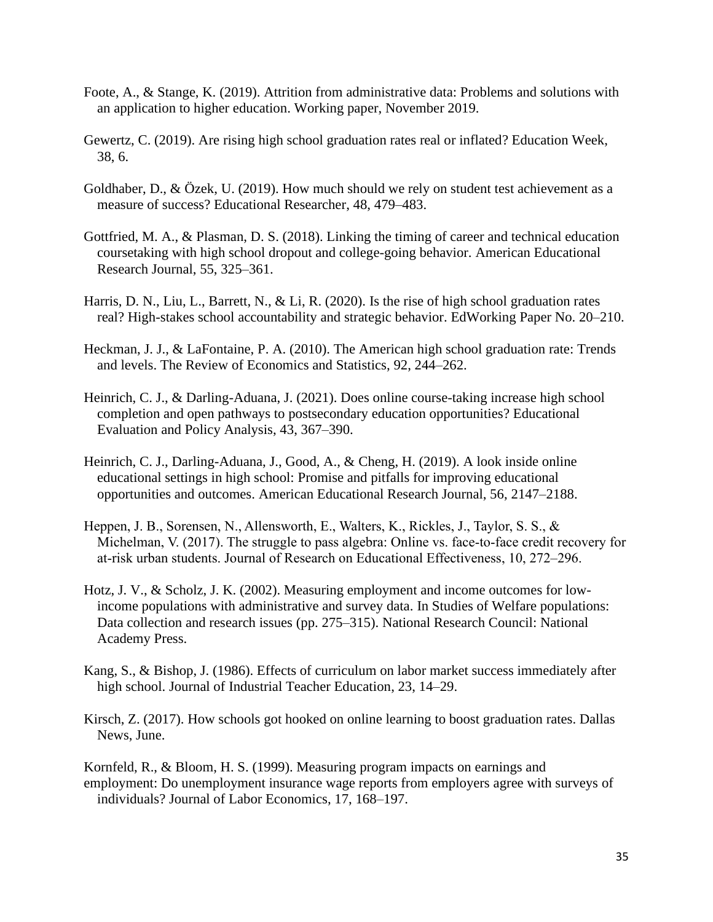Foote, A., & Stange, K. (2019). Attrition from administrative data: Problems and solutions with an application to higher education. Working paper, November 2019.

Gewertz, C. (2019). Are rising high school graduation rates real or inflated? Education Week, 38, 6.

Goldhaber, D., & Özek, U. (2019). How much should we rely on student test achievement as a measure of success? Educational Researcher, 48, 479–483.

Gottfried, M. A., & Plasman, D. S. (2018). Linking the timing of career and technical education coursetaking with high school dropout and college-going behavior. American Educational Research Journal, 55, 325–361.

Harris, D. N., Liu, L., Barrett, N., & Li, R. (2020). Is the rise of high school graduation rates real? High-stakes school accountability and strategic behavior. EdWorking Paper No. 20–210.

Heckman, J. J., & LaFontaine, P. A. (2010). The American high school graduation rate: Trends and levels. The Review of Economics and Statistics, 92, 244–262.

Heinrich, C. J., & Darling-Aduana, J. (2021). Does online course-taking increase high school completion and open pathways to postsecondary education opportunities? Educational Evaluation and Policy Analysis, 43, 367–390.

Heinrich, C. J., Darling-Aduana, J., Good, A., & Cheng, H. (2019). A look inside online educational settings in high school: Promise and pitfalls for improving educational opportunities and outcomes. American Educational Research Journal, 56, 2147–2188.

Heppen, J. B., Sorensen, N., Allensworth, E., Walters, K., Rickles, J., Taylor, S. S., & Michelman, V. (2017). The struggle to pass algebra: Online vs. face-to-face credit recovery for at-risk urban students. Journal of Research on Educational Effectiveness, 10, 272–296.

Hotz, J. V., & Scholz, J. K. (2002). Measuring employment and income outcomes for low-income populations with administrative and survey data. In Studies of Welfare populations: Data collection and research issues (pp. 275–315). National Research Council: National Academy Press.

Kang, S., & Bishop, J. (1986). Effects of curriculum on labor market success immediately after high school. Journal of Industrial Teacher Education, 23, 14–29.

Kirsch, Z. (2017). How schools got hooked on online learning to boost graduation rates. Dallas News, June.

Kornfeld, R., & Bloom, H. S. (1999). Measuring program impacts on earnings and employment: Do unemployment insurance wage reports from employers agree with surveys of individuals? Journal of Labor Economics, 17, 168–197.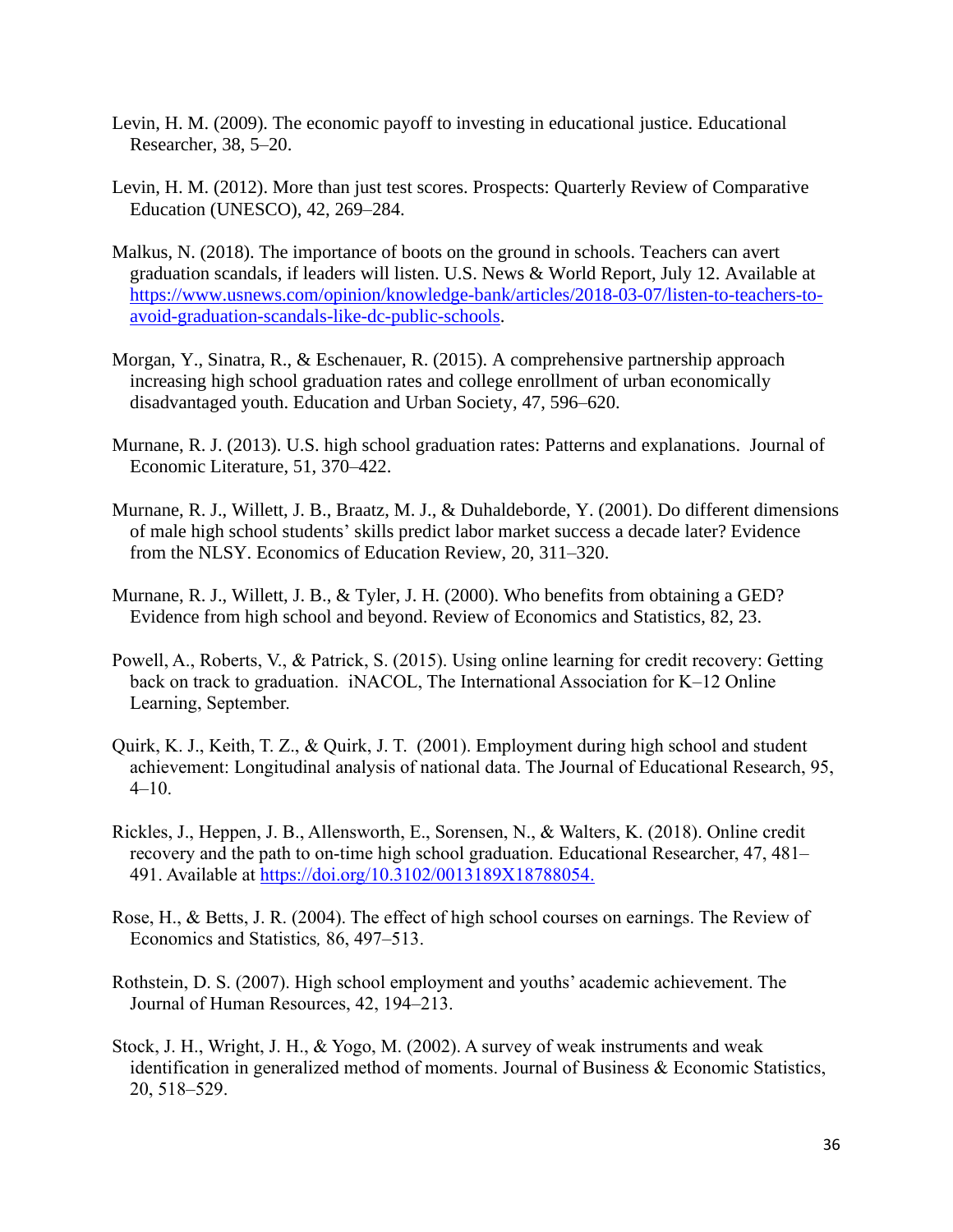Levin, H. M. (2009). The economic payoff to investing in educational justice. Educational Researcher, 38, 5–20.

Levin, H. M. (2012). More than just test scores. Prospects: Quarterly Review of Comparative Education (UNESCO), 42, 269–284.

Malkus, N. (2018). The importance of boots on the ground in schools. Teachers can avert graduation scandals, if leaders will listen. U.S. News & World Report, July 12. Available at https://www.usnews.com/opinion/knowledge-bank/articles/2018-03-07/listen-to-teachers-to-avoid-graduation-scandals-like-dc-public-schools.

Morgan, Y., Sinatra, R., & Eschenauer, R. (2015). A comprehensive partnership approach increasing high school graduation rates and college enrollment of urban economically disadvantaged youth. Education and Urban Society, 47, 596–620.

Murnane, R. J. (2013). U.S. high school graduation rates: Patterns and explanations. Journal of Economic Literature, 51, 370–422.

Murnane, R. J., Willett, J. B., Braatz, M. J., & Duhaldeborde, Y. (2001). Do different dimensions of male high school students' skills predict labor market success a decade later? Evidence from the NLSY. Economics of Education Review, 20, 311–320.

Murnane, R. J., Willett, J. B., & Tyler, J. H. (2000). Who benefits from obtaining a GED? Evidence from high school and beyond. Review of Economics and Statistics, 82, 23.

Powell, A., Roberts, V., & Patrick, S. (2015). Using online learning for credit recovery: Getting back on track to graduation. iNACOL, The International Association for K–12 Online Learning, September.

Quirk, K. J., Keith, T. Z., & Quirk, J. T. (2001). Employment during high school and student achievement: Longitudinal analysis of national data. The Journal of Educational Research, 95, 4–10.

Rickles, J., Heppen, J. B., Allensworth, E., Sorensen, N., & Walters, K. (2018). Online credit recovery and the path to on-time high school graduation. Educational Researcher, 47, 481–491. Available at https://doi.org/10.3102/0013189X18788054.

Rose, H., & Betts, J. R. (2004). The effect of high school courses on earnings. The Review of Economics and Statistics, 86, 497–513.

Rothstein, D. S. (2007). High school employment and youths' academic achievement. The Journal of Human Resources, 42, 194–213.

Stock, J. H., Wright, J. H., & Yogo, M. (2002). A survey of weak instruments and weak identification in generalized method of moments. Journal of Business & Economic Statistics, 20, 518–529.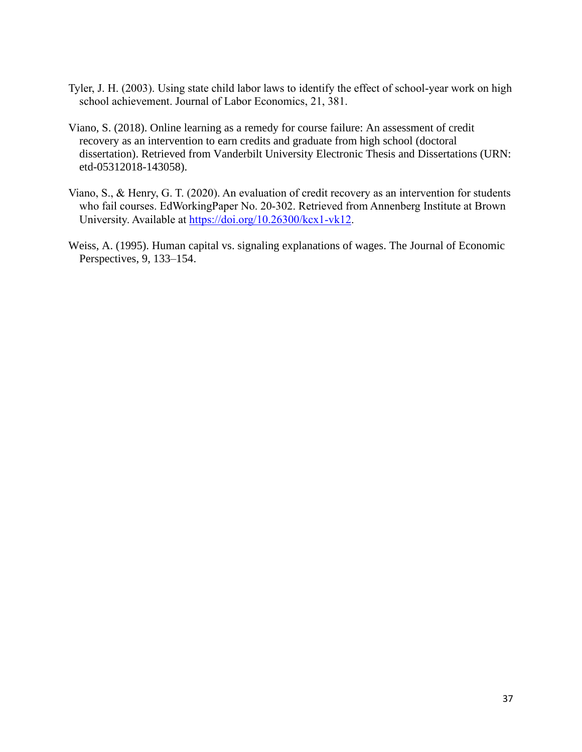Tyler, J. H. (2003). Using state child labor laws to identify the effect of school-year work on high school achievement. Journal of Labor Economics, 21, 381.

Viano, S. (2018). Online learning as a remedy for course failure: An assessment of credit recovery as an intervention to earn credits and graduate from high school (doctoral dissertation). Retrieved from Vanderbilt University Electronic Thesis and Dissertations (URN: etd-05312018-143058).

Viano, S., & Henry, G. T. (2020). An evaluation of credit recovery as an intervention for students who fail courses. EdWorkingPaper No. 20-302. Retrieved from Annenberg Institute at Brown University. Available at https://doi.org/10.26300/kcx1-vk12.

Weiss, A. (1995). Human capital vs. signaling explanations of wages. The Journal of Economic Perspectives, 9, 133–154.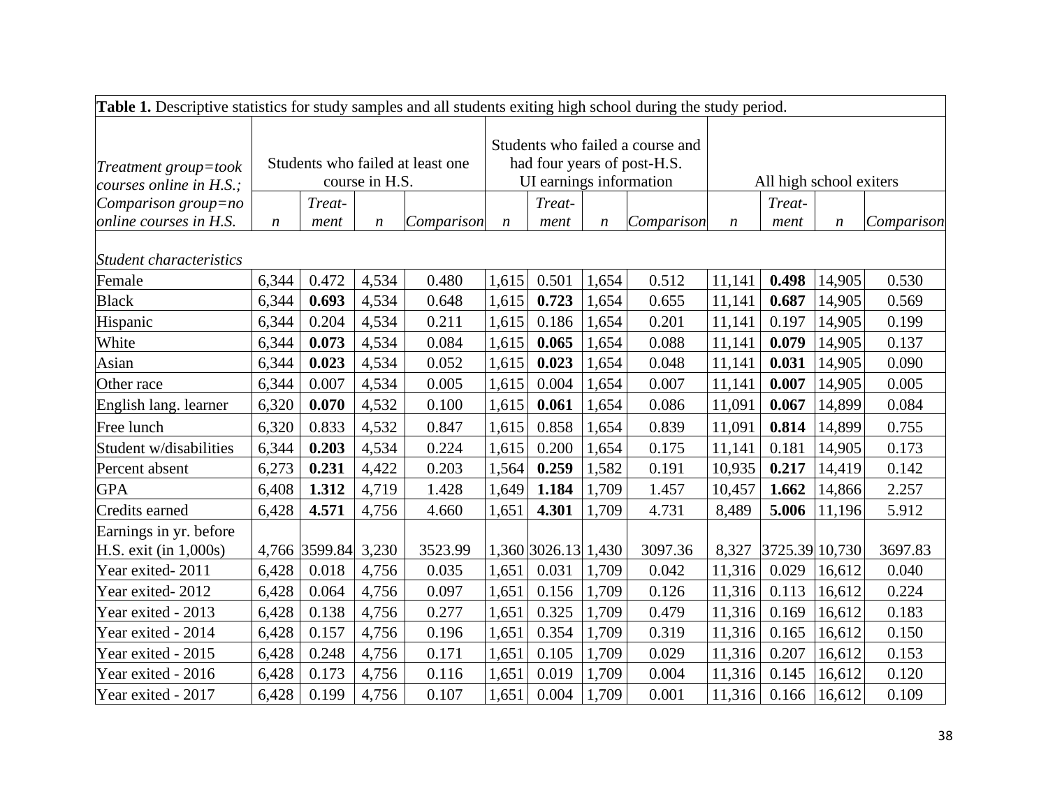**Table 1.** Descriptive statistics for study samples and all students exiting high school during the study period.

| *Treatment group=took courses online in H.S.; Comparison group=no online courses in H.S.* | Students who failed at least one course in H.S. | | | | Students who failed a course and had four years of post-H.S. UI earnings information | | | | All high school exiters | | | |
|---|---|---|---|---|---|---|---|---|---|---|---|---|
| | *n* | *Treat-ment* | *n* | *Comparison* | *n* | *Treat-ment* | *n* | *Comparison* | *n* | *Treat-ment* | *n* | *Comparison* |
| *Student characteristics* | | | | | | | | | | | | |
| Female | 6,344 | 0.472 | 4,534 | 0.480 | 1,615 | 0.501 | 1,654 | 0.512 | 11,141 | **0.498** | 14,905 | 0.530 |
| Black | 6,344 | **0.693** | 4,534 | 0.648 | 1,615 | **0.723** | 1,654 | 0.655 | 11,141 | **0.687** | 14,905 | 0.569 |
| Hispanic | 6,344 | 0.204 | 4,534 | 0.211 | 1,615 | 0.186 | 1,654 | 0.201 | 11,141 | 0.197 | 14,905 | 0.199 |
| White | 6,344 | **0.073** | 4,534 | 0.084 | 1,615 | **0.065** | 1,654 | 0.088 | 11,141 | **0.079** | 14,905 | 0.137 |
| Asian | 6,344 | **0.023** | 4,534 | 0.052 | 1,615 | **0.023** | 1,654 | 0.048 | 11,141 | **0.031** | 14,905 | 0.090 |
| Other race | 6,344 | 0.007 | 4,534 | 0.005 | 1,615 | 0.004 | 1,654 | 0.007 | 11,141 | **0.007** | 14,905 | 0.005 |
| English lang. learner | 6,320 | **0.070** | 4,532 | 0.100 | 1,615 | **0.061** | 1,654 | 0.086 | 11,091 | **0.067** | 14,899 | 0.084 |
| Free lunch | 6,320 | 0.833 | 4,532 | 0.847 | 1,615 | 0.858 | 1,654 | 0.839 | 11,091 | **0.814** | 14,899 | 0.755 |
| Student w/disabilities | 6,344 | **0.203** | 4,534 | 0.224 | 1,615 | 0.200 | 1,654 | 0.175 | 11,141 | 0.181 | 14,905 | 0.173 |
| Percent absent | 6,273 | **0.231** | 4,422 | 0.203 | 1,564 | **0.259** | 1,582 | 0.191 | 10,935 | **0.217** | 14,419 | 0.142 |
| GPA | 6,408 | **1.312** | 4,719 | 1.428 | 1,649 | **1.184** | 1,709 | 1.457 | 10,457 | **1.662** | 14,866 | 2.257 |
| Credits earned | 6,428 | **4.571** | 4,756 | 4.660 | 1,651 | **4.301** | 1,709 | 4.731 | 8,489 | **5.006** | 11,196 | 5.912 |
| Earnings in yr. before H.S. exit (in 1,000s) | 4,766 | 3599.84 | 3,230 | 3523.99 | 1,360 | 3026.13 | 1,430 | 3097.36 | 8,327 | 3725.39 | 10,730 | 3697.83 |
| Year exited- 2011 | 6,428 | 0.018 | 4,756 | 0.035 | 1,651 | 0.031 | 1,709 | 0.042 | 11,316 | 0.029 | 16,612 | 0.040 |
| Year exited- 2012 | 6,428 | 0.064 | 4,756 | 0.097 | 1,651 | 0.156 | 1,709 | 0.126 | 11,316 | 0.113 | 16,612 | 0.224 |
| Year exited - 2013 | 6,428 | 0.138 | 4,756 | 0.277 | 1,651 | 0.325 | 1,709 | 0.479 | 11,316 | 0.169 | 16,612 | 0.183 |
| Year exited - 2014 | 6,428 | 0.157 | 4,756 | 0.196 | 1,651 | 0.354 | 1,709 | 0.319 | 11,316 | 0.165 | 16,612 | 0.150 |
| Year exited - 2015 | 6,428 | 0.248 | 4,756 | 0.171 | 1,651 | 0.105 | 1,709 | 0.029 | 11,316 | 0.207 | 16,612 | 0.153 |
| Year exited - 2016 | 6,428 | 0.173 | 4,756 | 0.116 | 1,651 | 0.019 | 1,709 | 0.004 | 11,316 | 0.145 | 16,612 | 0.120 |
| Year exited - 2017 | 6,428 | 0.199 | 4,756 | 0.107 | 1,651 | 0.004 | 1,709 | 0.001 | 11,316 | 0.166 | 16,612 | 0.109 |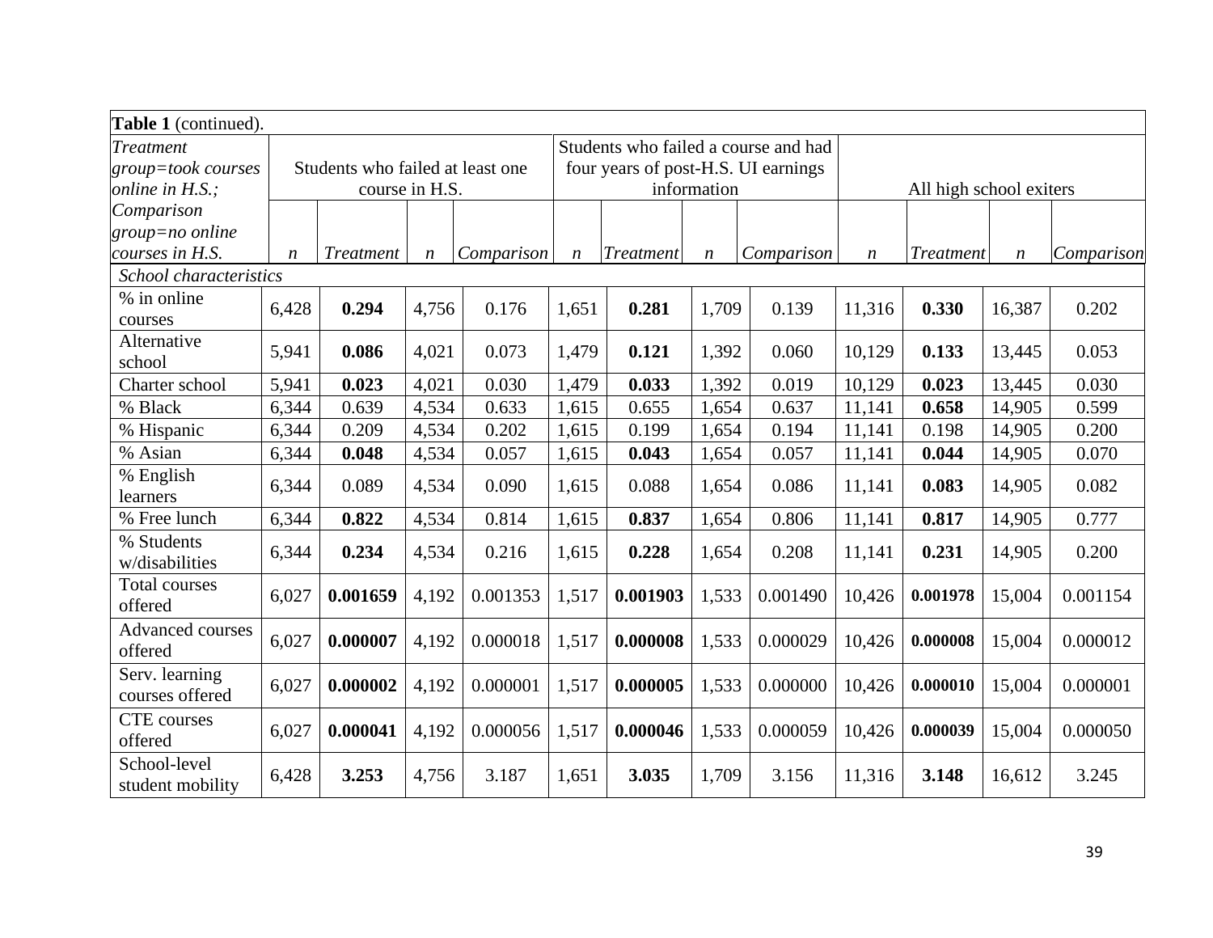**Table 1** (continued).

| *Treatment group=took courses online in H.S.; Comparison group=no online courses in H.S.* | Students who failed at least one course in H.S. | | | | Students who failed a course and had four years of post-H.S. UI earnings information | | | | All high school exiters | | | |
|---|---|---|---|---|---|---|---|---|---|---|---|---|
| | *n* | *Treatment* | *n* | *Comparison* | *n* | *Treatment* | *n* | *Comparison* | *n* | *Treatment* | *n* | *Comparison* |
| *School characteristics* | | | | | | | | | | | | |
| % in online courses | 6,428 | **0.294** | 4,756 | 0.176 | 1,651 | **0.281** | 1,709 | 0.139 | 11,316 | **0.330** | 16,387 | 0.202 |
| Alternative school | 5,941 | **0.086** | 4,021 | 0.073 | 1,479 | **0.121** | 1,392 | 0.060 | 10,129 | **0.133** | 13,445 | 0.053 |
| Charter school | 5,941 | **0.023** | 4,021 | 0.030 | 1,479 | **0.033** | 1,392 | 0.019 | 10,129 | **0.023** | 13,445 | 0.030 |
| % Black | 6,344 | 0.639 | 4,534 | 0.633 | 1,615 | 0.655 | 1,654 | 0.637 | 11,141 | **0.658** | 14,905 | 0.599 |
| % Hispanic | 6,344 | 0.209 | 4,534 | 0.202 | 1,615 | 0.199 | 1,654 | 0.194 | 11,141 | 0.198 | 14,905 | 0.200 |
| % Asian | 6,344 | **0.048** | 4,534 | 0.057 | 1,615 | **0.043** | 1,654 | 0.057 | 11,141 | **0.044** | 14,905 | 0.070 |
| % English learners | 6,344 | 0.089 | 4,534 | 0.090 | 1,615 | 0.088 | 1,654 | 0.086 | 11,141 | **0.083** | 14,905 | 0.082 |
| % Free lunch | 6,344 | **0.822** | 4,534 | 0.814 | 1,615 | **0.837** | 1,654 | 0.806 | 11,141 | **0.817** | 14,905 | 0.777 |
| % Students w/disabilities | 6,344 | **0.234** | 4,534 | 0.216 | 1,615 | **0.228** | 1,654 | 0.208 | 11,141 | **0.231** | 14,905 | 0.200 |
| Total courses offered | 6,027 | **0.001659** | 4,192 | 0.001353 | 1,517 | **0.001903** | 1,533 | 0.001490 | 10,426 | **0.001978** | 15,004 | 0.001154 |
| Advanced courses offered | 6,027 | **0.000007** | 4,192 | 0.000018 | 1,517 | **0.000008** | 1,533 | 0.000029 | 10,426 | **0.000008** | 15,004 | 0.000012 |
| Serv. learning courses offered | 6,027 | **0.000002** | 4,192 | 0.000001 | 1,517 | **0.000005** | 1,533 | 0.000000 | 10,426 | **0.000010** | 15,004 | 0.000001 |
| CTE courses offered | 6,027 | **0.000041** | 4,192 | 0.000056 | 1,517 | **0.000046** | 1,533 | 0.000059 | 10,426 | **0.000039** | 15,004 | 0.000050 |
| School-level student mobility | 6,428 | **3.253** | 4,756 | 3.187 | 1,651 | **3.035** | 1,709 | 3.156 | 11,316 | **3.148** | 16,612 | 3.245 |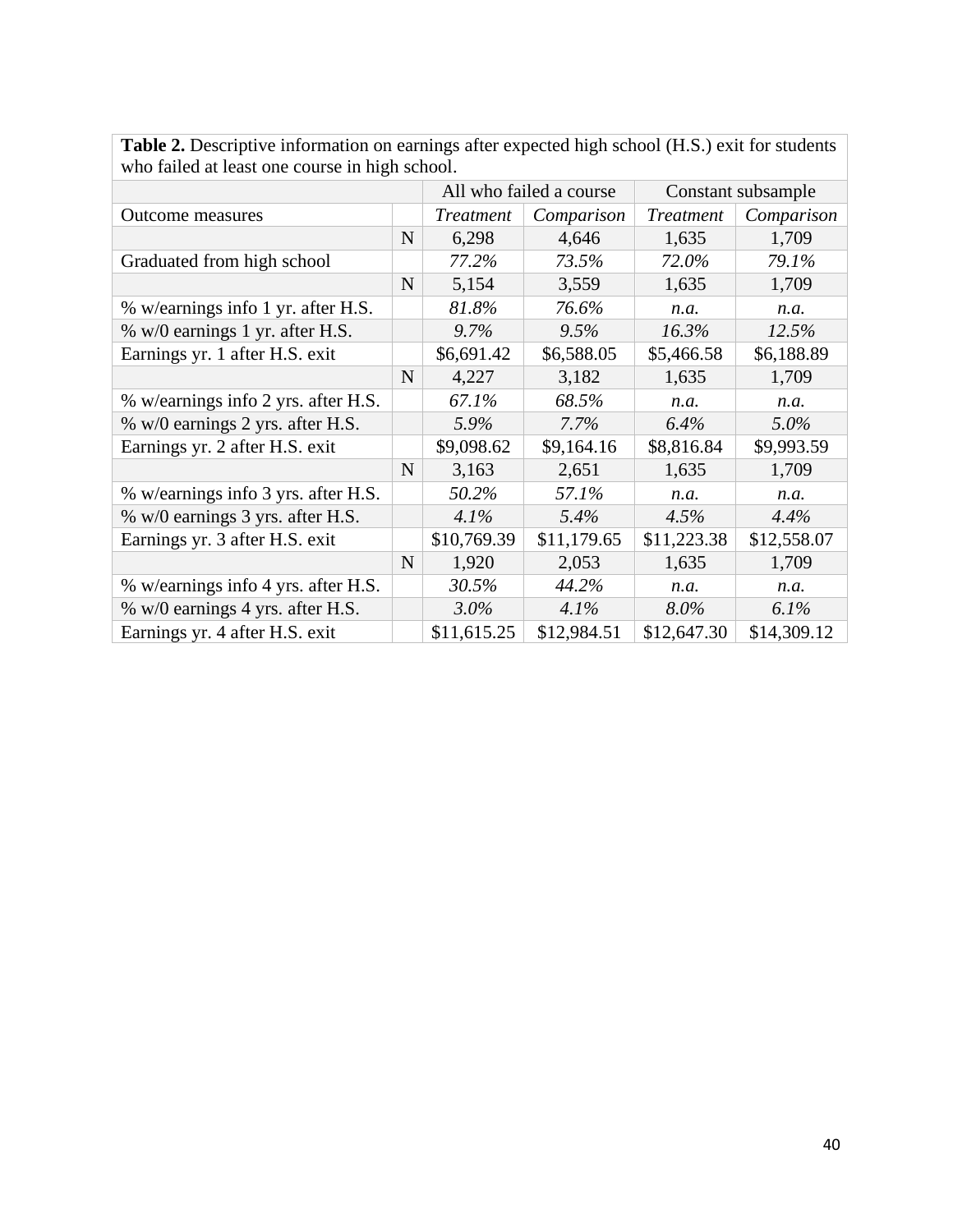**Table 2.** Descriptive information on earnings after expected high school (H.S.) exit for students who failed at least one course in high school.

| | | All who failed a course | | Constant subsample | |
|---|---|---|---|---|---|
| Outcome measures | | *Treatment* | *Comparison* | *Treatment* | *Comparison* |
| | N | 6,298 | 4,646 | 1,635 | 1,709 |
| Graduated from high school | | *77.2%* | *73.5%* | *72.0%* | *79.1%* |
| | N | 5,154 | 3,559 | 1,635 | 1,709 |
| % w/earnings info 1 yr. after H.S. | | *81.8%* | *76.6%* | *n.a.* | *n.a.* |
| % w/0 earnings 1 yr. after H.S. | | *9.7%* | *9.5%* | *16.3%* | *12.5%* |
| Earnings yr. 1 after H.S. exit | | $6,691.42 | $6,588.05 | $5,466.58 | $6,188.89 |
| | N | 4,227 | 3,182 | 1,635 | 1,709 |
| % w/earnings info 2 yrs. after H.S. | | *67.1%* | *68.5%* | *n.a.* | *n.a.* |
| % w/0 earnings 2 yrs. after H.S. | | *5.9%* | *7.7%* | *6.4%* | *5.0%* |
| Earnings yr. 2 after H.S. exit | | $9,098.62 | $9,164.16 | $8,816.84 | $9,993.59 |
| | N | 3,163 | 2,651 | 1,635 | 1,709 |
| % w/earnings info 3 yrs. after H.S. | | *50.2%* | *57.1%* | *n.a.* | *n.a.* |
| % w/0 earnings 3 yrs. after H.S. | | *4.1%* | *5.4%* | *4.5%* | *4.4%* |
| Earnings yr. 3 after H.S. exit | | $10,769.39 | $11,179.65 | $11,223.38 | $12,558.07 |
| | N | 1,920 | 2,053 | 1,635 | 1,709 |
| % w/earnings info 4 yrs. after H.S. | | *30.5%* | *44.2%* | *n.a.* | *n.a.* |
| % w/0 earnings 4 yrs. after H.S. | | *3.0%* | *4.1%* | *8.0%* | *6.1%* |
| Earnings yr. 4 after H.S. exit | | $11,615.25 | $12,984.51 | $12,647.30 | $14,309.12 |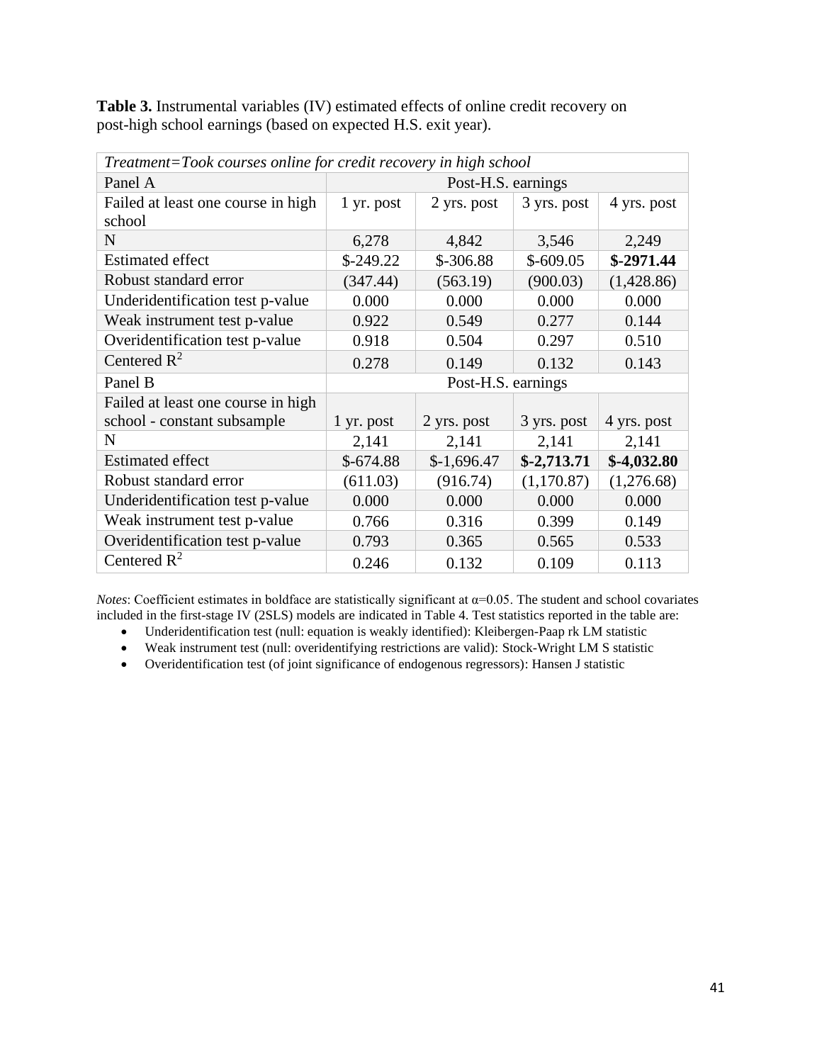**Table 3.** Instrumental variables (IV) estimated effects of online credit recovery on post-high school earnings (based on expected H.S. exit year).

| *Treatment=Took courses online for credit recovery in high school* | | | | |
|---|---|---|---|---|
| Panel A | Post-H.S. earnings | | | |
| Failed at least one course in high school | 1 yr. post | 2 yrs. post | 3 yrs. post | 4 yrs. post |
| N | 6,278 | 4,842 | 3,546 | 2,249 |
| Estimated effect | $-249.22 | $-306.88 | $-609.05 | **$-2971.44** |
| Robust standard error | (347.44) | (563.19) | (900.03) | (1,428.86) |
| Underidentification test p-value | 0.000 | 0.000 | 0.000 | 0.000 |
| Weak instrument test p-value | 0.922 | 0.549 | 0.277 | 0.144 |
| Overidentification test p-value | 0.918 | 0.504 | 0.297 | 0.510 |
| Centered $R^2$ | 0.278 | 0.149 | 0.132 | 0.143 |
| Panel B | Post-H.S. earnings | | | |
| Failed at least one course in high school - constant subsample | 1 yr. post | 2 yrs. post | 3 yrs. post | 4 yrs. post |
| N | 2,141 | 2,141 | 2,141 | 2,141 |
| Estimated effect | $-674.88 | $-1,696.47 | **$-2,713.71** | **$-4,032.80** |
| Robust standard error | (611.03) | (916.74) | (1,170.87) | (1,276.68) |
| Underidentification test p-value | 0.000 | 0.000 | 0.000 | 0.000 |
| Weak instrument test p-value | 0.766 | 0.316 | 0.399 | 0.149 |
| Overidentification test p-value | 0.793 | 0.365 | 0.565 | 0.533 |
| Centered $R^2$ | 0.246 | 0.132 | 0.109 | 0.113 |

*Notes*: Coefficient estimates in boldface are statistically significant at α=0.05. The student and school covariates included in the first-stage IV (2SLS) models are indicated in Table 4. Test statistics reported in the table are:

- Underidentification test (null: equation is weakly identified): Kleibergen-Paap rk LM statistic
- Weak instrument test (null: overidentifying restrictions are valid): Stock-Wright LM S statistic
- Overidentification test (of joint significance of endogenous regressors): Hansen J statistic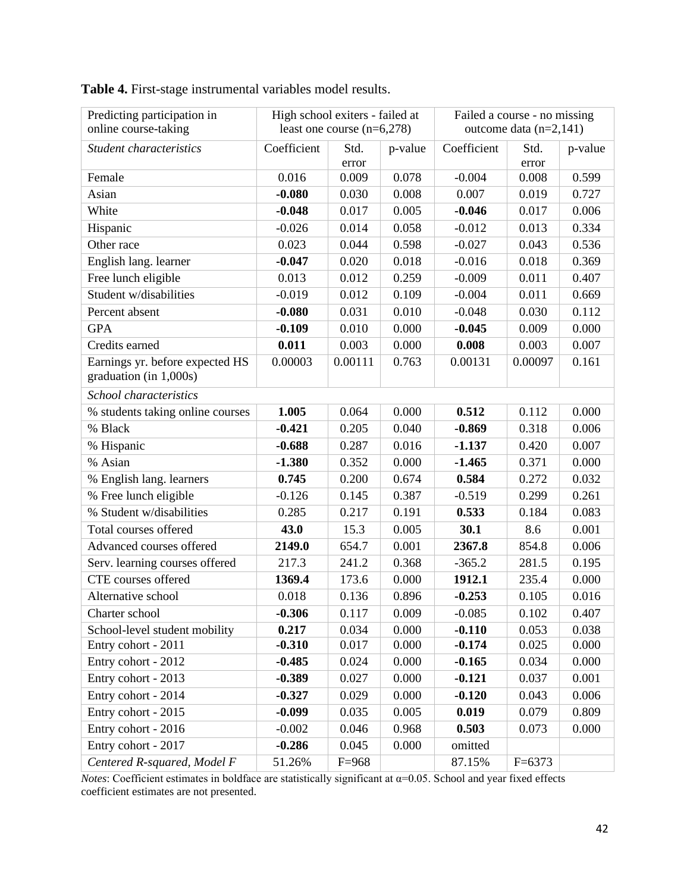**Table 4.** First-stage instrumental variables model results.

| Predicting participation in online course-taking | High school exiters - failed at least one course (n=6,278) | | | Failed a course - no missing outcome data (n=2,141) | | |
|---|---|---|---|---|---|---|
| *Student characteristics* | Coefficient | Std. error | p-value | Coefficient | Std. error | p-value |
| Female | 0.016 | 0.009 | 0.078 | -0.004 | 0.008 | 0.599 |
| Asian | **-0.080** | 0.030 | 0.008 | 0.007 | 0.019 | 0.727 |
| White | **-0.048** | 0.017 | 0.005 | **-0.046** | 0.017 | 0.006 |
| Hispanic | -0.026 | 0.014 | 0.058 | -0.012 | 0.013 | 0.334 |
| Other race | 0.023 | 0.044 | 0.598 | -0.027 | 0.043 | 0.536 |
| English lang. learner | **-0.047** | 0.020 | 0.018 | -0.016 | 0.018 | 0.369 |
| Free lunch eligible | 0.013 | 0.012 | 0.259 | -0.009 | 0.011 | 0.407 |
| Student w/disabilities | -0.019 | 0.012 | 0.109 | -0.004 | 0.011 | 0.669 |
| Percent absent | **-0.080** | 0.031 | 0.010 | -0.048 | 0.030 | 0.112 |
| GPA | **-0.109** | 0.010 | 0.000 | **-0.045** | 0.009 | 0.000 |
| Credits earned | **0.011** | 0.003 | 0.000 | **0.008** | 0.003 | 0.007 |
| Earnings yr. before expected HS graduation (in 1,000s) | 0.00003 | 0.00111 | 0.763 | 0.00131 | 0.00097 | 0.161 |
| *School characteristics* | | | | | | |
| % students taking online courses | **1.005** | 0.064 | 0.000 | **0.512** | 0.112 | 0.000 |
| % Black | **-0.421** | 0.205 | 0.040 | **-0.869** | 0.318 | 0.006 |
| % Hispanic | **-0.688** | 0.287 | 0.016 | **-1.137** | 0.420 | 0.007 |
| % Asian | **-1.380** | 0.352 | 0.000 | **-1.465** | 0.371 | 0.000 |
| % English lang. learners | **0.745** | 0.200 | 0.674 | **0.584** | 0.272 | 0.032 |
| % Free lunch eligible | -0.126 | 0.145 | 0.387 | -0.519 | 0.299 | 0.261 |
| % Student w/disabilities | 0.285 | 0.217 | 0.191 | **0.533** | 0.184 | 0.083 |
| Total courses offered | **43.0** | 15.3 | 0.005 | **30.1** | 8.6 | 0.001 |
| Advanced courses offered | **2149.0** | 654.7 | 0.001 | **2367.8** | 854.8 | 0.006 |
| Serv. learning courses offered | 217.3 | 241.2 | 0.368 | -365.2 | 281.5 | 0.195 |
| CTE courses offered | **1369.4** | 173.6 | 0.000 | **1912.1** | 235.4 | 0.000 |
| Alternative school | 0.018 | 0.136 | 0.896 | **-0.253** | 0.105 | 0.016 |
| Charter school | **-0.306** | 0.117 | 0.009 | -0.085 | 0.102 | 0.407 |
| School-level student mobility | **0.217** | 0.034 | 0.000 | **-0.110** | 0.053 | 0.038 |
| Entry cohort - 2011 | **-0.310** | 0.017 | 0.000 | **-0.174** | 0.025 | 0.000 |
| Entry cohort - 2012 | **-0.485** | 0.024 | 0.000 | **-0.165** | 0.034 | 0.000 |
| Entry cohort - 2013 | **-0.389** | 0.027 | 0.000 | **-0.121** | 0.037 | 0.001 |
| Entry cohort - 2014 | **-0.327** | 0.029 | 0.000 | **-0.120** | 0.043 | 0.006 |
| Entry cohort - 2015 | **-0.099** | 0.035 | 0.005 | **0.019** | 0.079 | 0.809 |
| Entry cohort - 2016 | -0.002 | 0.046 | 0.968 | **0.503** | 0.073 | 0.000 |
| Entry cohort - 2017 | **-0.286** | 0.045 | 0.000 | omitted | | |
| *Centered R-squared, Model F* | 51.26% | F=968 | | 87.15% | F=6373 | |

*Notes*: Coefficient estimates in boldface are statistically significant at α=0.05. School and year fixed effects coefficient estimates are not presented.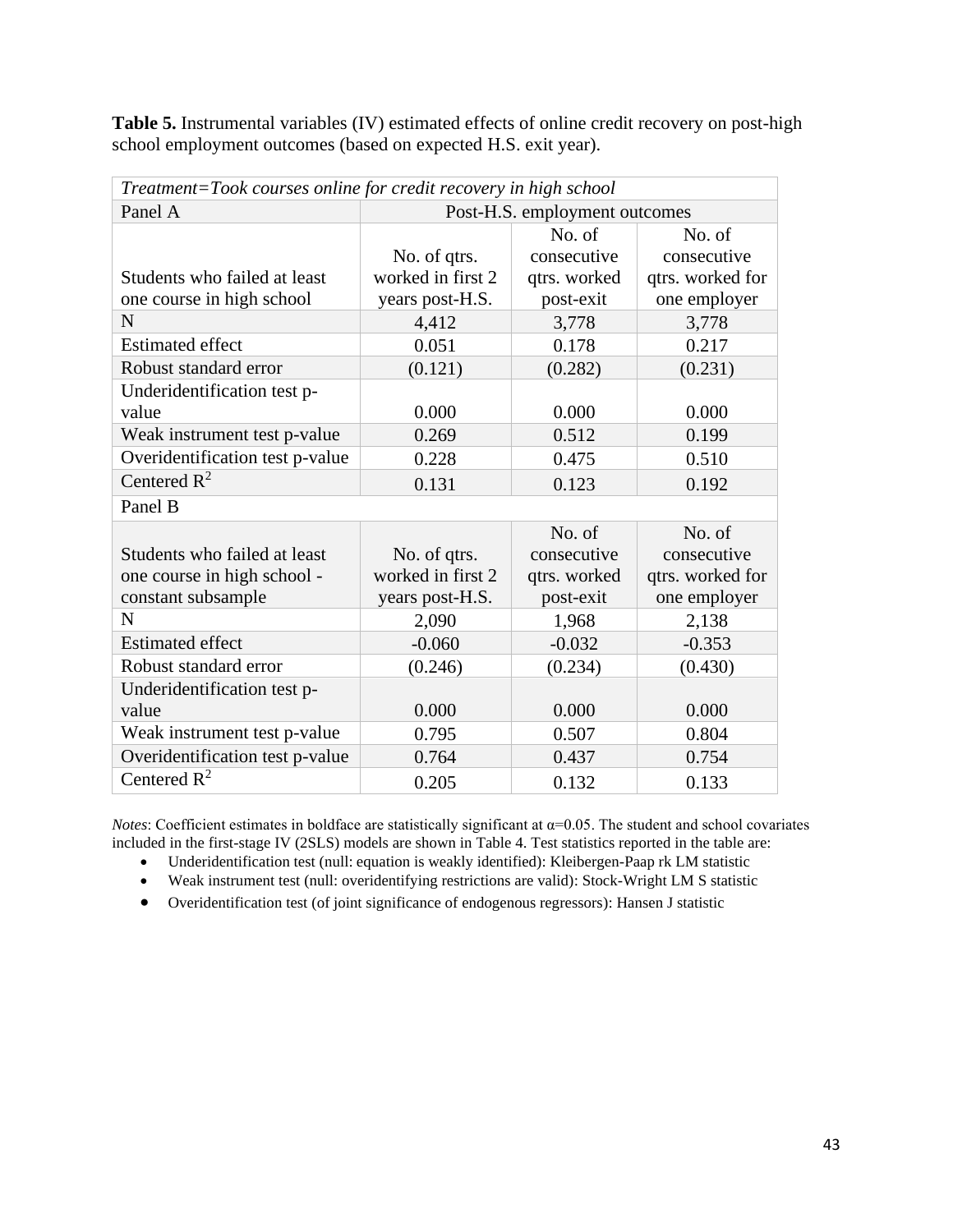**Table 5.** Instrumental variables (IV) estimated effects of online credit recovery on post-high school employment outcomes (based on expected H.S. exit year).

| *Treatment=Took courses online for credit recovery in high school* | | | |
|---|---|---|---|
| Panel A | Post-H.S. employment outcomes | | |
| Students who failed at least one course in high school | No. of qtrs. worked in first 2 years post-H.S. | No. of consecutive qtrs. worked post-exit | No. of consecutive qtrs. worked for one employer |
| N | 4,412 | 3,778 | 3,778 |
| Estimated effect | 0.051 | 0.178 | 0.217 |
| Robust standard error | (0.121) | (0.282) | (0.231) |
| Underidentification test p-value | 0.000 | 0.000 | 0.000 |
| Weak instrument test p-value | 0.269 | 0.512 | 0.199 |
| Overidentification test p-value | 0.228 | 0.475 | 0.510 |
| Centered $R^2$ | 0.131 | 0.123 | 0.192 |
| Panel B | | | |
| Students who failed at least one course in high school - constant subsample | No. of qtrs. worked in first 2 years post-H.S. | No. of consecutive qtrs. worked post-exit | No. of consecutive qtrs. worked for one employer |
| N | 2,090 | 1,968 | 2,138 |
| Estimated effect | -0.060 | -0.032 | -0.353 |
| Robust standard error | (0.246) | (0.234) | (0.430) |
| Underidentification test p-value | 0.000 | 0.000 | 0.000 |
| Weak instrument test p-value | 0.795 | 0.507 | 0.804 |
| Overidentification test p-value | 0.764 | 0.437 | 0.754 |
| Centered $R^2$ | 0.205 | 0.132 | 0.133 |

*Notes*: Coefficient estimates in boldface are statistically significant at α=0.05. The student and school covariates included in the first-stage IV (2SLS) models are shown in Table 4. Test statistics reported in the table are:

- Underidentification test (null: equation is weakly identified): Kleibergen-Paap rk LM statistic
- Weak instrument test (null: overidentifying restrictions are valid): Stock-Wright LM S statistic
- Overidentification test (of joint significance of endogenous regressors): Hansen J statistic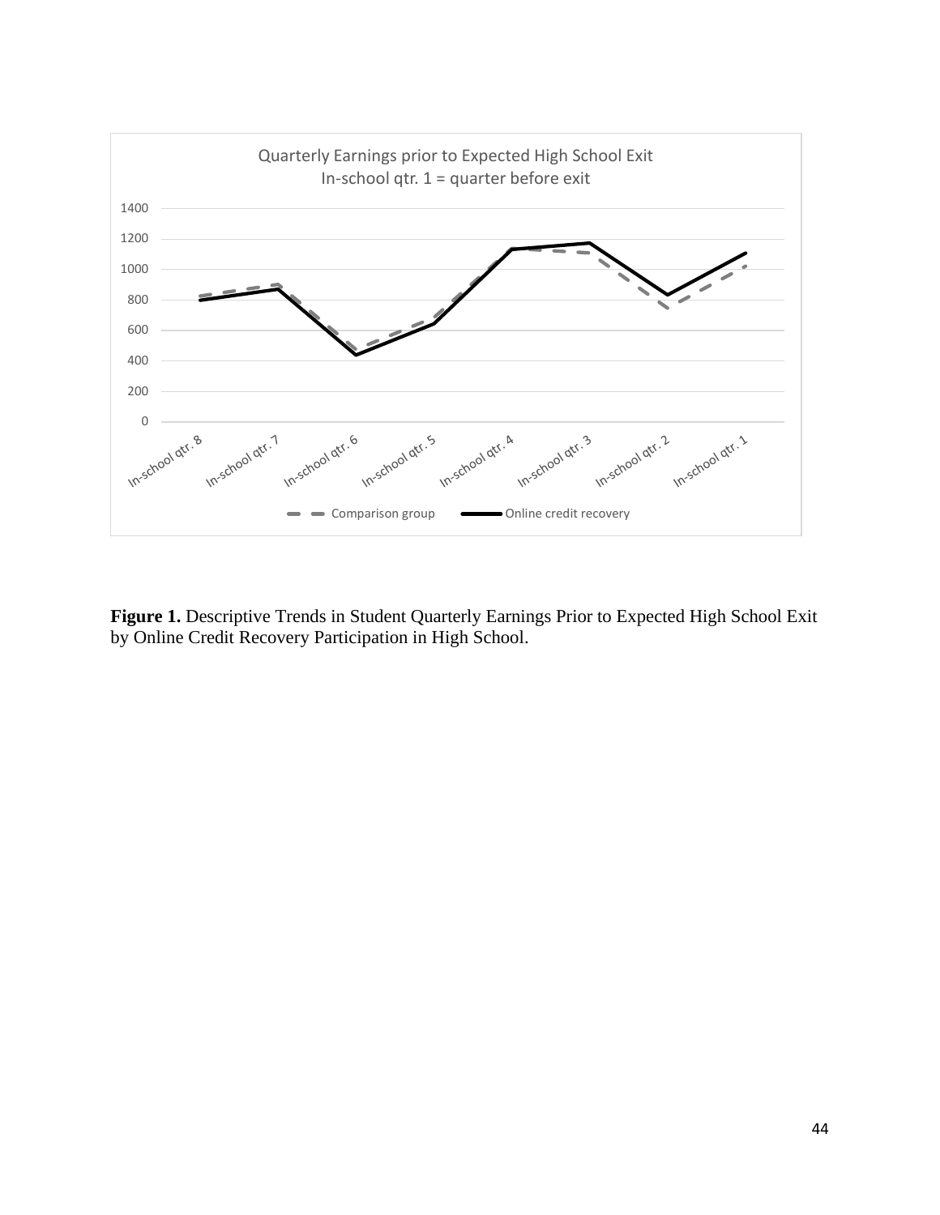**Figure 1.** Descriptive Trends in Student Quarterly Earnings Prior to Expected High School Exit by Online Credit Recovery Participation in High School.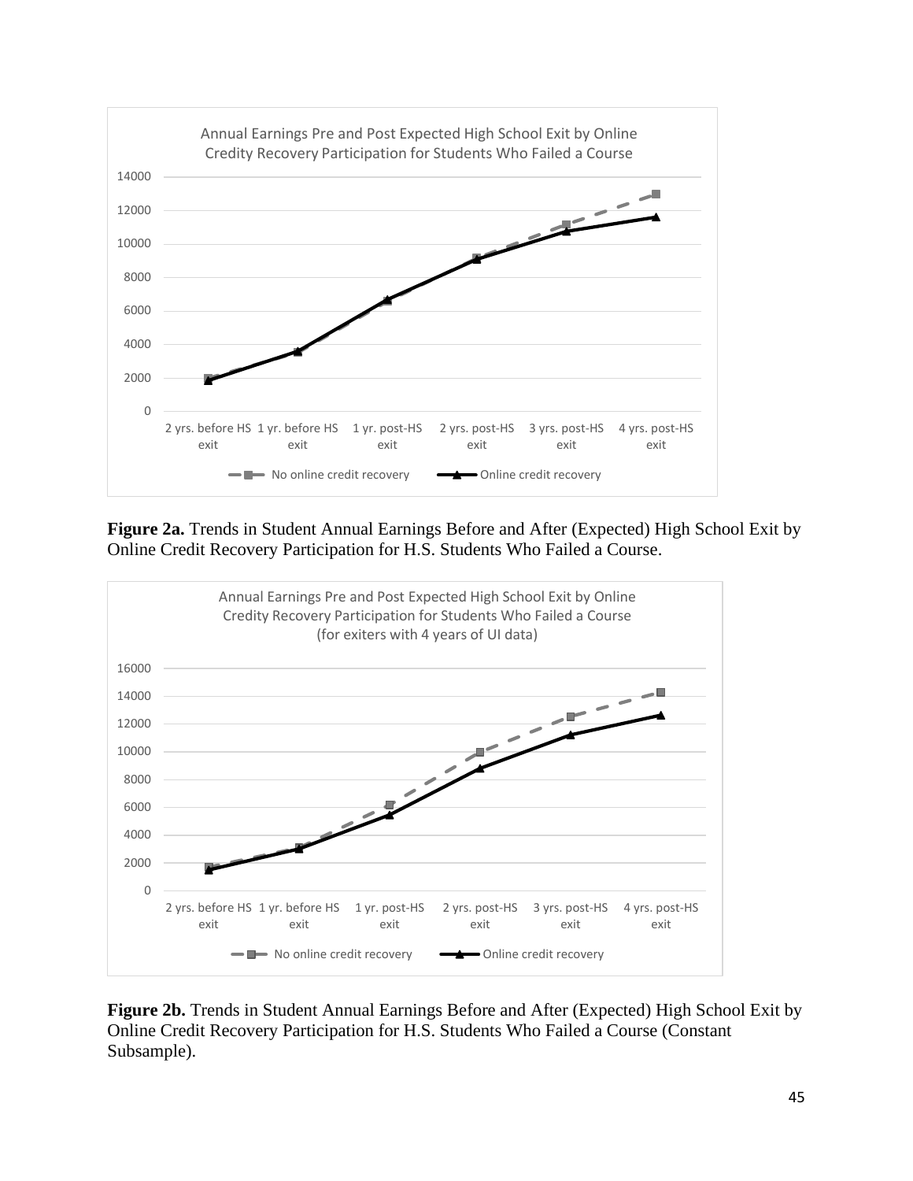Annual Earnings Pre and Post Expected High School Exit by Online Credity Recovery Participation for Students Who Failed a Course

**Figure 2a.** Trends in Student Annual Earnings Before and After (Expected) High School Exit by Online Credit Recovery Participation for H.S. Students Who Failed a Course.

Annual Earnings Pre and Post Expected High School Exit by Online Credity Recovery Participation for Students Who Failed a Course (for exiters with 4 years of UI data)

**Figure 2b.** Trends in Student Annual Earnings Before and After (Expected) High School Exit by Online Credit Recovery Participation for H.S. Students Who Failed a Course (Constant Subsample).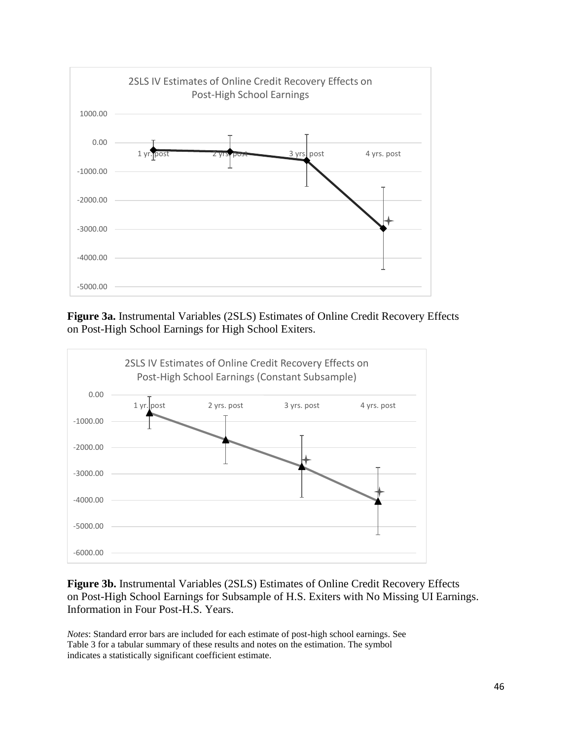**Figure 3a.** Instrumental Variables (2SLS) Estimates of Online Credit Recovery Effects on Post-High School Earnings for High School Exiters.

**Figure 3b.** Instrumental Variables (2SLS) Estimates of Online Credit Recovery Effects on Post-High School Earnings for Subsample of H.S. Exiters with No Missing UI Earnings. Information in Four Post-H.S. Years.

*Notes*: Standard error bars are included for each estimate of post-high school earnings. See Table 3 for a tabular summary of these results and notes on the estimation. The symbol indicates a statistically significant coefficient estimate.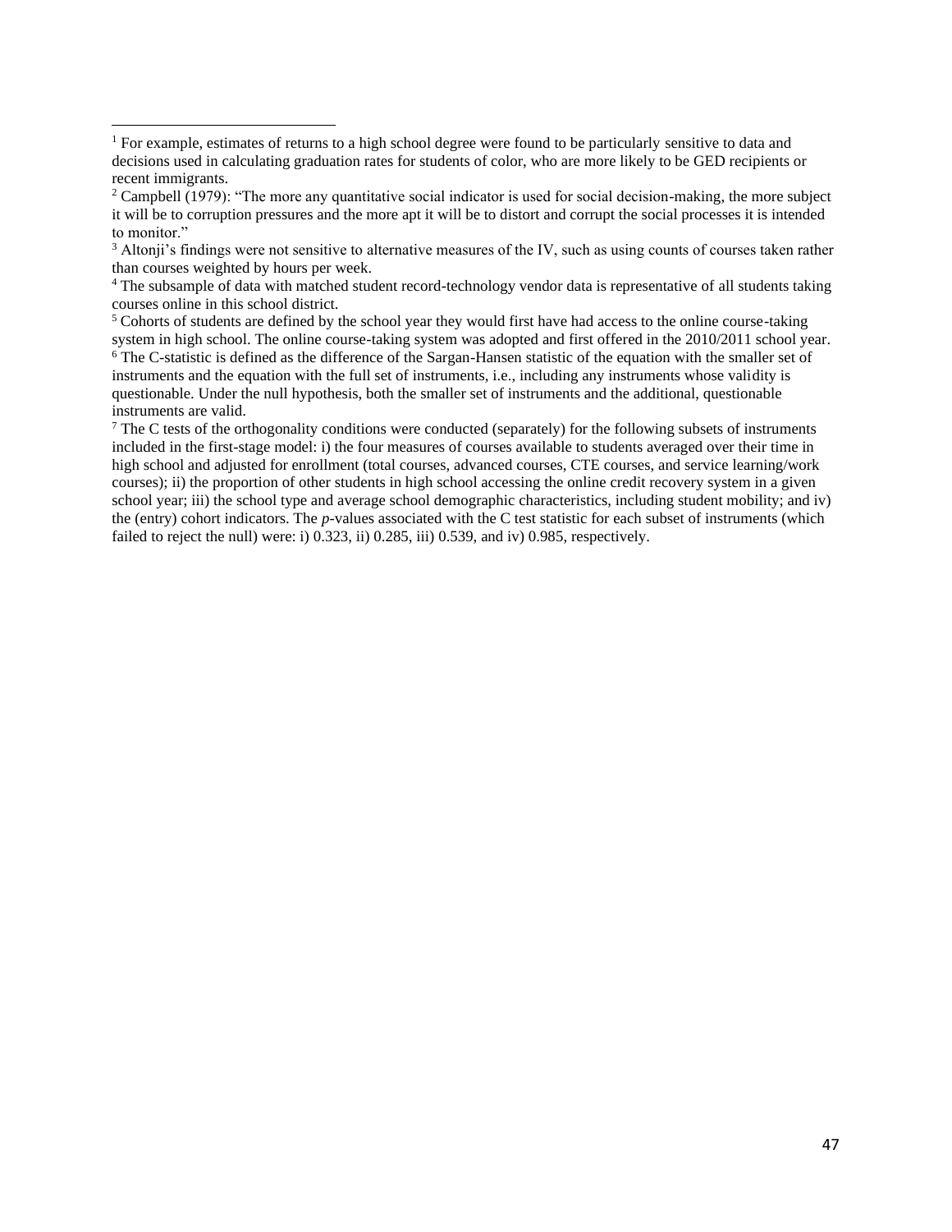[1] For example, estimates of returns to a high school degree were found to be particularly sensitive to data and decisions used in calculating graduation rates for students of color, who are more likely to be GED recipients or recent immigrants.

[2] Campbell (1979): "The more any quantitative social indicator is used for social decision-making, the more subject it will be to corruption pressures and the more apt it will be to distort and corrupt the social processes it is intended to monitor."

[3] Altonji's findings were not sensitive to alternative measures of the IV, such as using counts of courses taken rather than courses weighted by hours per week.

[4] The subsample of data with matched student record-technology vendor data is representative of all students taking courses online in this school district.

[5] Cohorts of students are defined by the school year they would first have had access to the online course-taking system in high school. The online course-taking system was adopted and first offered in the 2010/2011 school year.

[6] The C-statistic is defined as the difference of the Sargan-Hansen statistic of the equation with the smaller set of instruments and the equation with the full set of instruments, i.e., including any instruments whose validity is questionable. Under the null hypothesis, both the smaller set of instruments and the additional, questionable instruments are valid.

[7] The C tests of the orthogonality conditions were conducted (separately) for the following subsets of instruments included in the first-stage model: i) the four measures of courses available to students averaged over their time in high school and adjusted for enrollment (total courses, advanced courses, CTE courses, and service learning/work courses); ii) the proportion of other students in high school accessing the online credit recovery system in a given school year; iii) the school type and average school demographic characteristics, including student mobility; and iv) the (entry) cohort indicators. The *p*-values associated with the C test statistic for each subset of instruments (which failed to reject the null) were: i) 0.323, ii) 0.285, iii) 0.539, and iv) 0.985, respectively.